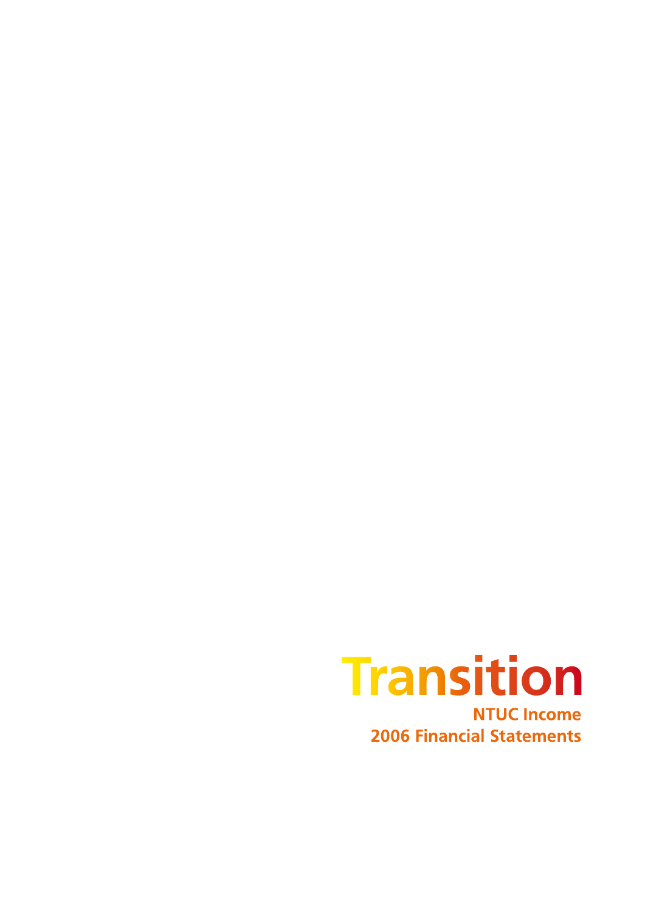# Transition

**NTUC Income**

**2006 Financial Statements**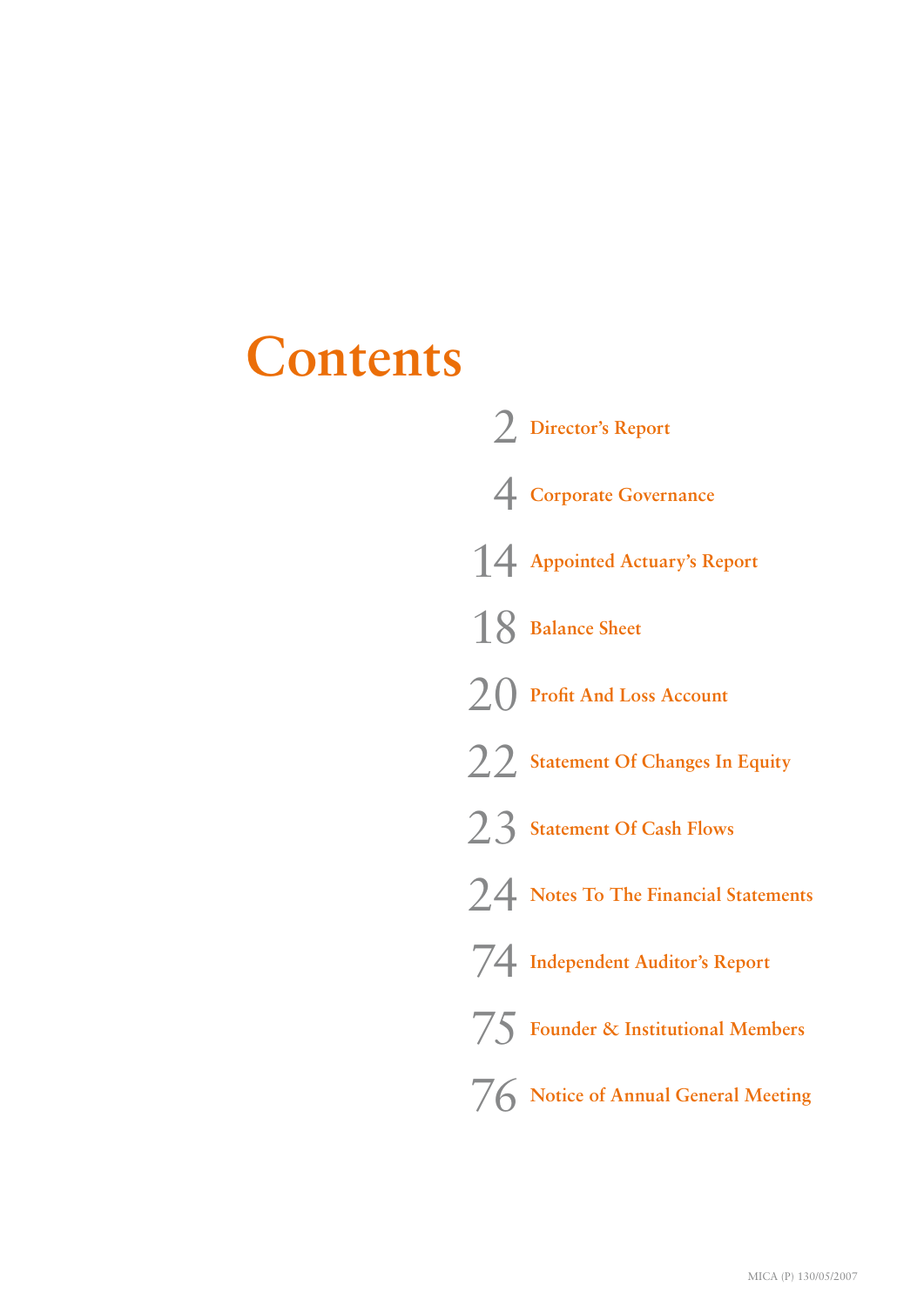# Contents

| | |
|---|---|
| 2 | Director's Report |
| 4 | Corporate Governance |
| 14 | Appointed Actuary's Report |
| 18 | Balance Sheet |
| 20 | Profit And Loss Account |
| 22 | Statement Of Changes In Equity |
| 23 | Statement Of Cash Flows |
| 24 | Notes To The Financial Statements |
| 74 | Independent Auditor's Report |
| 75 | Founder & Institutional Members |
| 76 | Notice of Annual General Meeting |

MICA (P) 130/05/2007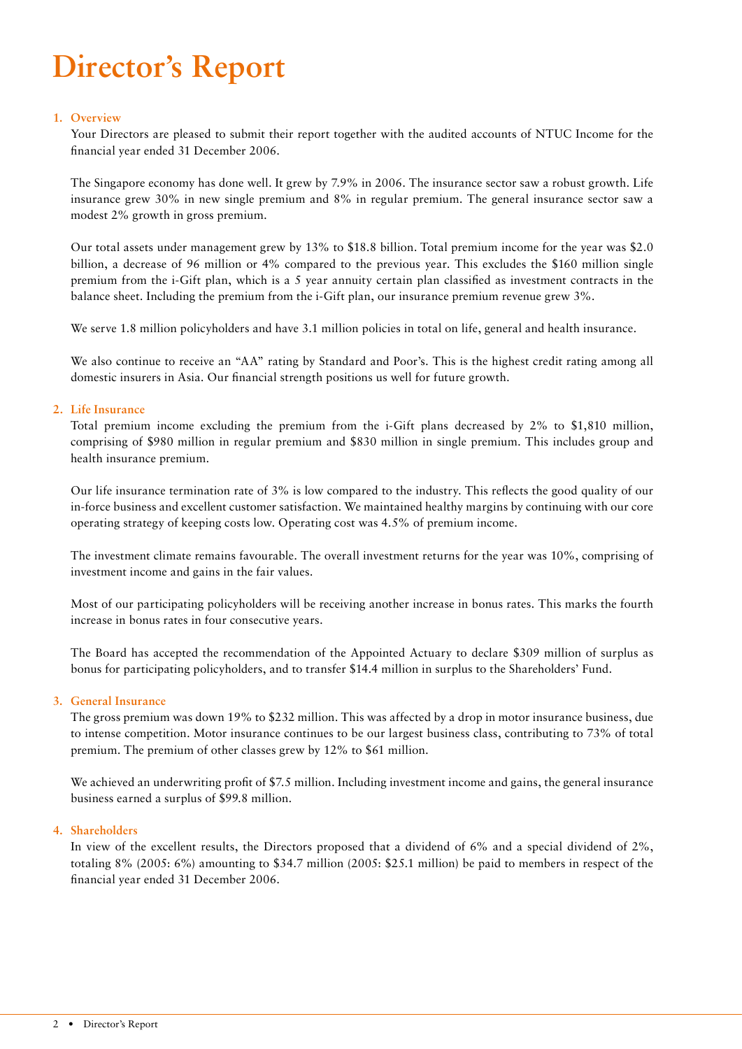# Director's Report

## 1. Overview

Your Directors are pleased to submit their report together with the audited accounts of NTUC Income for the financial year ended 31 December 2006.

The Singapore economy has done well. It grew by 7.9% in 2006. The insurance sector saw a robust growth. Life insurance grew 30% in new single premium and 8% in regular premium. The general insurance sector saw a modest 2% growth in gross premium.

Our total assets under management grew by 13% to $18.8 billion. Total premium income for the year was $2.0 billion, a decrease of 96 million or 4% compared to the previous year. This excludes the $160 million single premium from the i-Gift plan, which is a 5 year annuity certain plan classified as investment contracts in the balance sheet. Including the premium from the i-Gift plan, our insurance premium revenue grew 3%.

We serve 1.8 million policyholders and have 3.1 million policies in total on life, general and health insurance.

We also continue to receive an "AA" rating by Standard and Poor's. This is the highest credit rating among all domestic insurers in Asia. Our financial strength positions us well for future growth.

## 2. Life Insurance

Total premium income excluding the premium from the i-Gift plans decreased by 2% to $1,810 million, comprising of $980 million in regular premium and $830 million in single premium. This includes group and health insurance premium.

Our life insurance termination rate of 3% is low compared to the industry. This reflects the good quality of our in-force business and excellent customer satisfaction. We maintained healthy margins by continuing with our core operating strategy of keeping costs low. Operating cost was 4.5% of premium income.

The investment climate remains favourable. The overall investment returns for the year was 10%, comprising of investment income and gains in the fair values.

Most of our participating policyholders will be receiving another increase in bonus rates. This marks the fourth increase in bonus rates in four consecutive years.

The Board has accepted the recommendation of the Appointed Actuary to declare $309 million of surplus as bonus for participating policyholders, and to transfer $14.4 million in surplus to the Shareholders' Fund.

## 3. General Insurance

The gross premium was down 19% to $232 million. This was affected by a drop in motor insurance business, due to intense competition. Motor insurance continues to be our largest business class, contributing to 73% of total premium. The premium of other classes grew by 12% to $61 million.

We achieved an underwriting profit of $7.5 million. Including investment income and gains, the general insurance business earned a surplus of $99.8 million.

## 4. Shareholders

In view of the excellent results, the Directors proposed that a dividend of 6% and a special dividend of 2%, totaling 8% (2005: 6%) amounting to $34.7 million (2005: $25.1 million) be paid to members in respect of the financial year ended 31 December 2006.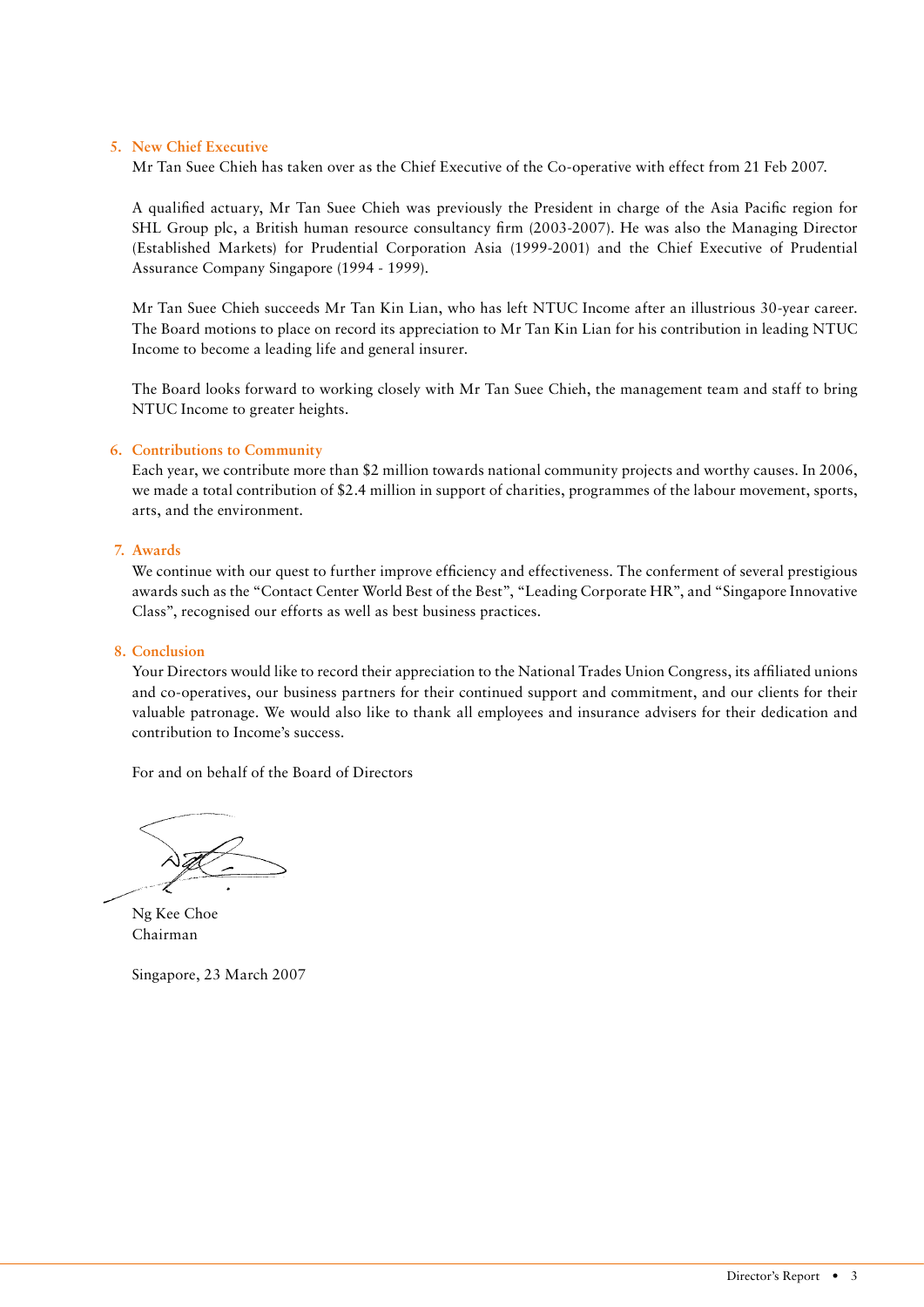## 5. New Chief Executive

Mr Tan Suee Chieh has taken over as the Chief Executive of the Co-operative with effect from 21 Feb 2007.

A qualified actuary, Mr Tan Suee Chieh was previously the President in charge of the Asia Pacific region for SHL Group plc, a British human resource consultancy firm (2003-2007). He was also the Managing Director (Established Markets) for Prudential Corporation Asia (1999-2001) and the Chief Executive of Prudential Assurance Company Singapore (1994 - 1999).

Mr Tan Suee Chieh succeeds Mr Tan Kin Lian, who has left NTUC Income after an illustrious 30-year career. The Board motions to place on record its appreciation to Mr Tan Kin Lian for his contribution in leading NTUC Income to become a leading life and general insurer.

The Board looks forward to working closely with Mr Tan Suee Chieh, the management team and staff to bring NTUC Income to greater heights.

## 6. Contributions to Community

Each year, we contribute more than $2 million towards national community projects and worthy causes. In 2006, we made a total contribution of $2.4 million in support of charities, programmes of the labour movement, sports, arts, and the environment.

## 7. Awards

We continue with our quest to further improve efficiency and effectiveness. The conferment of several prestigious awards such as the "Contact Center World Best of the Best", "Leading Corporate HR", and "Singapore Innovative Class", recognised our efforts as well as best business practices.

## 8. Conclusion

Your Directors would like to record their appreciation to the National Trades Union Congress, its affiliated unions and co-operatives, our business partners for their continued support and commitment, and our clients for their valuable patronage. We would also like to thank all employees and insurance advisers for their dedication and contribution to Income's success.

For and on behalf of the Board of Directors

Ng Kee Choe
Chairman

Singapore, 23 March 2007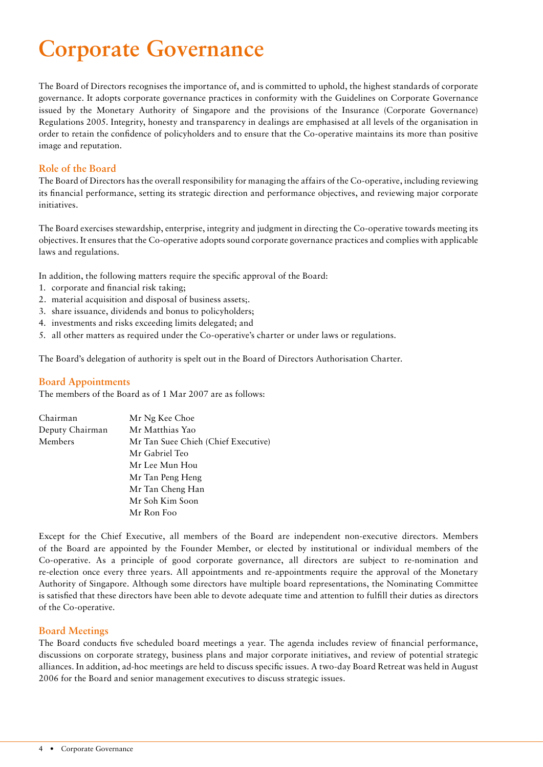# Corporate Governance

The Board of Directors recognises the importance of, and is committed to uphold, the highest standards of corporate governance. It adopts corporate governance practices in conformity with the Guidelines on Corporate Governance issued by the Monetary Authority of Singapore and the provisions of the Insurance (Corporate Governance) Regulations 2005. Integrity, honesty and transparency in dealings are emphasised at all levels of the organisation in order to retain the confidence of policyholders and to ensure that the Co-operative maintains its more than positive image and reputation.

## Role of the Board

The Board of Directors has the overall responsibility for managing the affairs of the Co-operative, including reviewing its financial performance, setting its strategic direction and performance objectives, and reviewing major corporate initiatives.

The Board exercises stewardship, enterprise, integrity and judgment in directing the Co-operative towards meeting its objectives. It ensures that the Co-operative adopts sound corporate governance practices and complies with applicable laws and regulations.

In addition, the following matters require the specific approval of the Board:

1. corporate and financial risk taking;
2. material acquisition and disposal of business assets;.
3. share issuance, dividends and bonus to policyholders;
4. investments and risks exceeding limits delegated; and
5. all other matters as required under the Co-operative's charter or under laws or regulations.

The Board's delegation of authority is spelt out in the Board of Directors Authorisation Charter.

## Board Appointments

The members of the Board as of 1 Mar 2007 are as follows:

| | |
|---|---|
| Chairman | Mr Ng Kee Choe |
| Deputy Chairman | Mr Matthias Yao |
| Members | Mr Tan Suee Chieh (Chief Executive) |
| | Mr Gabriel Teo |
| | Mr Lee Mun Hou |
| | Mr Tan Peng Heng |
| | Mr Tan Cheng Han |
| | Mr Soh Kim Soon |
| | Mr Ron Foo |

Except for the Chief Executive, all members of the Board are independent non-executive directors. Members of the Board are appointed by the Founder Member, or elected by institutional or individual members of the Co-operative. As a principle of good corporate governance, all directors are subject to re-nomination and re-election once every three years. All appointments and re-appointments require the approval of the Monetary Authority of Singapore. Although some directors have multiple board representations, the Nominating Committee is satisfied that these directors have been able to devote adequate time and attention to fulfill their duties as directors of the Co-operative.

## Board Meetings

The Board conducts five scheduled board meetings a year. The agenda includes review of financial performance, discussions on corporate strategy, business plans and major corporate initiatives, and review of potential strategic alliances. In addition, ad-hoc meetings are held to discuss specific issues. A two-day Board Retreat was held in August 2006 for the Board and senior management executives to discuss strategic issues.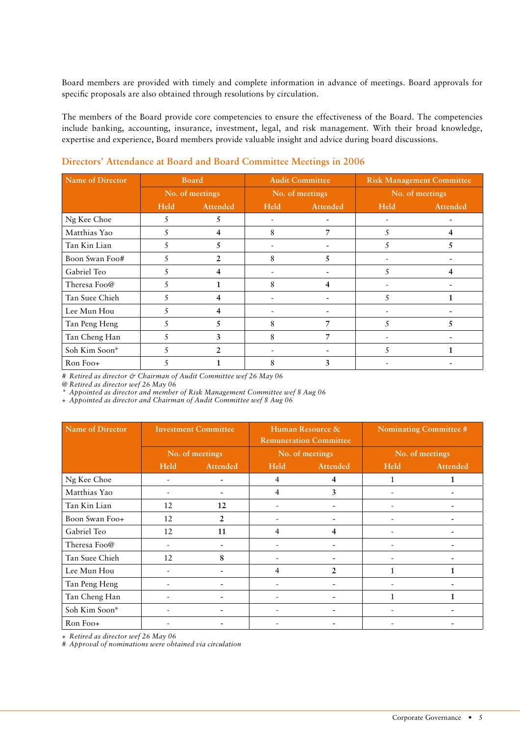Board members are provided with timely and complete information in advance of meetings. Board approvals for specific proposals are also obtained through resolutions by circulation.

The members of the Board provide core competencies to ensure the effectiveness of the Board. The competencies include banking, accounting, insurance, investment, legal, and risk management. With their broad knowledge, expertise and experience, Board members provide valuable insight and advice during board discussions.

## Directors' Attendance at Board and Board Committee Meetings in 2006

| Name of Director | Board | | Audit Committee | | Risk Management Committee | |
|---|---|---|---|---|---|---|
| | No. of meetings | | No. of meetings | | No. of meetings | |
| | Held | Attended | Held | Attended | Held | Attended |
| Ng Kee Choe | 5 | 5 | - | - | - | - |
| Matthias Yao | 5 | 4 | 8 | 7 | 5 | 4 |
| Tan Kin Lian | 5 | 5 | - | - | 5 | 5 |
| Boon Swan Foo# | 5 | 2 | 8 | 5 | - | - |
| Gabriel Teo | 5 | 4 | - | - | 5 | 4 |
| Theresa Foo@ | 5 | 1 | 8 | 4 | - | - |
| Tan Suee Chieh | 5 | 4 | - | - | 5 | 1 |
| Lee Mun Hou | 5 | 4 | - | - | - | - |
| Tan Peng Heng | 5 | 5 | 8 | 7 | 5 | 5 |
| Tan Cheng Han | 5 | 3 | 8 | 7 | - | - |
| Soh Kim Soon* | 5 | 2 | - | - | 5 | 1 |
| Ron Foo+ | 5 | 1 | 8 | 3 | - | - |

*# Retired as director & Chairman of Audit Committee wef 26 May 06*
*@ Retired as director wef 26 May 06*
*\* Appointed as director and member of Risk Management Committee wef 8 Aug 06*
*+ Appointed as director and Chairman of Audit Committee wef 8 Aug 06*

| Name of Director | Investment Committee | | Human Resource & Remuneration Committee | | Nominating Committee # | |
|---|---|---|---|---|---|---|
| | No. of meetings | | No. of meetings | | No. of meetings | |
| | Held | Attended | Held | Attended | Held | Attended |
| Ng Kee Choe | - | - | 4 | 4 | 1 | 1 |
| Matthias Yao | - | - | 4 | 3 | - | - |
| Tan Kin Lian | 12 | 12 | - | - | - | - |
| Boon Swan Foo+ | 12 | 2 | - | - | - | - |
| Gabriel Teo | 12 | 11 | 4 | 4 | - | - |
| Theresa Foo@ | - | - | - | - | - | - |
| Tan Suee Chieh | 12 | 8 | - | - | - | - |
| Lee Mun Hou | - | - | 4 | 2 | 1 | 1 |
| Tan Peng Heng | - | - | - | - | - | - |
| Tan Cheng Han | - | - | - | - | 1 | 1 |
| Soh Kim Soon* | - | - | - | - | - | - |
| Ron Foo+ | - | - | - | - | - | - |

*+ Retired as director wef 26 May 06*
*# Approval of nominations were obtained via circulation*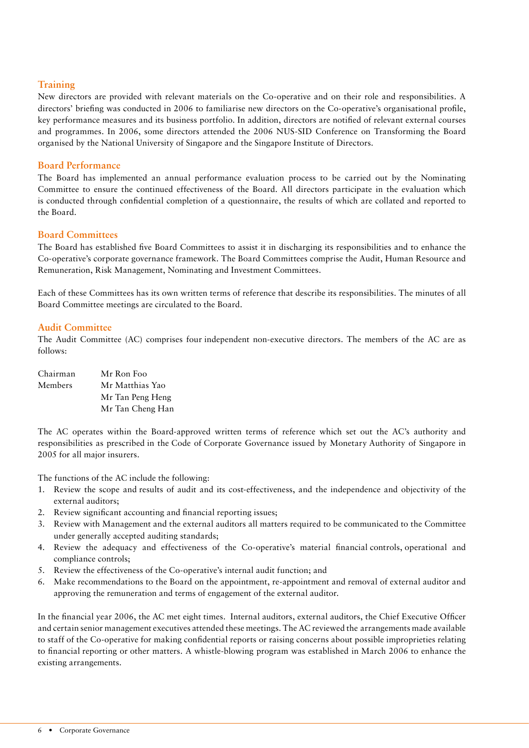## Training

New directors are provided with relevant materials on the Co-operative and on their role and responsibilities. A directors' briefing was conducted in 2006 to familiarise new directors on the Co-operative's organisational profile, key performance measures and its business portfolio. In addition, directors are notified of relevant external courses and programmes. In 2006, some directors attended the 2006 NUS-SID Conference on Transforming the Board organised by the National University of Singapore and the Singapore Institute of Directors.

## Board Performance

The Board has implemented an annual performance evaluation process to be carried out by the Nominating Committee to ensure the continued effectiveness of the Board. All directors participate in the evaluation which is conducted through confidential completion of a questionnaire, the results of which are collated and reported to the Board.

## Board Committees

The Board has established five Board Committees to assist it in discharging its responsibilities and to enhance the Co-operative's corporate governance framework. The Board Committees comprise the Audit, Human Resource and Remuneration, Risk Management, Nominating and Investment Committees.

Each of these Committees has its own written terms of reference that describe its responsibilities. The minutes of all Board Committee meetings are circulated to the Board.

## Audit Committee

The Audit Committee (AC) comprises four independent non-executive directors. The members of the AC are as follows:

| | |
|---|---|
| Chairman | Mr Ron Foo |
| Members | Mr Matthias Yao |
| | Mr Tan Peng Heng |
| | Mr Tan Cheng Han |

The AC operates within the Board-approved written terms of reference which set out the AC's authority and responsibilities as prescribed in the Code of Corporate Governance issued by Monetary Authority of Singapore in 2005 for all major insurers.

The functions of the AC include the following:

1. Review the scope and results of audit and its cost-effectiveness, and the independence and objectivity of the external auditors;
2. Review significant accounting and financial reporting issues;
3. Review with Management and the external auditors all matters required to be communicated to the Committee under generally accepted auditing standards;
4. Review the adequacy and effectiveness of the Co-operative's material financial controls, operational and compliance controls;
5. Review the effectiveness of the Co-operative's internal audit function; and
6. Make recommendations to the Board on the appointment, re-appointment and removal of external auditor and approving the remuneration and terms of engagement of the external auditor.

In the financial year 2006, the AC met eight times. Internal auditors, external auditors, the Chief Executive Officer and certain senior management executives attended these meetings. The AC reviewed the arrangements made available to staff of the Co-operative for making confidential reports or raising concerns about possible improprieties relating to financial reporting or other matters. A whistle-blowing program was established in March 2006 to enhance the existing arrangements.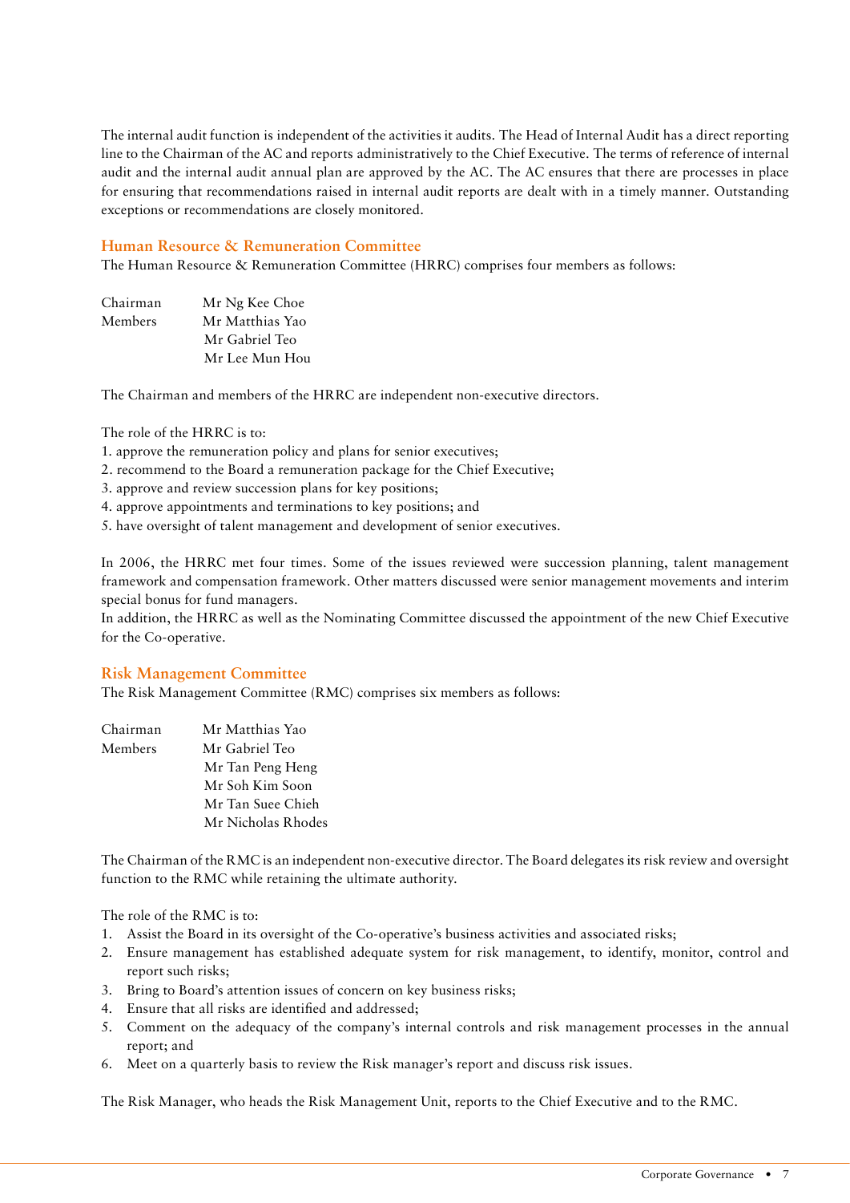The internal audit function is independent of the activities it audits. The Head of Internal Audit has a direct reporting line to the Chairman of the AC and reports administratively to the Chief Executive. The terms of reference of internal audit and the internal audit annual plan are approved by the AC. The AC ensures that there are processes in place for ensuring that recommendations raised in internal audit reports are dealt with in a timely manner. Outstanding exceptions or recommendations are closely monitored.

## Human Resource & Remuneration Committee

The Human Resource & Remuneration Committee (HRRC) comprises four members as follows:

| | |
|---|---|
| Chairman | Mr Ng Kee Choe |
| Members | Mr Matthias Yao |
| | Mr Gabriel Teo |
| | Mr Lee Mun Hou |

The Chairman and members of the HRRC are independent non-executive directors.

The role of the HRRC is to:

1. approve the remuneration policy and plans for senior executives;
2. recommend to the Board a remuneration package for the Chief Executive;
3. approve and review succession plans for key positions;
4. approve appointments and terminations to key positions; and
5. have oversight of talent management and development of senior executives.

In 2006, the HRRC met four times. Some of the issues reviewed were succession planning, talent management framework and compensation framework. Other matters discussed were senior management movements and interim special bonus for fund managers.

In addition, the HRRC as well as the Nominating Committee discussed the appointment of the new Chief Executive for the Co-operative.

## Risk Management Committee

The Risk Management Committee (RMC) comprises six members as follows:

| | |
|---|---|
| Chairman | Mr Matthias Yao |
| Members | Mr Gabriel Teo |
| | Mr Tan Peng Heng |
| | Mr Soh Kim Soon |
| | Mr Tan Suee Chieh |
| | Mr Nicholas Rhodes |

The Chairman of the RMC is an independent non-executive director. The Board delegates its risk review and oversight function to the RMC while retaining the ultimate authority.

The role of the RMC is to:

1. Assist the Board in its oversight of the Co-operative's business activities and associated risks;
2. Ensure management has established adequate system for risk management, to identify, monitor, control and report such risks;
3. Bring to Board's attention issues of concern on key business risks;
4. Ensure that all risks are identified and addressed;
5. Comment on the adequacy of the company's internal controls and risk management processes in the annual report; and
6. Meet on a quarterly basis to review the Risk manager's report and discuss risk issues.

The Risk Manager, who heads the Risk Management Unit, reports to the Chief Executive and to the RMC.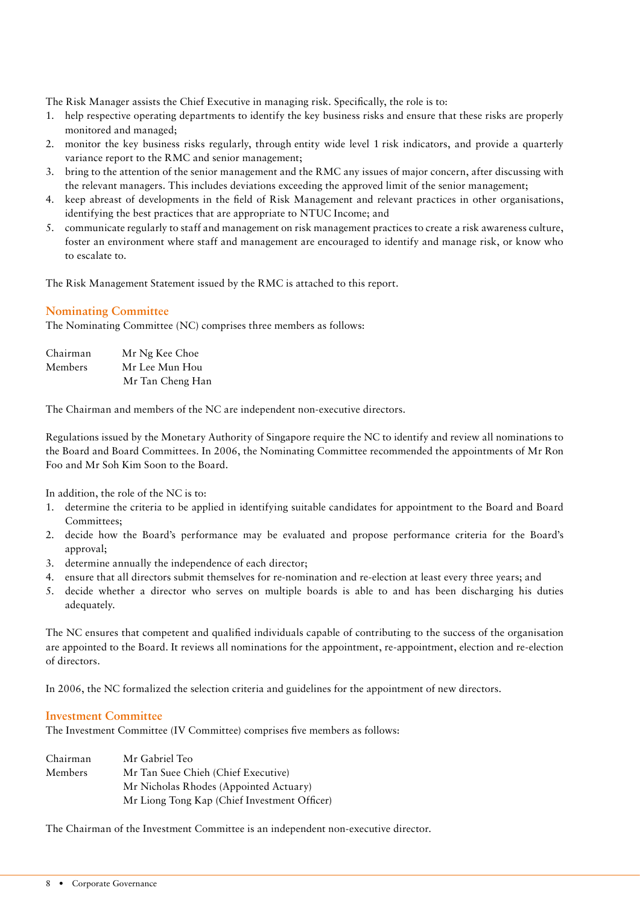The Risk Manager assists the Chief Executive in managing risk. Specifically, the role is to:

1. help respective operating departments to identify the key business risks and ensure that these risks are properly monitored and managed;
2. monitor the key business risks regularly, through entity wide level 1 risk indicators, and provide a quarterly variance report to the RMC and senior management;
3. bring to the attention of the senior management and the RMC any issues of major concern, after discussing with the relevant managers. This includes deviations exceeding the approved limit of the senior management;
4. keep abreast of developments in the field of Risk Management and relevant practices in other organisations, identifying the best practices that are appropriate to NTUC Income; and
5. communicate regularly to staff and management on risk management practices to create a risk awareness culture, foster an environment where staff and management are encouraged to identify and manage risk, or know who to escalate to.

The Risk Management Statement issued by the RMC is attached to this report.

## Nominating Committee

The Nominating Committee (NC) comprises three members as follows:

| | |
|---|---|
| Chairman | Mr Ng Kee Choe |
| Members | Mr Lee Mun Hou |
| | Mr Tan Cheng Han |

The Chairman and members of the NC are independent non-executive directors.

Regulations issued by the Monetary Authority of Singapore require the NC to identify and review all nominations to the Board and Board Committees. In 2006, the Nominating Committee recommended the appointments of Mr Ron Foo and Mr Soh Kim Soon to the Board.

In addition, the role of the NC is to:

1. determine the criteria to be applied in identifying suitable candidates for appointment to the Board and Board Committees;
2. decide how the Board's performance may be evaluated and propose performance criteria for the Board's approval;
3. determine annually the independence of each director;
4. ensure that all directors submit themselves for re-nomination and re-election at least every three years; and
5. decide whether a director who serves on multiple boards is able to and has been discharging his duties adequately.

The NC ensures that competent and qualified individuals capable of contributing to the success of the organisation are appointed to the Board. It reviews all nominations for the appointment, re-appointment, election and re-election of directors.

In 2006, the NC formalized the selection criteria and guidelines for the appointment of new directors.

## Investment Committee

The Investment Committee (IV Committee) comprises five members as follows:

| | |
|---|---|
| Chairman | Mr Gabriel Teo |
| Members | Mr Tan Suee Chieh (Chief Executive) |
| | Mr Nicholas Rhodes (Appointed Actuary) |
| | Mr Liong Tong Kap (Chief Investment Officer) |

The Chairman of the Investment Committee is an independent non-executive director.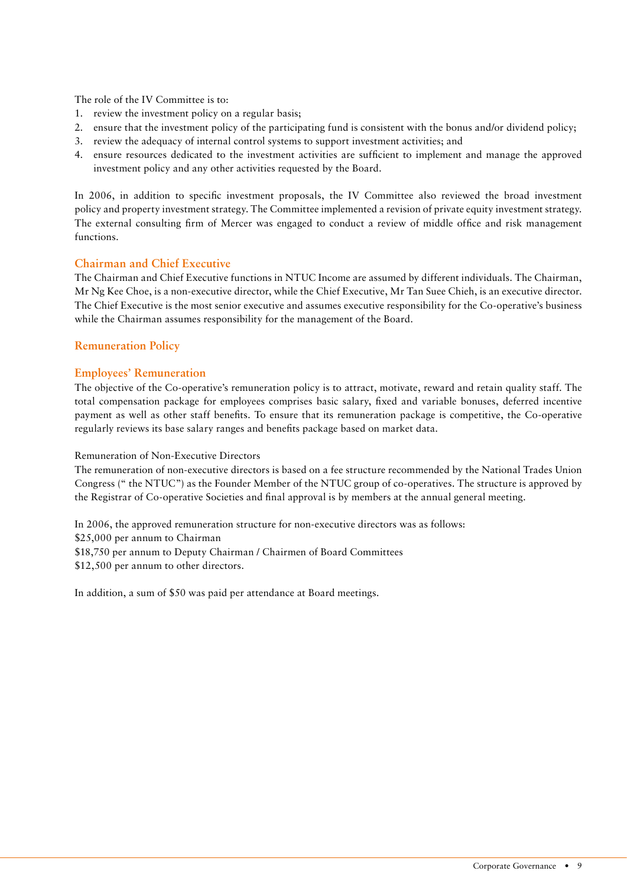The role of the IV Committee is to:

1. review the investment policy on a regular basis;
2. ensure that the investment policy of the participating fund is consistent with the bonus and/or dividend policy;
3. review the adequacy of internal control systems to support investment activities; and
4. ensure resources dedicated to the investment activities are sufficient to implement and manage the approved investment policy and any other activities requested by the Board.

In 2006, in addition to specific investment proposals, the IV Committee also reviewed the broad investment policy and property investment strategy. The Committee implemented a revision of private equity investment strategy. The external consulting firm of Mercer was engaged to conduct a review of middle office and risk management functions.

## Chairman and Chief Executive

The Chairman and Chief Executive functions in NTUC Income are assumed by different individuals. The Chairman, Mr Ng Kee Choe, is a non-executive director, while the Chief Executive, Mr Tan Suee Chieh, is an executive director. The Chief Executive is the most senior executive and assumes executive responsibility for the Co-operative's business while the Chairman assumes responsibility for the management of the Board.

## Remuneration Policy

### Employees' Remuneration

The objective of the Co-operative's remuneration policy is to attract, motivate, reward and retain quality staff. The total compensation package for employees comprises basic salary, fixed and variable bonuses, deferred incentive payment as well as other staff benefits. To ensure that its remuneration package is competitive, the Co-operative regularly reviews its base salary ranges and benefits package based on market data.

Remuneration of Non-Executive Directors

The remuneration of non-executive directors is based on a fee structure recommended by the National Trades Union Congress (" the NTUC") as the Founder Member of the NTUC group of co-operatives. The structure is approved by the Registrar of Co-operative Societies and final approval is by members at the annual general meeting.

In 2006, the approved remuneration structure for non-executive directors was as follows:
$25,000 per annum to Chairman
$18,750 per annum to Deputy Chairman / Chairmen of Board Committees
$12,500 per annum to other directors.

In addition, a sum of $50 was paid per attendance at Board meetings.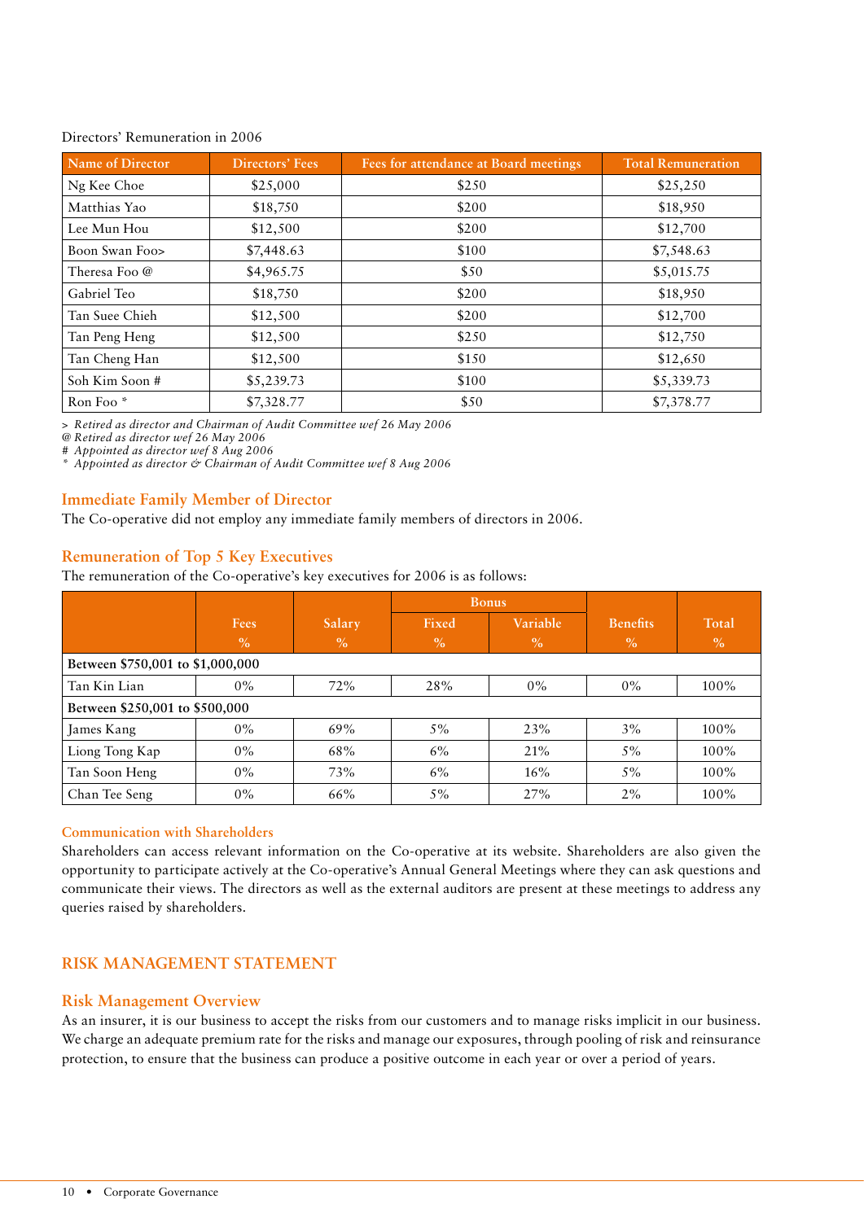Directors' Remuneration in 2006

| Name of Director | Directors' Fees | Fees for attendance at Board meetings | Total Remuneration |
|---|---|---|---|
| Ng Kee Choe | $25,000 | $250 | $25,250 |
| Matthias Yao | $18,750 | $200 | $18,950 |
| Lee Mun Hou | $12,500 | $200 | $12,700 |
| Boon Swan Foo> | $7,448.63 | $100 | $7,548.63 |
| Theresa Foo @ | $4,965.75 | $50 | $5,015.75 |
| Gabriel Teo | $18,750 | $200 | $18,950 |
| Tan Suee Chieh | $12,500 | $200 | $12,700 |
| Tan Peng Heng | $12,500 | $250 | $12,750 |
| Tan Cheng Han | $12,500 | $150 | $12,650 |
| Soh Kim Soon # | $5,239.73 | $100 | $5,339.73 |
| Ron Foo * | $7,328.77 | $50 | $7,378.77 |

> *Retired as director and Chairman of Audit Committee wef 26 May 2006*
@ *Retired as director wef 26 May 2006*
# *Appointed as director wef 8 Aug 2006*
\* *Appointed as director & Chairman of Audit Committee wef 8 Aug 2006*

## Immediate Family Member of Director

The Co-operative did not employ any immediate family members of directors in 2006.

## Remuneration of Top 5 Key Executives

The remuneration of the Co-operative's key executives for 2006 is as follows:

| | Fees | Salary | Bonus | | Benefits | Total |
|---|---|---|---|---|---|---|
| | | | Fixed | Variable | | |
| | % | % | % | % | % | % |
| **Between $750,001 to $1,000,000** | | | | | | |
| Tan Kin Lian | 0% | 72% | 28% | 0% | 0% | 100% |
| **Between $250,001 to $500,000** | | | | | | |
| James Kang | 0% | 69% | 5% | 23% | 3% | 100% |
| Liong Tong Kap | 0% | 68% | 6% | 21% | 5% | 100% |
| Tan Soon Heng | 0% | 73% | 6% | 16% | 5% | 100% |
| Chan Tee Seng | 0% | 66% | 5% | 27% | 2% | 100% |

### Communication with Shareholders

Shareholders can access relevant information on the Co-operative at its website. Shareholders are also given the opportunity to participate actively at the Co-operative's Annual General Meetings where they can ask questions and communicate their views. The directors as well as the external auditors are present at these meetings to address any queries raised by shareholders.

# RISK MANAGEMENT STATEMENT

## Risk Management Overview

As an insurer, it is our business to accept the risks from our customers and to manage risks implicit in our business. We charge an adequate premium rate for the risks and manage our exposures, through pooling of risk and reinsurance protection, to ensure that the business can produce a positive outcome in each year or over a period of years.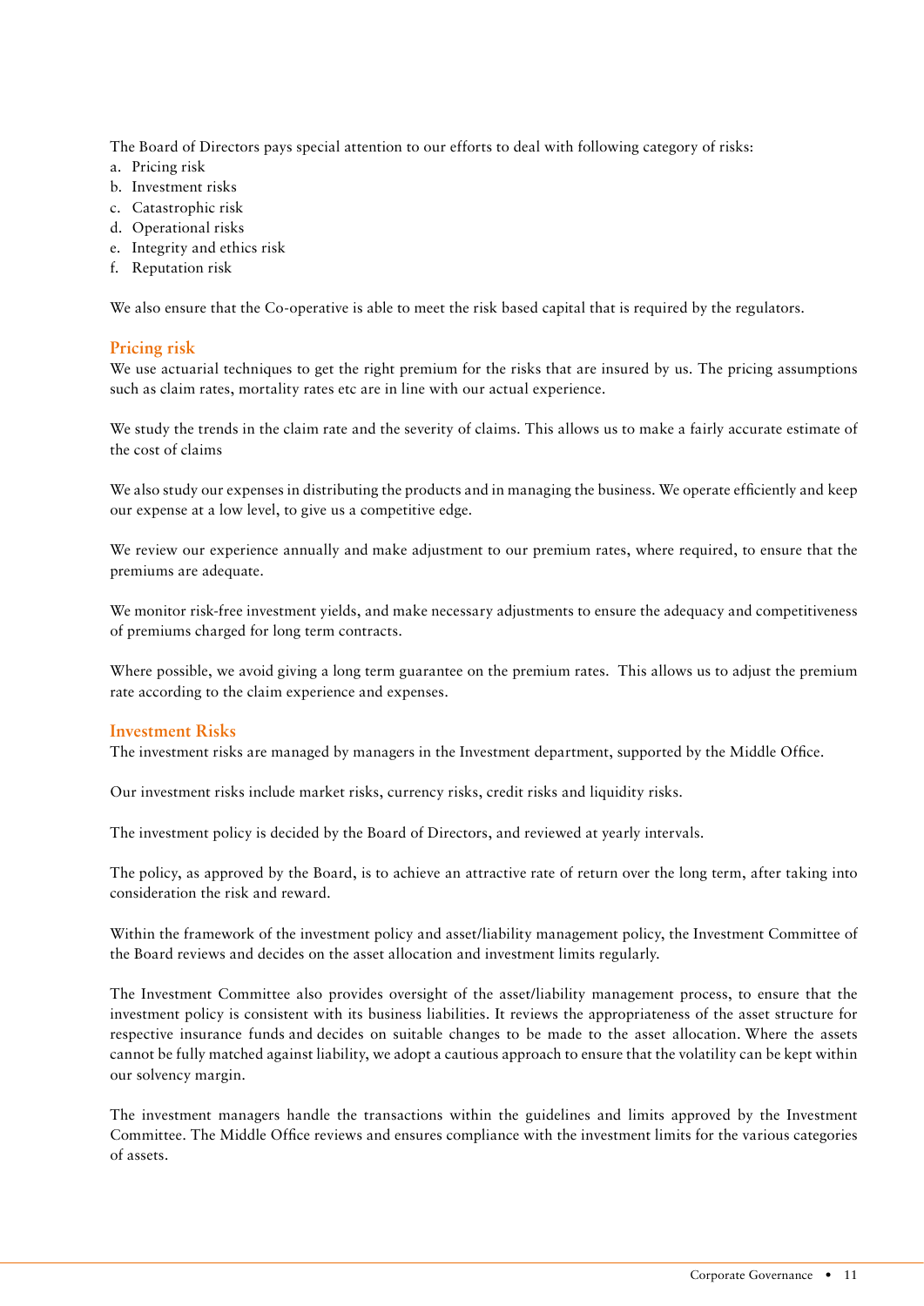The Board of Directors pays special attention to our efforts to deal with following category of risks:

a. Pricing risk
b. Investment risks
c. Catastrophic risk
d. Operational risks
e. Integrity and ethics risk
f. Reputation risk

We also ensure that the Co-operative is able to meet the risk based capital that is required by the regulators.

## Pricing risk

We use actuarial techniques to get the right premium for the risks that are insured by us. The pricing assumptions such as claim rates, mortality rates etc are in line with our actual experience.

We study the trends in the claim rate and the severity of claims. This allows us to make a fairly accurate estimate of the cost of claims

We also study our expenses in distributing the products and in managing the business. We operate efficiently and keep our expense at a low level, to give us a competitive edge.

We review our experience annually and make adjustment to our premium rates, where required, to ensure that the premiums are adequate.

We monitor risk-free investment yields, and make necessary adjustments to ensure the adequacy and competitiveness of premiums charged for long term contracts.

Where possible, we avoid giving a long term guarantee on the premium rates. This allows us to adjust the premium rate according to the claim experience and expenses.

## Investment Risks

The investment risks are managed by managers in the Investment department, supported by the Middle Office.

Our investment risks include market risks, currency risks, credit risks and liquidity risks.

The investment policy is decided by the Board of Directors, and reviewed at yearly intervals.

The policy, as approved by the Board, is to achieve an attractive rate of return over the long term, after taking into consideration the risk and reward.

Within the framework of the investment policy and asset/liability management policy, the Investment Committee of the Board reviews and decides on the asset allocation and investment limits regularly.

The Investment Committee also provides oversight of the asset/liability management process, to ensure that the investment policy is consistent with its business liabilities. It reviews the appropriateness of the asset structure for respective insurance funds and decides on suitable changes to be made to the asset allocation. Where the assets cannot be fully matched against liability, we adopt a cautious approach to ensure that the volatility can be kept within our solvency margin.

The investment managers handle the transactions within the guidelines and limits approved by the Investment Committee. The Middle Office reviews and ensures compliance with the investment limits for the various categories of assets.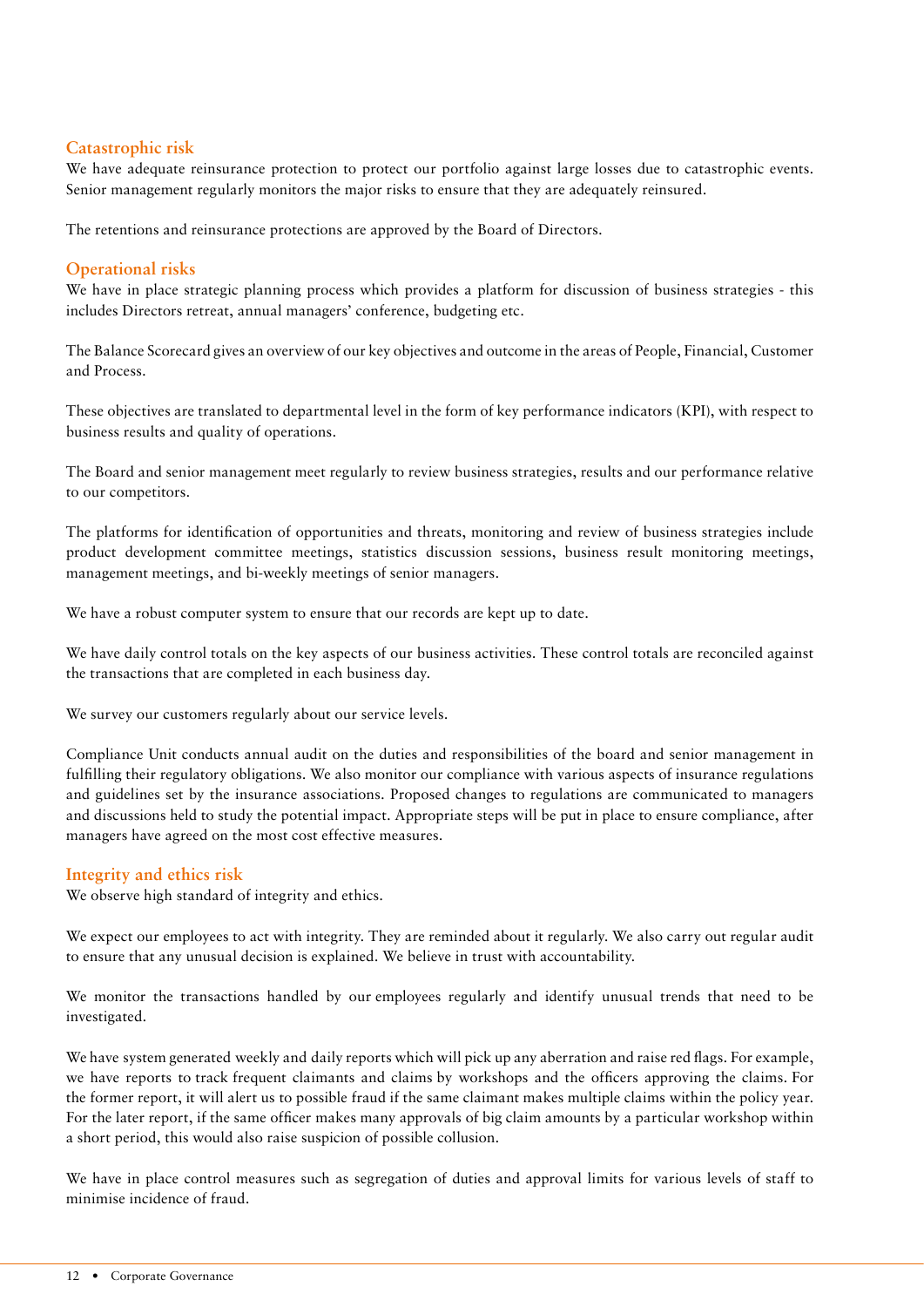### Catastrophic risk

We have adequate reinsurance protection to protect our portfolio against large losses due to catastrophic events. Senior management regularly monitors the major risks to ensure that they are adequately reinsured.

The retentions and reinsurance protections are approved by the Board of Directors.

### Operational risks

We have in place strategic planning process which provides a platform for discussion of business strategies - this includes Directors retreat, annual managers' conference, budgeting etc.

The Balance Scorecard gives an overview of our key objectives and outcome in the areas of People, Financial, Customer and Process.

These objectives are translated to departmental level in the form of key performance indicators (KPI), with respect to business results and quality of operations.

The Board and senior management meet regularly to review business strategies, results and our performance relative to our competitors.

The platforms for identification of opportunities and threats, monitoring and review of business strategies include product development committee meetings, statistics discussion sessions, business result monitoring meetings, management meetings, and bi-weekly meetings of senior managers.

We have a robust computer system to ensure that our records are kept up to date.

We have daily control totals on the key aspects of our business activities. These control totals are reconciled against the transactions that are completed in each business day.

We survey our customers regularly about our service levels.

Compliance Unit conducts annual audit on the duties and responsibilities of the board and senior management in fulfilling their regulatory obligations. We also monitor our compliance with various aspects of insurance regulations and guidelines set by the insurance associations. Proposed changes to regulations are communicated to managers and discussions held to study the potential impact. Appropriate steps will be put in place to ensure compliance, after managers have agreed on the most cost effective measures.

### Integrity and ethics risk

We observe high standard of integrity and ethics.

We expect our employees to act with integrity. They are reminded about it regularly. We also carry out regular audit to ensure that any unusual decision is explained. We believe in trust with accountability.

We monitor the transactions handled by our employees regularly and identify unusual trends that need to be investigated.

We have system generated weekly and daily reports which will pick up any aberration and raise red flags. For example, we have reports to track frequent claimants and claims by workshops and the officers approving the claims. For the former report, it will alert us to possible fraud if the same claimant makes multiple claims within the policy year. For the later report, if the same officer makes many approvals of big claim amounts by a particular workshop within a short period, this would also raise suspicion of possible collusion.

We have in place control measures such as segregation of duties and approval limits for various levels of staff to minimise incidence of fraud.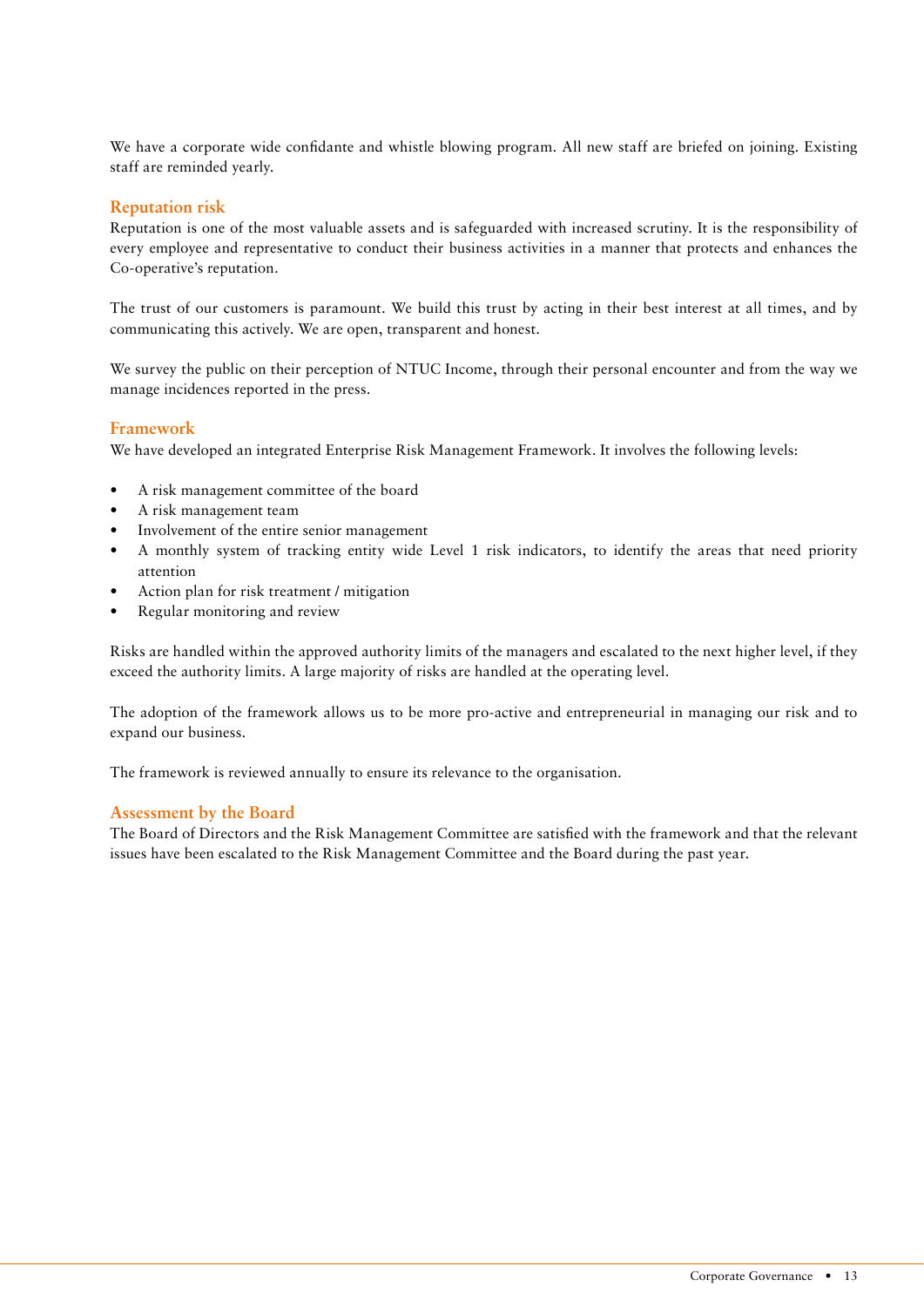We have a corporate wide confidante and whistle blowing program. All new staff are briefed on joining. Existing staff are reminded yearly.

### Reputation risk

Reputation is one of the most valuable assets and is safeguarded with increased scrutiny. It is the responsibility of every employee and representative to conduct their business activities in a manner that protects and enhances the Co-operative's reputation.

The trust of our customers is paramount. We build this trust by acting in their best interest at all times, and by communicating this actively. We are open, transparent and honest.

We survey the public on their perception of NTUC Income, through their personal encounter and from the way we manage incidences reported in the press.

### Framework

We have developed an integrated Enterprise Risk Management Framework. It involves the following levels:

- A risk management committee of the board
- A risk management team
- Involvement of the entire senior management
- A monthly system of tracking entity wide Level 1 risk indicators, to identify the areas that need priority attention
- Action plan for risk treatment / mitigation
- Regular monitoring and review

Risks are handled within the approved authority limits of the managers and escalated to the next higher level, if they exceed the authority limits. A large majority of risks are handled at the operating level.

The adoption of the framework allows us to be more pro-active and entrepreneurial in managing our risk and to expand our business.

The framework is reviewed annually to ensure its relevance to the organisation.

### Assessment by the Board

The Board of Directors and the Risk Management Committee are satisfied with the framework and that the relevant issues have been escalated to the Risk Management Committee and the Board during the past year.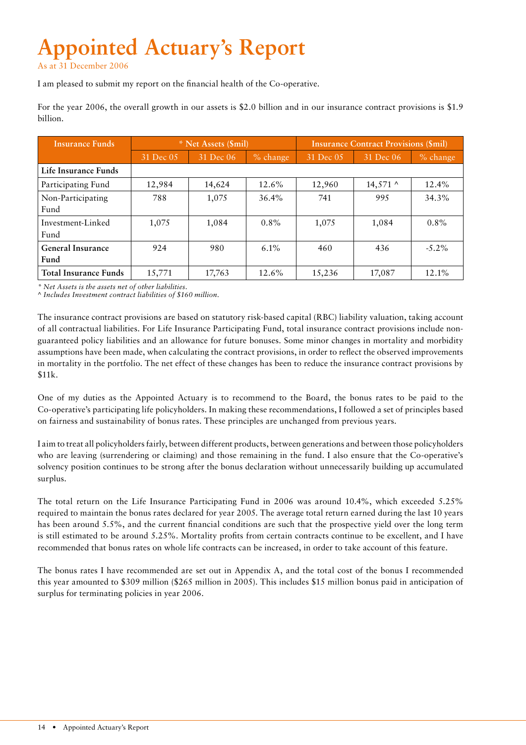# Appointed Actuary's Report

As at 31 December 2006

I am pleased to submit my report on the financial health of the Co-operative.

For the year 2006, the overall growth in our assets is $2.0 billion and in our insurance contract provisions is $1.9 billion.

| Insurance Funds | * Net Assets ($mil) | | | Insurance Contract Provisions ($mil) | | |
|---|---|---|---|---|---|---|
| | 31 Dec 05 | 31 Dec 06 | % change | 31 Dec 05 | 31 Dec 06 | % change |
| **Life Insurance Funds** | | | | | | |
| Participating Fund | 12,984 | 14,624 | 12.6% | 12,960 | 14,571 ^ | 12.4% |
| Non-Participating Fund | 788 | 1,075 | 36.4% | 741 | 995 | 34.3% |
| Investment-Linked Fund | 1,075 | 1,084 | 0.8% | 1,075 | 1,084 | 0.8% |
| **General Insurance Fund** | 924 | 980 | 6.1% | 460 | 436 | -5.2% |
| **Total Insurance Funds** | 15,771 | 17,763 | 12.6% | 15,236 | 17,087 | 12.1% |

*\* Net Assets is the assets net of other liabilities.*
*^ Includes Investment contract liabilities of $160 million.*

The insurance contract provisions are based on statutory risk-based capital (RBC) liability valuation, taking account of all contractual liabilities. For Life Insurance Participating Fund, total insurance contract provisions include non-guaranteed policy liabilities and an allowance for future bonuses. Some minor changes in mortality and morbidity assumptions have been made, when calculating the contract provisions, in order to reflect the observed improvements in mortality in the portfolio. The net effect of these changes has been to reduce the insurance contract provisions by $11k.

One of my duties as the Appointed Actuary is to recommend to the Board, the bonus rates to be paid to the Co-operative's participating life policyholders. In making these recommendations, I followed a set of principles based on fairness and sustainability of bonus rates. These principles are unchanged from previous years.

I aim to treat all policyholders fairly, between different products, between generations and between those policyholders who are leaving (surrendering or claiming) and those remaining in the fund. I also ensure that the Co-operative's solvency position continues to be strong after the bonus declaration without unnecessarily building up accumulated surplus.

The total return on the Life Insurance Participating Fund in 2006 was around 10.4%, which exceeded 5.25% required to maintain the bonus rates declared for year 2005. The average total return earned during the last 10 years has been around 5.5%, and the current financial conditions are such that the prospective yield over the long term is still estimated to be around 5.25%. Mortality profits from certain contracts continue to be excellent, and I have recommended that bonus rates on whole life contracts can be increased, in order to take account of this feature.

The bonus rates I have recommended are set out in Appendix A, and the total cost of the bonus I recommended this year amounted to $309 million ($265 million in 2005). This includes $15 million bonus paid in anticipation of surplus for terminating policies in year 2006.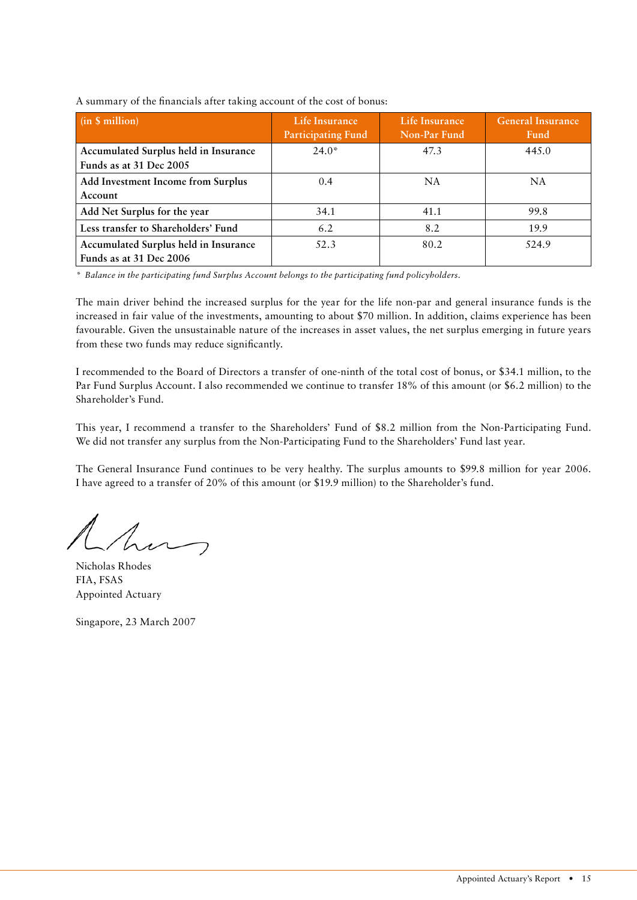A summary of the financials after taking account of the cost of bonus:

| (in $ million) | Life Insurance Participating Fund | Life Insurance Non-Par Fund | General Insurance Fund |
|---|---|---|---|
| **Accumulated Surplus held in Insurance Funds as at 31 Dec 2005** | 24.0* | 47.3 | 445.0 |
| **Add Investment Income from Surplus Account** | 0.4 | NA | NA |
| **Add Net Surplus for the year** | 34.1 | 41.1 | 99.8 |
| **Less transfer to Shareholders' Fund** | 6.2 | 8.2 | 19.9 |
| **Accumulated Surplus held in Insurance Funds as at 31 Dec 2006** | 52.3 | 80.2 | 524.9 |

*\* Balance in the participating fund Surplus Account belongs to the participating fund policyholders.*

The main driver behind the increased surplus for the year for the life non-par and general insurance funds is the increased in fair value of the investments, amounting to about $70 million. In addition, claims experience has been favourable. Given the unsustainable nature of the increases in asset values, the net surplus emerging in future years from these two funds may reduce significantly.

I recommended to the Board of Directors a transfer of one-ninth of the total cost of bonus, or $34.1 million, to the Par Fund Surplus Account. I also recommended we continue to transfer 18% of this amount (or $6.2 million) to the Shareholder's Fund.

This year, I recommend a transfer to the Shareholders' Fund of $8.2 million from the Non-Participating Fund. We did not transfer any surplus from the Non-Participating Fund to the Shareholders' Fund last year.

The General Insurance Fund continues to be very healthy. The surplus amounts to $99.8 million for year 2006. I have agreed to a transfer of 20% of this amount (or $19.9 million) to the Shareholder's fund.

Nicholas Rhodes
FIA, FSAS
Appointed Actuary

Singapore, 23 March 2007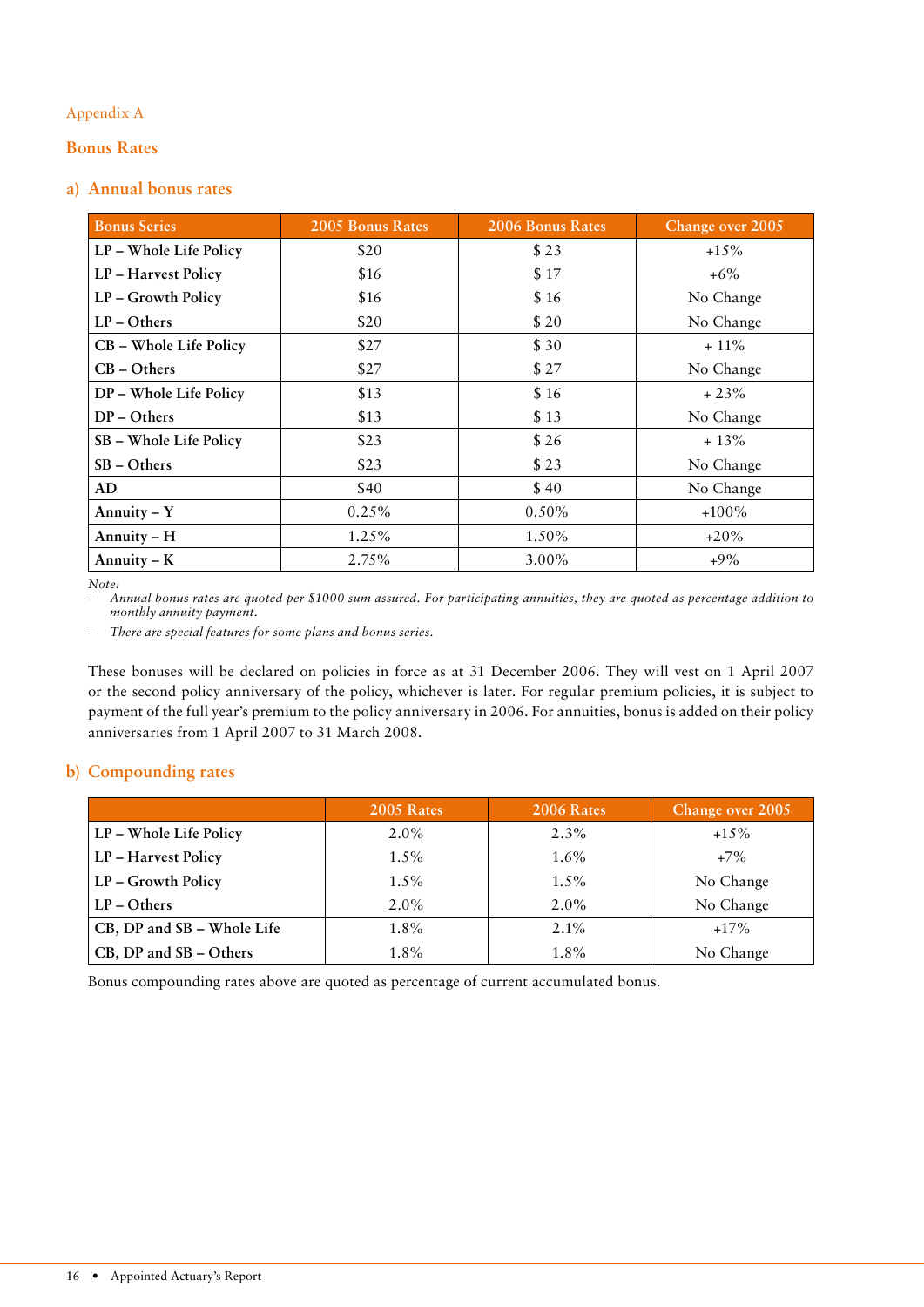Appendix A

## Bonus Rates

### a) Annual bonus rates

| Bonus Series | 2005 Bonus Rates | 2006 Bonus Rates | Change over 2005 |
|---|---|---|---|
| **LP – Whole Life Policy** | $20 | $ 23 | +15% |
| **LP – Harvest Policy** | $16 | $ 17 | +6% |
| **LP – Growth Policy** | $16 | $ 16 | No Change |
| **LP – Others** | $20 | $ 20 | No Change |
| **CB – Whole Life Policy** | $27 | $ 30 | + 11% |
| **CB – Others** | $27 | $ 27 | No Change |
| **DP – Whole Life Policy** | $13 | $ 16 | + 23% |
| **DP – Others** | $13 | $ 13 | No Change |
| **SB – Whole Life Policy** | $23 | $ 26 | + 13% |
| **SB – Others** | $23 | $ 23 | No Change |
| **AD** | $40 | $ 40 | No Change |
| **Annuity – Y** | 0.25% | 0.50% | +100% |
| **Annuity – H** | 1.25% | 1.50% | +20% |
| **Annuity – K** | 2.75% | 3.00% | +9% |

*Note:*

- *Annual bonus rates are quoted per $1000 sum assured. For participating annuities, they are quoted as percentage addition to monthly annuity payment.*
- *There are special features for some plans and bonus series.*

These bonuses will be declared on policies in force as at 31 December 2006. They will vest on 1 April 2007 or the second policy anniversary of the policy, whichever is later. For regular premium policies, it is subject to payment of the full year's premium to the policy anniversary in 2006. For annuities, bonus is added on their policy anniversaries from 1 April 2007 to 31 March 2008.

### b) Compounding rates

| | 2005 Rates | 2006 Rates | Change over 2005 |
|---|---|---|---|
| **LP – Whole Life Policy** | 2.0% | 2.3% | +15% |
| **LP – Harvest Policy** | 1.5% | 1.6% | +7% |
| **LP – Growth Policy** | 1.5% | 1.5% | No Change |
| **LP – Others** | 2.0% | 2.0% | No Change |
| **CB, DP and SB – Whole Life** | 1.8% | 2.1% | +17% |
| **CB, DP and SB – Others** | 1.8% | 1.8% | No Change |

Bonus compounding rates above are quoted as percentage of current accumulated bonus.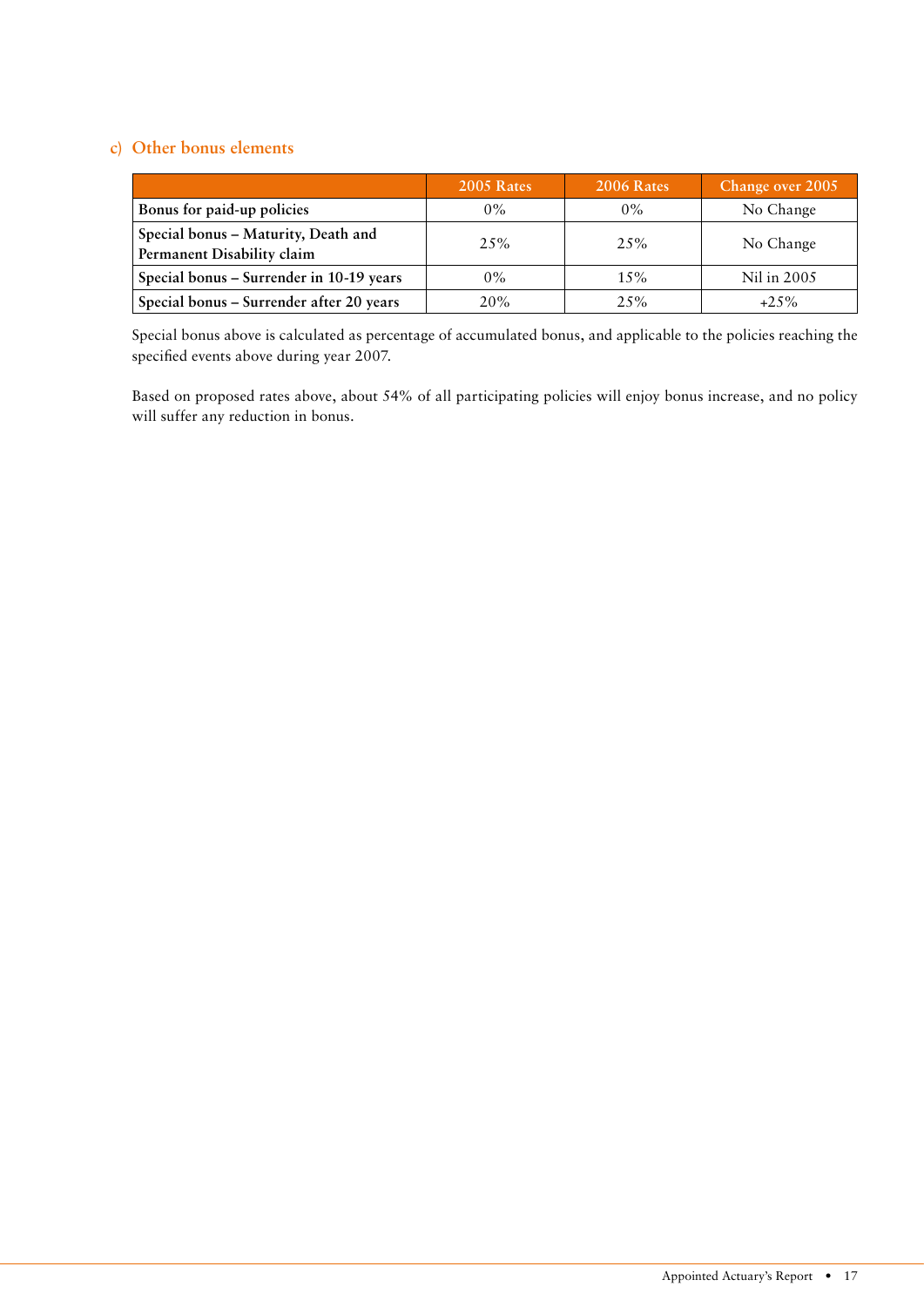### c) Other bonus elements

| | 2005 Rates | 2006 Rates | Change over 2005 |
|---|---|---|---|
| **Bonus for paid-up policies** | 0% | 0% | No Change |
| **Special bonus – Maturity, Death and Permanent Disability claim** | 25% | 25% | No Change |
| **Special bonus – Surrender in 10-19 years** | 0% | 15% | Nil in 2005 |
| **Special bonus – Surrender after 20 years** | 20% | 25% | +25% |

Special bonus above is calculated as percentage of accumulated bonus, and applicable to the policies reaching the specified events above during year 2007.

Based on proposed rates above, about 54% of all participating policies will enjoy bonus increase, and no policy will suffer any reduction in bonus.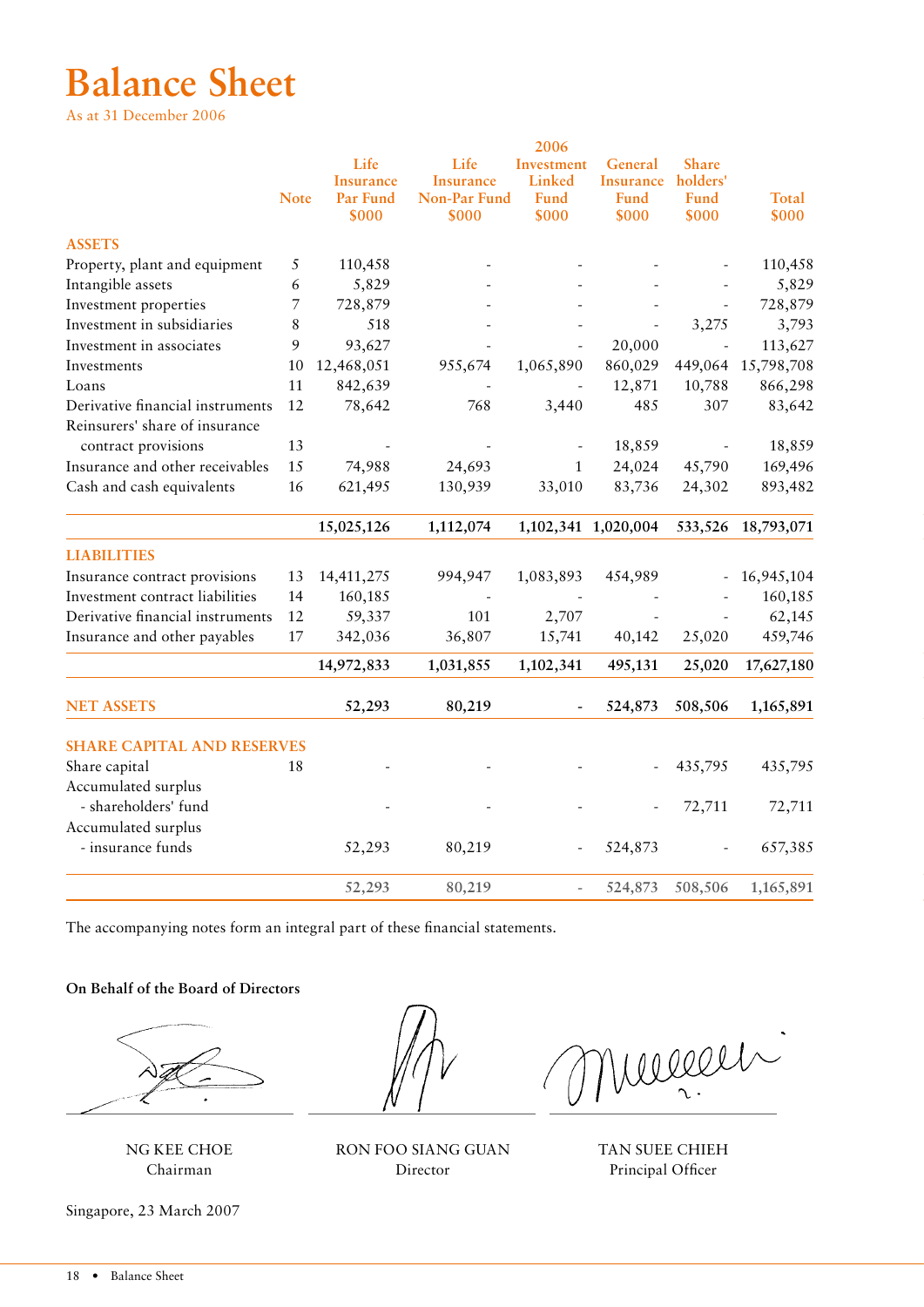# Balance Sheet

As at 31 December 2006

| | Note | 2006 Life Insurance Par Fund $000 | Life Insurance Non-Par Fund $000 | Investment Linked Fund $000 | General Insurance Fund $000 | Share holders' Fund $000 | Total $000 |
|---|---|---|---|---|---|---|---|
| **ASSETS** | | | | | | | |
| Property, plant and equipment | 5 | 110,458 | - | - | - | - | 110,458 |
| Intangible assets | 6 | 5,829 | - | - | - | - | 5,829 |
| Investment properties | 7 | 728,879 | - | - | - | - | 728,879 |
| Investment in subsidiaries | 8 | 518 | - | - | - | 3,275 | 3,793 |
| Investment in associates | 9 | 93,627 | - | - | 20,000 | - | 113,627 |
| Investments | 10 | 12,468,051 | 955,674 | 1,065,890 | 860,029 | 449,064 | 15,798,708 |
| Loans | 11 | 842,639 | - | - | 12,871 | 10,788 | 866,298 |
| Derivative financial instruments | 12 | 78,642 | 768 | 3,440 | 485 | 307 | 83,642 |
| Reinsurers' share of insurance contract provisions | 13 | - | - | - | 18,859 | - | 18,859 |
| Insurance and other receivables | 15 | 74,988 | 24,693 | 1 | 24,024 | 45,790 | 169,496 |
| Cash and cash equivalents | 16 | 621,495 | 130,939 | 33,010 | 83,736 | 24,302 | 893,482 |
| | | **15,025,126** | **1,112,074** | **1,102,341** | **1,020,004** | **533,526** | **18,793,071** |
| **LIABILITIES** | | | | | | | |
| Insurance contract provisions | 13 | 14,411,275 | 994,947 | 1,083,893 | 454,989 | - | 16,945,104 |
| Investment contract liabilities | 14 | 160,185 | - | - | - | - | 160,185 |
| Derivative financial instruments | 12 | 59,337 | 101 | 2,707 | - | - | 62,145 |
| Insurance and other payables | 17 | 342,036 | 36,807 | 15,741 | 40,142 | 25,020 | 459,746 |
| | | **14,972,833** | **1,031,855** | **1,102,341** | **495,131** | **25,020** | **17,627,180** |
| **NET ASSETS** | | **52,293** | **80,219** | **-** | **524,873** | **508,506** | **1,165,891** |
| **SHARE CAPITAL AND RESERVES** | | | | | | | |
| Share capital | 18 | - | - | - | - | 435,795 | 435,795 |
| Accumulated surplus - shareholders' fund | | - | - | - | - | 72,711 | 72,711 |
| Accumulated surplus - insurance funds | | 52,293 | 80,219 | - | 524,873 | - | 657,385 |
| | | 52,293 | 80,219 | - | 524,873 | 508,506 | 1,165,891 |

The accompanying notes form an integral part of these financial statements.

**On Behalf of the Board of Directors**

NG KEE CHOE
Chairman

RON FOO SIANG GUAN
Director

TAN SUEE CHIEH
Principal Officer

Singapore, 23 March 2007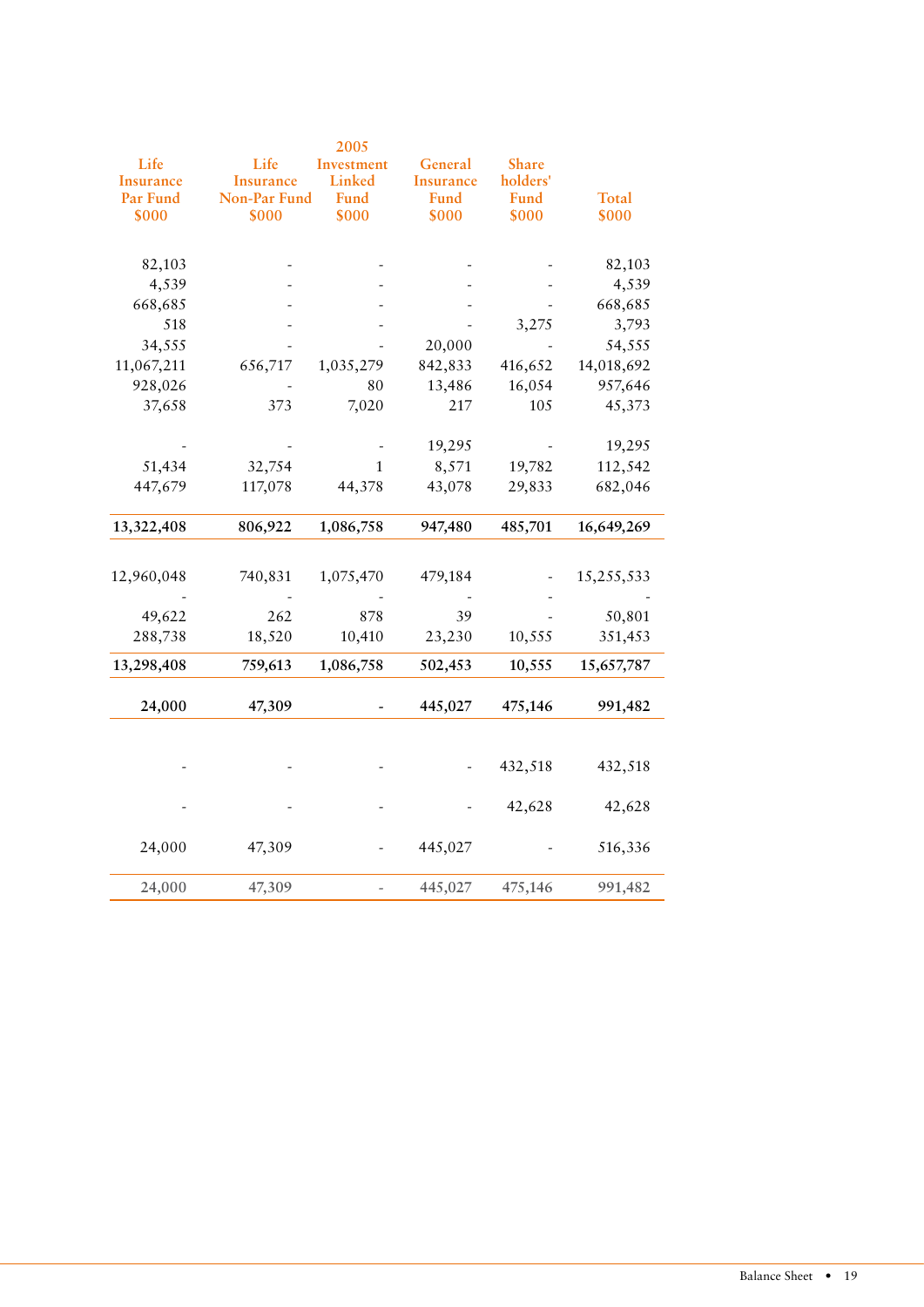| Life Insurance Par Fund $000 | Life Insurance Non-Par Fund $000 | 2005 Investment Linked Fund $000 | General Insurance Fund $000 | Share holders' Fund $000 | Total $000 |
|---|---|---|---|---|---|
| 82,103 | - | - | - | - | 82,103 |
| 4,539 | - | - | - | - | 4,539 |
| 668,685 | - | - | - | - | 668,685 |
| 518 | - | - | - | 3,275 | 3,793 |
| 34,555 | - | - | 20,000 | - | 54,555 |
| 11,067,211 | 656,717 | 1,035,279 | 842,833 | 416,652 | 14,018,692 |
| 928,026 | - | 80 | 13,486 | 16,054 | 957,646 |
| 37,658 | 373 | 7,020 | 217 | 105 | 45,373 |
| - | - | - | 19,295 | - | 19,295 |
| 51,434 | 32,754 | 1 | 8,571 | 19,782 | 112,542 |
| 447,679 | 117,078 | 44,378 | 43,078 | 29,833 | 682,046 |
| **13,322,408** | **806,922** | **1,086,758** | **947,480** | **485,701** | **16,649,269** |
| 12,960,048 | 740,831 | 1,075,470 | 479,184 | - | 15,255,533 |
| - | - | - | - | - | - |
| 49,622 | 262 | 878 | 39 | - | 50,801 |
| 288,738 | 18,520 | 10,410 | 23,230 | 10,555 | 351,453 |
| **13,298,408** | **759,613** | **1,086,758** | **502,453** | **10,555** | **15,657,787** |
| **24,000** | **47,309** | **-** | **445,027** | **475,146** | **991,482** |
| - | - | - | - | 432,518 | 432,518 |
| - | - | - | - | 42,628 | 42,628 |
| 24,000 | 47,309 | - | 445,027 | - | 516,336 |
| 24,000 | 47,309 | - | 445,027 | 475,146 | 991,482 |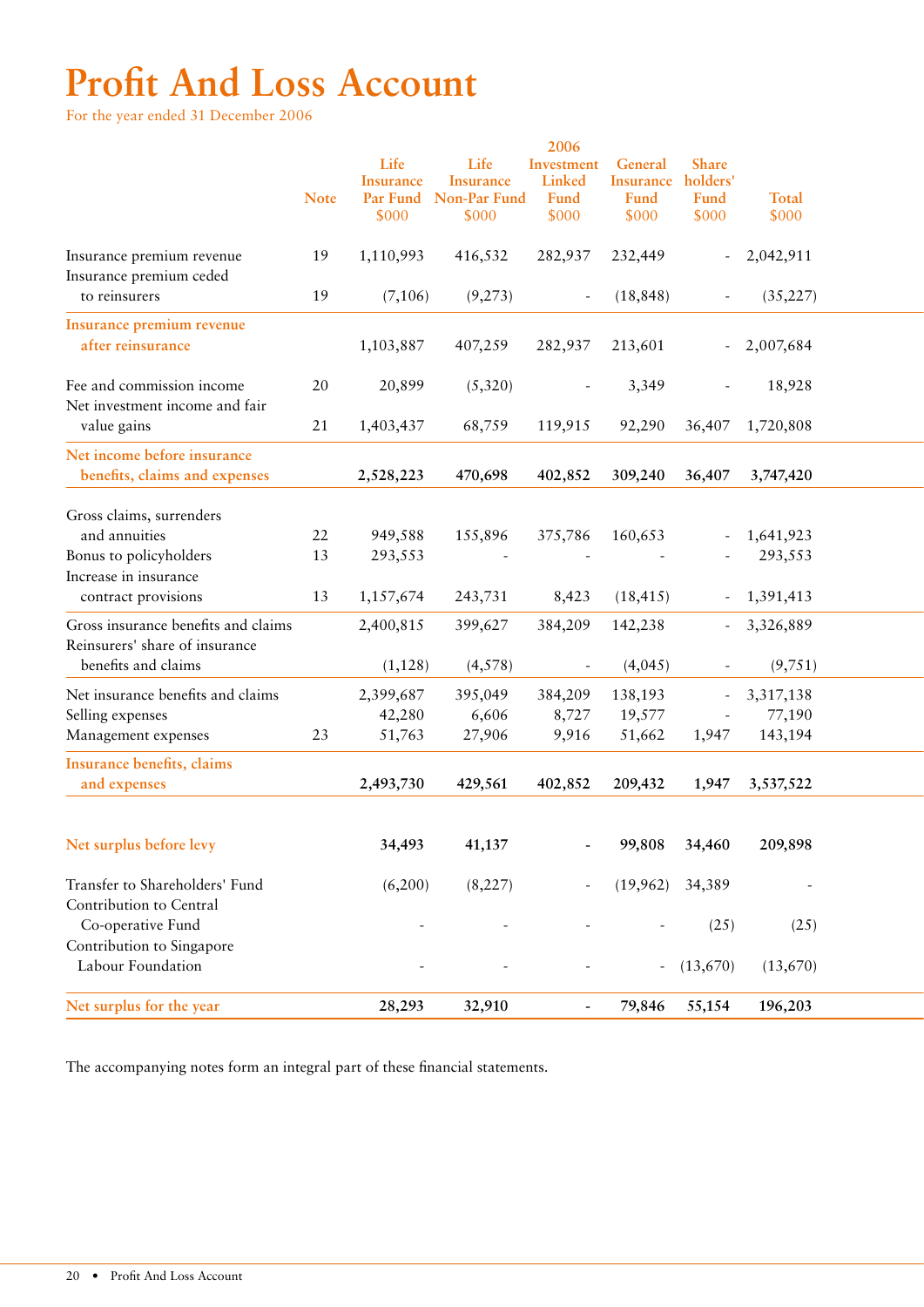# Profit And Loss Account

For the year ended 31 December 2006

| | Note | 2006 Life Insurance Par Fund $000 | Life Insurance Non-Par Fund $000 | Investment Linked Fund $000 | General Insurance Fund $000 | Share holders' Fund $000 | Total $000 |
|---|---|---|---|---|---|---|---|
| Insurance premium revenue | 19 | 1,110,993 | 416,532 | 282,937 | 232,449 | - | 2,042,911 |
| Insurance premium ceded to reinsurers | 19 | (7,106) | (9,273) | - | (18,848) | - | (35,227) |
| **Insurance premium revenue after reinsurance** | | 1,103,887 | 407,259 | 282,937 | 213,601 | - | 2,007,684 |
| Fee and commission income | 20 | 20,899 | (5,320) | - | 3,349 | - | 18,928 |
| Net investment income and fair value gains | 21 | 1,403,437 | 68,759 | 119,915 | 92,290 | 36,407 | 1,720,808 |
| **Net income before insurance benefits, claims and expenses** | | **2,528,223** | **470,698** | **402,852** | **309,240** | **36,407** | **3,747,420** |
| Gross claims, surrenders and annuities | 22 | 949,588 | 155,896 | 375,786 | 160,653 | - | 1,641,923 |
| Bonus to policyholders | 13 | 293,553 | - | - | - | - | 293,553 |
| Increase in insurance contract provisions | 13 | 1,157,674 | 243,731 | 8,423 | (18,415) | - | 1,391,413 |
| Gross insurance benefits and claims | | 2,400,815 | 399,627 | 384,209 | 142,238 | - | 3,326,889 |
| Reinsurers' share of insurance benefits and claims | | (1,128) | (4,578) | - | (4,045) | - | (9,751) |
| Net insurance benefits and claims | | 2,399,687 | 395,049 | 384,209 | 138,193 | - | 3,317,138 |
| Selling expenses | | 42,280 | 6,606 | 8,727 | 19,577 | - | 77,190 |
| Management expenses | 23 | 51,763 | 27,906 | 9,916 | 51,662 | 1,947 | 143,194 |
| **Insurance benefits, claims and expenses** | | **2,493,730** | **429,561** | **402,852** | **209,432** | **1,947** | **3,537,522** |
| **Net surplus before levy** | | **34,493** | **41,137** | **-** | **99,808** | **34,460** | **209,898** |
| Transfer to Shareholders' Fund | | (6,200) | (8,227) | - | (19,962) | 34,389 | - |
| Contribution to Central Co-operative Fund | | - | - | - | - | (25) | (25) |
| Contribution to Singapore Labour Foundation | | - | - | - | - | (13,670) | (13,670) |
| **Net surplus for the year** | | **28,293** | **32,910** | **-** | **79,846** | **55,154** | **196,203** |

The accompanying notes form an integral part of these financial statements.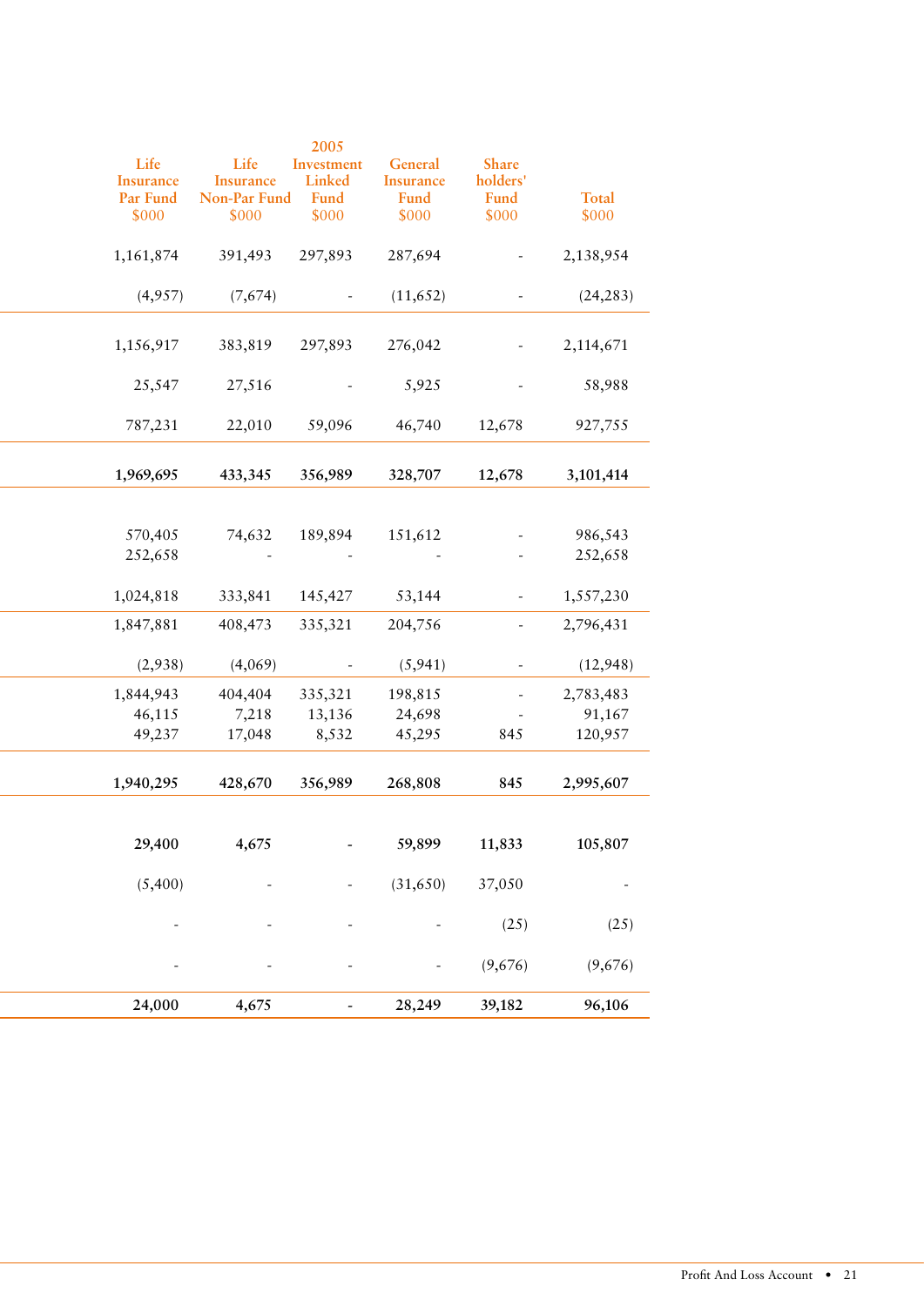| 2005 | | | | | |
|---|---|---|---|---|---|
| Life Insurance Par Fund $000 | Life Insurance Non-Par Fund $000 | Investment Linked Fund $000 | General Insurance Fund $000 | Share holders' Fund $000 | Total $000 |
| 1,161,874 | 391,493 | 297,893 | 287,694 | - | 2,138,954 |
| (4,957) | (7,674) | - | (11,652) | - | (24,283) |
| 1,156,917 | 383,819 | 297,893 | 276,042 | - | 2,114,671 |
| 25,547 | 27,516 | - | 5,925 | - | 58,988 |
| 787,231 | 22,010 | 59,096 | 46,740 | 12,678 | 927,755 |
| **1,969,695** | **433,345** | **356,989** | **328,707** | **12,678** | **3,101,414** |
| 570,405 | 74,632 | 189,894 | 151,612 | - | 986,543 |
| 252,658 | - | - | - | - | 252,658 |
| 1,024,818 | 333,841 | 145,427 | 53,144 | - | 1,557,230 |
| 1,847,881 | 408,473 | 335,321 | 204,756 | - | 2,796,431 |
| (2,938) | (4,069) | - | (5,941) | - | (12,948) |
| 1,844,943 | 404,404 | 335,321 | 198,815 | - | 2,783,483 |
| 46,115 | 7,218 | 13,136 | 24,698 | - | 91,167 |
| 49,237 | 17,048 | 8,532 | 45,295 | 845 | 120,957 |
| **1,940,295** | **428,670** | **356,989** | **268,808** | **845** | **2,995,607** |
| **29,400** | **4,675** | **-** | **59,899** | **11,833** | **105,807** |
| (5,400) | - | - | (31,650) | 37,050 | - |
| - | - | - | - | (25) | (25) |
| - | - | - | - | (9,676) | (9,676) |
| **24,000** | **4,675** | **-** | **28,249** | **39,182** | **96,106** |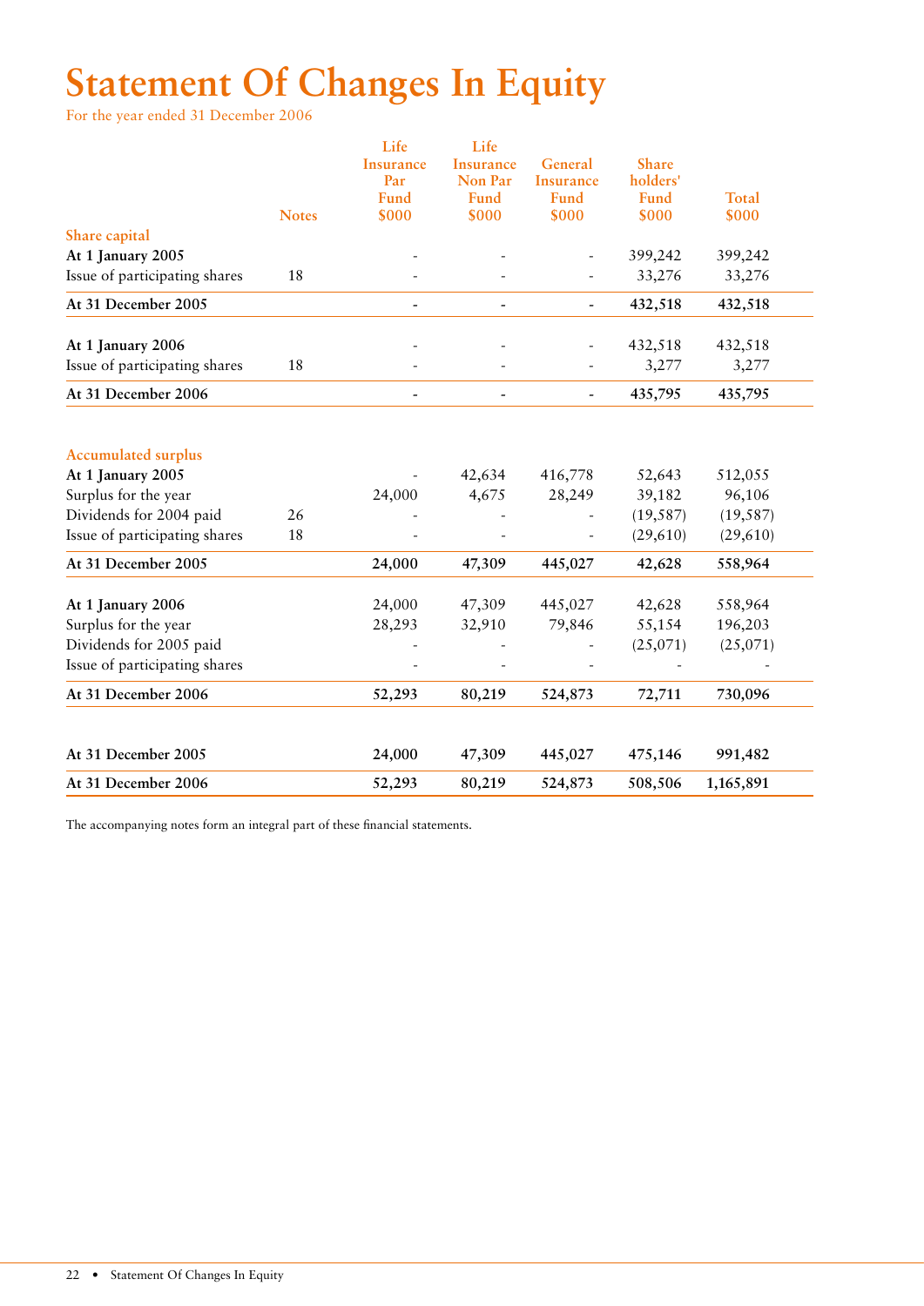# Statement Of Changes In Equity

For the year ended 31 December 2006

| | Notes | Life Insurance Par Fund $000 | Life Insurance Non Par Fund $000 | General Insurance Fund $000 | Share holders' Fund $000 | Total $000 |
|---|---|---|---|---|---|---|
| **Share capital** | | | | | | |
| **At 1 January 2005** | | - | - | - | 399,242 | 399,242 |
| Issue of participating shares | 18 | - | - | - | 33,276 | 33,276 |
| **At 31 December 2005** | | **-** | **-** | **-** | **432,518** | **432,518** |
| **At 1 January 2006** | | - | - | - | 432,518 | 432,518 |
| Issue of participating shares | 18 | - | - | - | 3,277 | 3,277 |
| **At 31 December 2006** | | **-** | **-** | **-** | **435,795** | **435,795** |
| **Accumulated surplus** | | | | | | |
| **At 1 January 2005** | | - | 42,634 | 416,778 | 52,643 | 512,055 |
| Surplus for the year | | 24,000 | 4,675 | 28,249 | 39,182 | 96,106 |
| Dividends for 2004 paid | 26 | - | - | - | (19,587) | (19,587) |
| Issue of participating shares | 18 | - | - | - | (29,610) | (29,610) |
| **At 31 December 2005** | | **24,000** | **47,309** | **445,027** | **42,628** | **558,964** |
| **At 1 January 2006** | | 24,000 | 47,309 | 445,027 | 42,628 | 558,964 |
| Surplus for the year | | 28,293 | 32,910 | 79,846 | 55,154 | 196,203 |
| Dividends for 2005 paid | | - | - | - | (25,071) | (25,071) |
| Issue of participating shares | | - | - | - | - | - |
| **At 31 December 2006** | | **52,293** | **80,219** | **524,873** | **72,711** | **730,096** |
| **At 31 December 2005** | | **24,000** | **47,309** | **445,027** | **475,146** | **991,482** |
| **At 31 December 2006** | | **52,293** | **80,219** | **524,873** | **508,506** | **1,165,891** |

The accompanying notes form an integral part of these financial statements.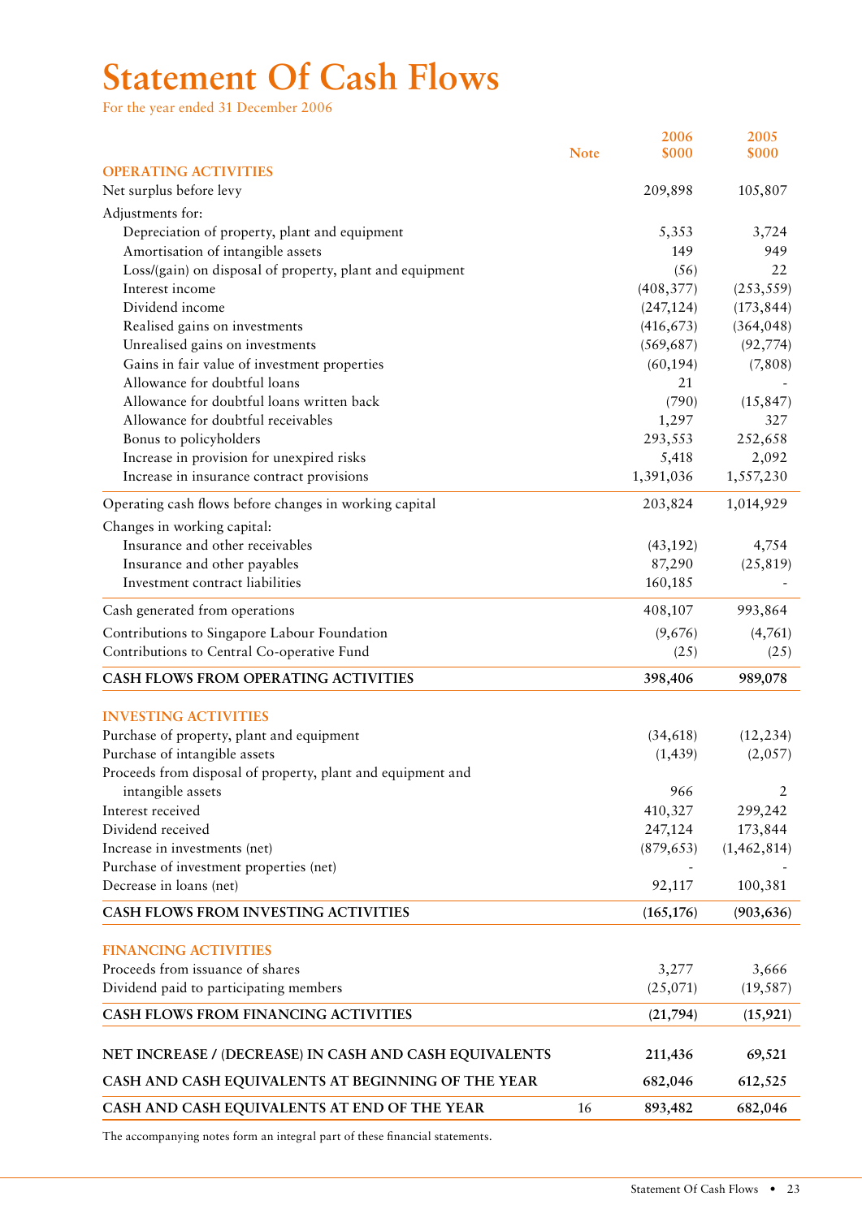# Statement Of Cash Flows

For the year ended 31 December 2006

| | Note | 2006 $000 | 2005 $000 |
|---|---|---|---|
| **OPERATING ACTIVITIES** | | | |
| Net surplus before levy | | 209,898 | 105,807 |
| Adjustments for: | | | |
| Depreciation of property, plant and equipment | | 5,353 | 3,724 |
| Amortisation of intangible assets | | 149 | 949 |
| Loss/(gain) on disposal of property, plant and equipment | | (56) | 22 |
| Interest income | | (408,377) | (253,559) |
| Dividend income | | (247,124) | (173,844) |
| Realised gains on investments | | (416,673) | (364,048) |
| Unrealised gains on investments | | (569,687) | (92,774) |
| Gains in fair value of investment properties | | (60,194) | (7,808) |
| Allowance for doubtful loans | | 21 | - |
| Allowance for doubtful loans written back | | (790) | (15,847) |
| Allowance for doubtful receivables | | 1,297 | 327 |
| Bonus to policyholders | | 293,553 | 252,658 |
| Increase in provision for unexpired risks | | 5,418 | 2,092 |
| Increase in insurance contract provisions | | 1,391,036 | 1,557,230 |
| Operating cash flows before changes in working capital | | 203,824 | 1,014,929 |
| Changes in working capital: | | | |
| Insurance and other receivables | | (43,192) | 4,754 |
| Insurance and other payables | | 87,290 | (25,819) |
| Investment contract liabilities | | 160,185 | - |
| Cash generated from operations | | 408,107 | 993,864 |
| Contributions to Singapore Labour Foundation | | (9,676) | (4,761) |
| Contributions to Central Co-operative Fund | | (25) | (25) |
| **CASH FLOWS FROM OPERATING ACTIVITIES** | | **398,406** | **989,078** |
| **INVESTING ACTIVITIES** | | | |
| Purchase of property, plant and equipment | | (34,618) | (12,234) |
| Purchase of intangible assets | | (1,439) | (2,057) |
| Proceeds from disposal of property, plant and equipment and intangible assets | | 966 | 2 |
| Interest received | | 410,327 | 299,242 |
| Dividend received | | 247,124 | 173,844 |
| Increase in investments (net) | | (879,653) | (1,462,814) |
| Purchase of investment properties (net) | | - | - |
| Decrease in loans (net) | | 92,117 | 100,381 |
| **CASH FLOWS FROM INVESTING ACTIVITIES** | | **(165,176)** | **(903,636)** |
| **FINANCING ACTIVITIES** | | | |
| Proceeds from issuance of shares | | 3,277 | 3,666 |
| Dividend paid to participating members | | (25,071) | (19,587) |
| **CASH FLOWS FROM FINANCING ACTIVITIES** | | **(21,794)** | **(15,921)** |
| **NET INCREASE / (DECREASE) IN CASH AND CASH EQUIVALENTS** | | **211,436** | **69,521** |
| **CASH AND CASH EQUIVALENTS AT BEGINNING OF THE YEAR** | | **682,046** | **612,525** |
| **CASH AND CASH EQUIVALENTS AT END OF THE YEAR** | 16 | **893,482** | **682,046** |

The accompanying notes form an integral part of these financial statements.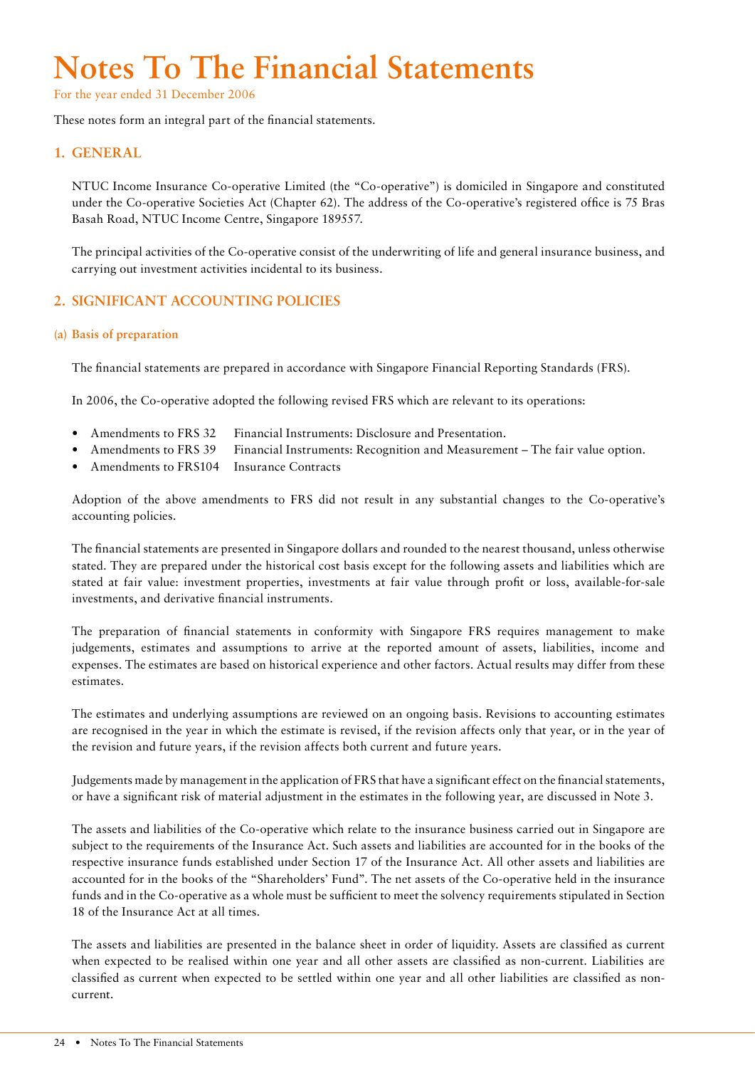# Notes To The Financial Statements

For the year ended 31 December 2006

These notes form an integral part of the financial statements.

## 1. GENERAL

NTUC Income Insurance Co-operative Limited (the "Co-operative") is domiciled in Singapore and constituted under the Co-operative Societies Act (Chapter 62). The address of the Co-operative's registered office is 75 Bras Basah Road, NTUC Income Centre, Singapore 189557.

The principal activities of the Co-operative consist of the underwriting of life and general insurance business, and carrying out investment activities incidental to its business.

## 2. SIGNIFICANT ACCOUNTING POLICIES

### (a) Basis of preparation

The financial statements are prepared in accordance with Singapore Financial Reporting Standards (FRS).

In 2006, the Co-operative adopted the following revised FRS which are relevant to its operations:

- Amendments to FRS 32 Financial Instruments: Disclosure and Presentation.
- Amendments to FRS 39 Financial Instruments: Recognition and Measurement – The fair value option.
- Amendments to FRS104 Insurance Contracts

Adoption of the above amendments to FRS did not result in any substantial changes to the Co-operative's accounting policies.

The financial statements are presented in Singapore dollars and rounded to the nearest thousand, unless otherwise stated. They are prepared under the historical cost basis except for the following assets and liabilities which are stated at fair value: investment properties, investments at fair value through profit or loss, available-for-sale investments, and derivative financial instruments.

The preparation of financial statements in conformity with Singapore FRS requires management to make judgements, estimates and assumptions to arrive at the reported amount of assets, liabilities, income and expenses. The estimates are based on historical experience and other factors. Actual results may differ from these estimates.

The estimates and underlying assumptions are reviewed on an ongoing basis. Revisions to accounting estimates are recognised in the year in which the estimate is revised, if the revision affects only that year, or in the year of the revision and future years, if the revision affects both current and future years.

Judgements made by management in the application of FRS that have a significant effect on the financial statements, or have a significant risk of material adjustment in the estimates in the following year, are discussed in Note 3.

The assets and liabilities of the Co-operative which relate to the insurance business carried out in Singapore are subject to the requirements of the Insurance Act. Such assets and liabilities are accounted for in the books of the respective insurance funds established under Section 17 of the Insurance Act. All other assets and liabilities are accounted for in the books of the "Shareholders' Fund". The net assets of the Co-operative held in the insurance funds and in the Co-operative as a whole must be sufficient to meet the solvency requirements stipulated in Section 18 of the Insurance Act at all times.

The assets and liabilities are presented in the balance sheet in order of liquidity. Assets are classified as current when expected to be realised within one year and all other assets are classified as non-current. Liabilities are classified as current when expected to be settled within one year and all other liabilities are classified as non-current.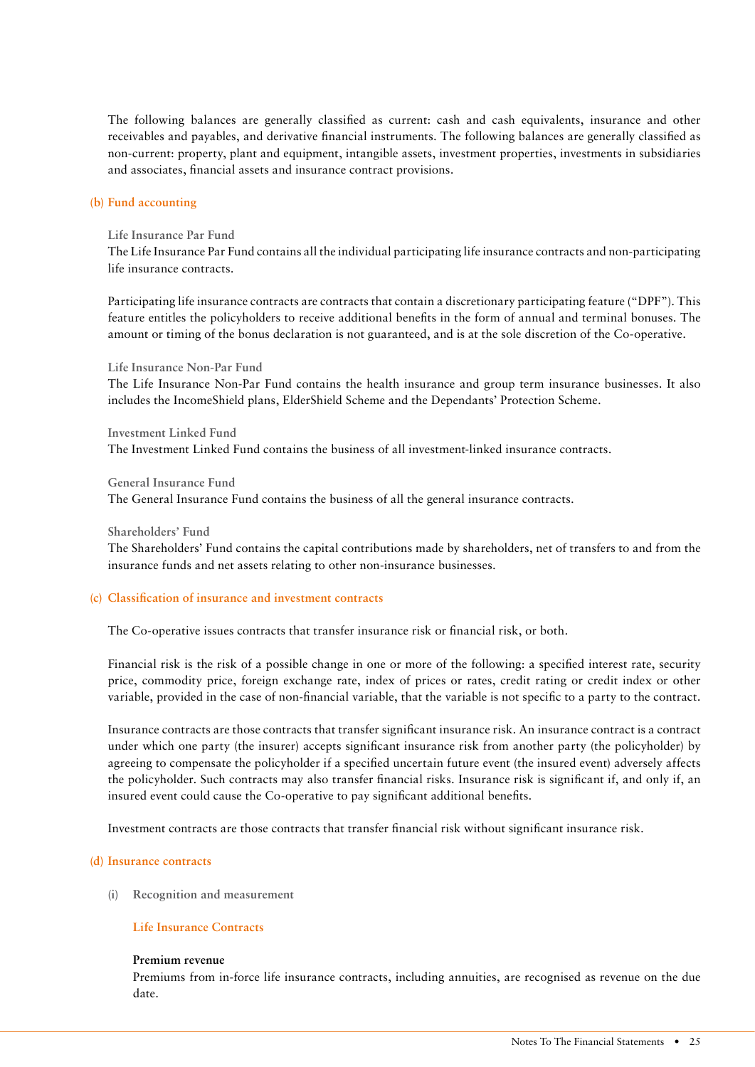The following balances are generally classified as current: cash and cash equivalents, insurance and other receivables and payables, and derivative financial instruments. The following balances are generally classified as non-current: property, plant and equipment, intangible assets, investment properties, investments in subsidiaries and associates, financial assets and insurance contract provisions.

## (b) Fund accounting

### Life Insurance Par Fund

The Life Insurance Par Fund contains all the individual participating life insurance contracts and non-participating life insurance contracts.

Participating life insurance contracts are contracts that contain a discretionary participating feature ("DPF"). This feature entitles the policyholders to receive additional benefits in the form of annual and terminal bonuses. The amount or timing of the bonus declaration is not guaranteed, and is at the sole discretion of the Co-operative.

### Life Insurance Non-Par Fund

The Life Insurance Non-Par Fund contains the health insurance and group term insurance businesses. It also includes the IncomeShield plans, ElderShield Scheme and the Dependants' Protection Scheme.

### Investment Linked Fund

The Investment Linked Fund contains the business of all investment-linked insurance contracts.

### General Insurance Fund

The General Insurance Fund contains the business of all the general insurance contracts.

### Shareholders' Fund

The Shareholders' Fund contains the capital contributions made by shareholders, net of transfers to and from the insurance funds and net assets relating to other non-insurance businesses.

## (c) Classification of insurance and investment contracts

The Co-operative issues contracts that transfer insurance risk or financial risk, or both.

Financial risk is the risk of a possible change in one or more of the following: a specified interest rate, security price, commodity price, foreign exchange rate, index of prices or rates, credit rating or credit index or other variable, provided in the case of non-financial variable, that the variable is not specific to a party to the contract.

Insurance contracts are those contracts that transfer significant insurance risk. An insurance contract is a contract under which one party (the insurer) accepts significant insurance risk from another party (the policyholder) by agreeing to compensate the policyholder if a specified uncertain future event (the insured event) adversely affects the policyholder. Such contracts may also transfer financial risks. Insurance risk is significant if, and only if, an insured event could cause the Co-operative to pay significant additional benefits.

Investment contracts are those contracts that transfer financial risk without significant insurance risk.

## (d) Insurance contracts

### (i) Recognition and measurement

#### Life Insurance Contracts

**Premium revenue**

Premiums from in-force life insurance contracts, including annuities, are recognised as revenue on the due date.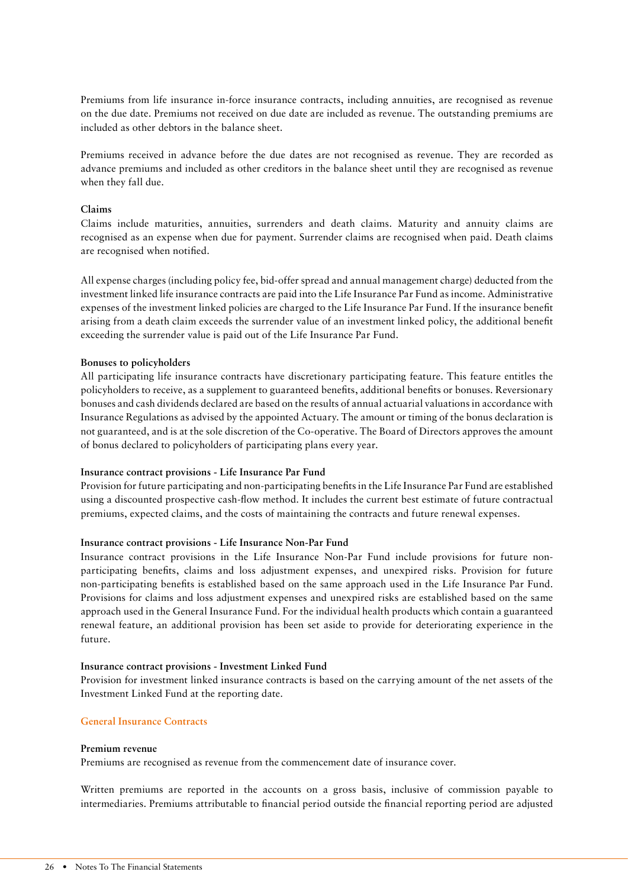Premiums from life insurance in-force insurance contracts, including annuities, are recognised as revenue on the due date. Premiums not received on due date are included as revenue. The outstanding premiums are included as other debtors in the balance sheet.

Premiums received in advance before the due dates are not recognised as revenue. They are recorded as advance premiums and included as other creditors in the balance sheet until they are recognised as revenue when they fall due.

**Claims**

Claims include maturities, annuities, surrenders and death claims. Maturity and annuity claims are recognised as an expense when due for payment. Surrender claims are recognised when paid. Death claims are recognised when notified.

All expense charges (including policy fee, bid-offer spread and annual management charge) deducted from the investment linked life insurance contracts are paid into the Life Insurance Par Fund as income. Administrative expenses of the investment linked policies are charged to the Life Insurance Par Fund. If the insurance benefit arising from a death claim exceeds the surrender value of an investment linked policy, the additional benefit exceeding the surrender value is paid out of the Life Insurance Par Fund.

**Bonuses to policyholders**

All participating life insurance contracts have discretionary participating feature. This feature entitles the policyholders to receive, as a supplement to guaranteed benefits, additional benefits or bonuses. Reversionary bonuses and cash dividends declared are based on the results of annual actuarial valuations in accordance with Insurance Regulations as advised by the appointed Actuary. The amount or timing of the bonus declaration is not guaranteed, and is at the sole discretion of the Co-operative. The Board of Directors approves the amount of bonus declared to policyholders of participating plans every year.

**Insurance contract provisions - Life Insurance Par Fund**

Provision for future participating and non-participating benefits in the Life Insurance Par Fund are established using a discounted prospective cash-flow method. It includes the current best estimate of future contractual premiums, expected claims, and the costs of maintaining the contracts and future renewal expenses.

**Insurance contract provisions - Life Insurance Non-Par Fund**

Insurance contract provisions in the Life Insurance Non-Par Fund include provisions for future non-participating benefits, claims and loss adjustment expenses, and unexpired risks. Provision for future non-participating benefits is established based on the same approach used in the Life Insurance Par Fund. Provisions for claims and loss adjustment expenses and unexpired risks are established based on the same approach used in the General Insurance Fund. For the individual health products which contain a guaranteed renewal feature, an additional provision has been set aside to provide for deteriorating experience in the future.

**Insurance contract provisions - Investment Linked Fund**

Provision for investment linked insurance contracts is based on the carrying amount of the net assets of the Investment Linked Fund at the reporting date.

## General Insurance Contracts

**Premium revenue**

Premiums are recognised as revenue from the commencement date of insurance cover.

Written premiums are reported in the accounts on a gross basis, inclusive of commission payable to intermediaries. Premiums attributable to financial period outside the financial reporting period are adjusted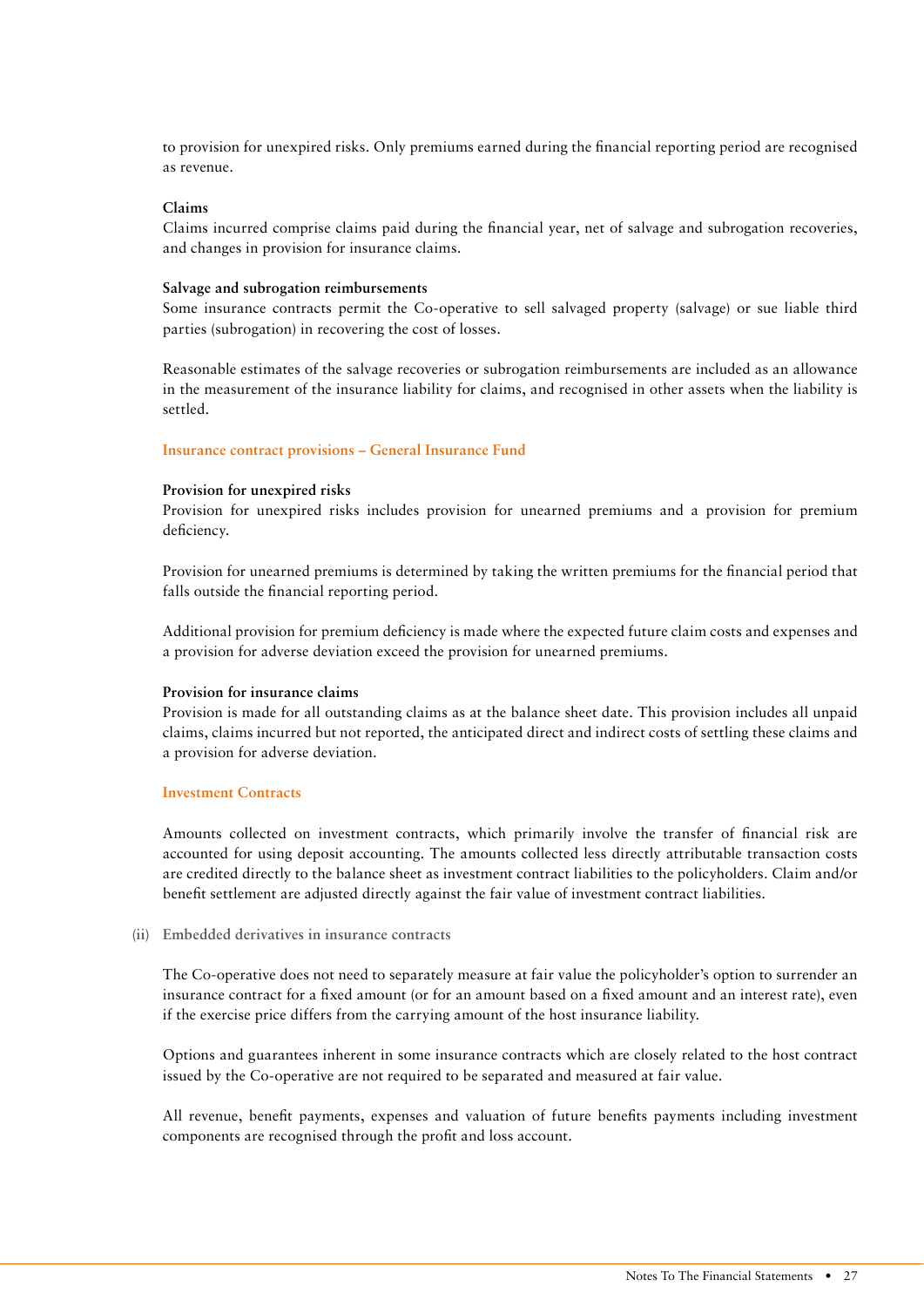to provision for unexpired risks. Only premiums earned during the financial reporting period are recognised as revenue.

**Claims**

Claims incurred comprise claims paid during the financial year, net of salvage and subrogation recoveries, and changes in provision for insurance claims.

**Salvage and subrogation reimbursements**

Some insurance contracts permit the Co-operative to sell salvaged property (salvage) or sue liable third parties (subrogation) in recovering the cost of losses.

Reasonable estimates of the salvage recoveries or subrogation reimbursements are included as an allowance in the measurement of the insurance liability for claims, and recognised in other assets when the liability is settled.

### Insurance contract provisions – General Insurance Fund

**Provision for unexpired risks**

Provision for unexpired risks includes provision for unearned premiums and a provision for premium deficiency.

Provision for unearned premiums is determined by taking the written premiums for the financial period that falls outside the financial reporting period.

Additional provision for premium deficiency is made where the expected future claim costs and expenses and a provision for adverse deviation exceed the provision for unearned premiums.

**Provision for insurance claims**

Provision is made for all outstanding claims as at the balance sheet date. This provision includes all unpaid claims, claims incurred but not reported, the anticipated direct and indirect costs of settling these claims and a provision for adverse deviation.

### Investment Contracts

Amounts collected on investment contracts, which primarily involve the transfer of financial risk are accounted for using deposit accounting. The amounts collected less directly attributable transaction costs are credited directly to the balance sheet as investment contract liabilities to the policyholders. Claim and/or benefit settlement are adjusted directly against the fair value of investment contract liabilities.

### (ii) Embedded derivatives in insurance contracts

The Co-operative does not need to separately measure at fair value the policyholder's option to surrender an insurance contract for a fixed amount (or for an amount based on a fixed amount and an interest rate), even if the exercise price differs from the carrying amount of the host insurance liability.

Options and guarantees inherent in some insurance contracts which are closely related to the host contract issued by the Co-operative are not required to be separated and measured at fair value.

All revenue, benefit payments, expenses and valuation of future benefits payments including investment components are recognised through the profit and loss account.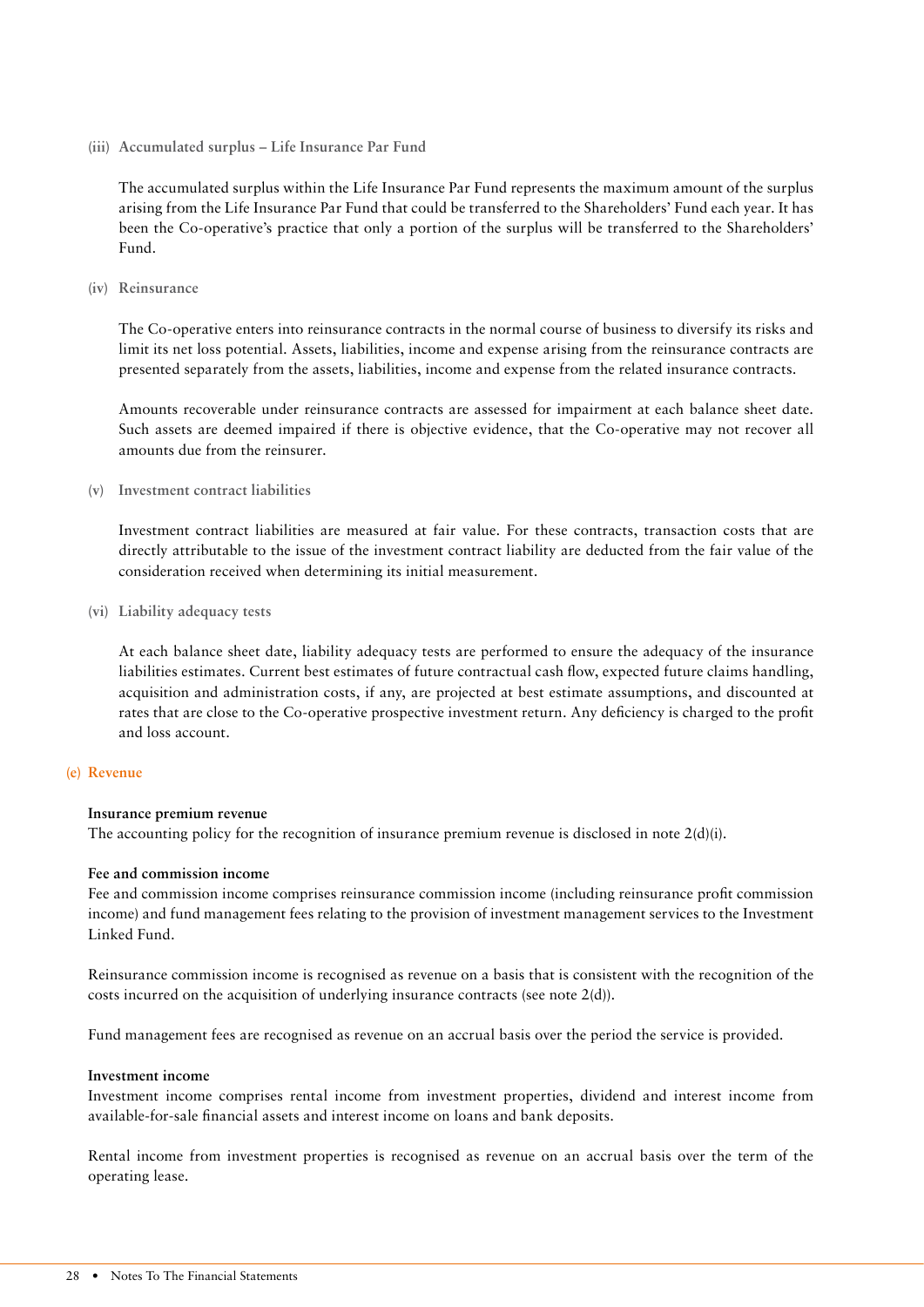#### (iii) Accumulated surplus – Life Insurance Par Fund

The accumulated surplus within the Life Insurance Par Fund represents the maximum amount of the surplus arising from the Life Insurance Par Fund that could be transferred to the Shareholders' Fund each year. It has been the Co-operative's practice that only a portion of the surplus will be transferred to the Shareholders' Fund.

#### (iv) Reinsurance

The Co-operative enters into reinsurance contracts in the normal course of business to diversify its risks and limit its net loss potential. Assets, liabilities, income and expense arising from the reinsurance contracts are presented separately from the assets, liabilities, income and expense from the related insurance contracts.

Amounts recoverable under reinsurance contracts are assessed for impairment at each balance sheet date. Such assets are deemed impaired if there is objective evidence, that the Co-operative may not recover all amounts due from the reinsurer.

#### (v) Investment contract liabilities

Investment contract liabilities are measured at fair value. For these contracts, transaction costs that are directly attributable to the issue of the investment contract liability are deducted from the fair value of the consideration received when determining its initial measurement.

#### (vi) Liability adequacy tests

At each balance sheet date, liability adequacy tests are performed to ensure the adequacy of the insurance liabilities estimates. Current best estimates of future contractual cash flow, expected future claims handling, acquisition and administration costs, if any, are projected at best estimate assumptions, and discounted at rates that are close to the Co-operative prospective investment return. Any deficiency is charged to the profit and loss account.

### (e) Revenue

**Insurance premium revenue**

The accounting policy for the recognition of insurance premium revenue is disclosed in note 2(d)(i).

**Fee and commission income**

Fee and commission income comprises reinsurance commission income (including reinsurance profit commission income) and fund management fees relating to the provision of investment management services to the Investment Linked Fund.

Reinsurance commission income is recognised as revenue on a basis that is consistent with the recognition of the costs incurred on the acquisition of underlying insurance contracts (see note 2(d)).

Fund management fees are recognised as revenue on an accrual basis over the period the service is provided.

**Investment income**

Investment income comprises rental income from investment properties, dividend and interest income from available-for-sale financial assets and interest income on loans and bank deposits.

Rental income from investment properties is recognised as revenue on an accrual basis over the term of the operating lease.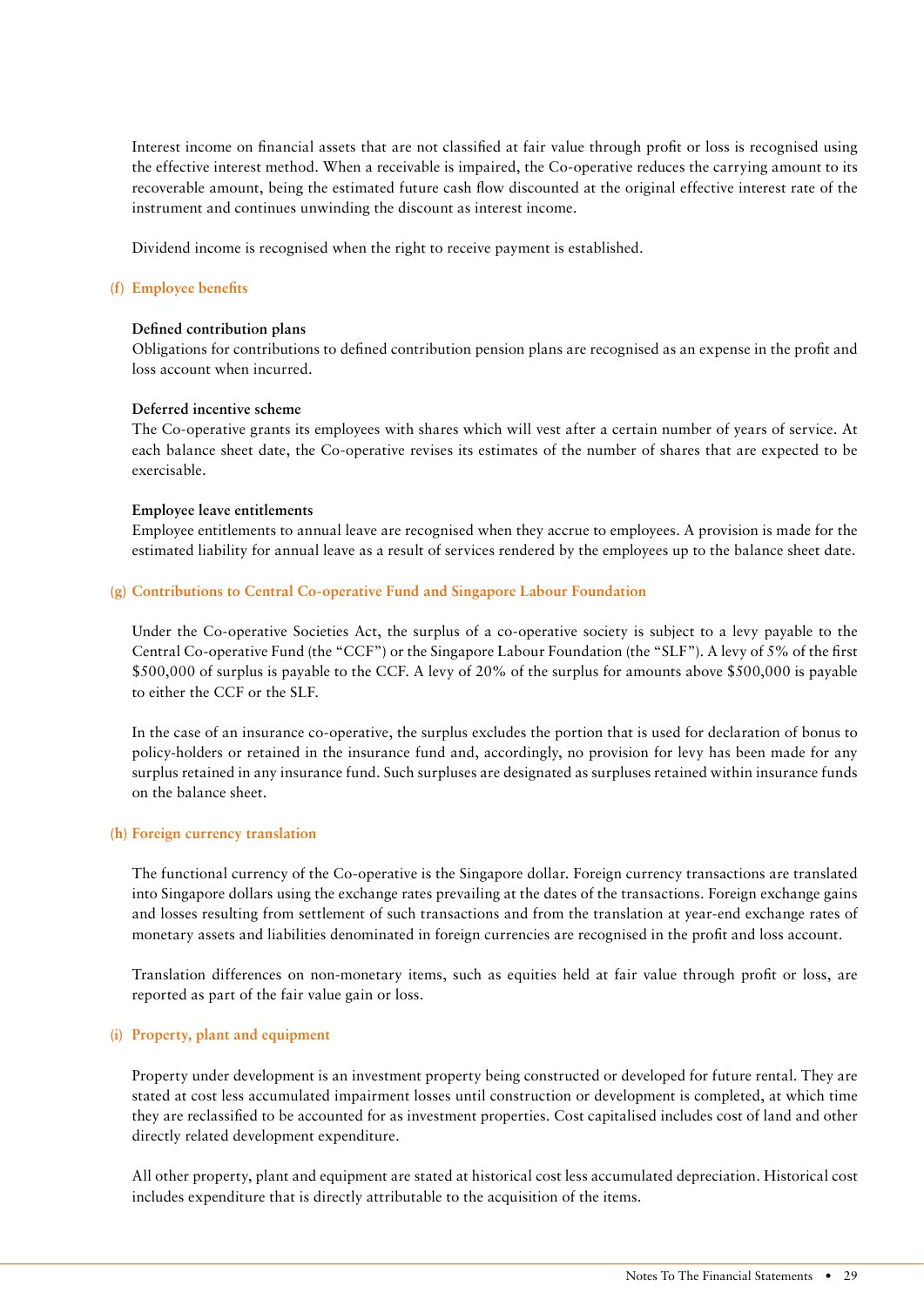Interest income on financial assets that are not classified at fair value through profit or loss is recognised using the effective interest method. When a receivable is impaired, the Co-operative reduces the carrying amount to its recoverable amount, being the estimated future cash flow discounted at the original effective interest rate of the instrument and continues unwinding the discount as interest income.

Dividend income is recognised when the right to receive payment is established.

## (f) Employee benefits

**Defined contribution plans**

Obligations for contributions to defined contribution pension plans are recognised as an expense in the profit and loss account when incurred.

**Deferred incentive scheme**

The Co-operative grants its employees with shares which will vest after a certain number of years of service. At each balance sheet date, the Co-operative revises its estimates of the number of shares that are expected to be exercisable.

**Employee leave entitlements**

Employee entitlements to annual leave are recognised when they accrue to employees. A provision is made for the estimated liability for annual leave as a result of services rendered by the employees up to the balance sheet date.

## (g) Contributions to Central Co-operative Fund and Singapore Labour Foundation

Under the Co-operative Societies Act, the surplus of a co-operative society is subject to a levy payable to the Central Co-operative Fund (the "CCF") or the Singapore Labour Foundation (the "SLF"). A levy of 5% of the first $500,000 of surplus is payable to the CCF. A levy of 20% of the surplus for amounts above $500,000 is payable to either the CCF or the SLF.

In the case of an insurance co-operative, the surplus excludes the portion that is used for declaration of bonus to policy-holders or retained in the insurance fund and, accordingly, no provision for levy has been made for any surplus retained in any insurance fund. Such surpluses are designated as surpluses retained within insurance funds on the balance sheet.

## (h) Foreign currency translation

The functional currency of the Co-operative is the Singapore dollar. Foreign currency transactions are translated into Singapore dollars using the exchange rates prevailing at the dates of the transactions. Foreign exchange gains and losses resulting from settlement of such transactions and from the translation at year-end exchange rates of monetary assets and liabilities denominated in foreign currencies are recognised in the profit and loss account.

Translation differences on non-monetary items, such as equities held at fair value through profit or loss, are reported as part of the fair value gain or loss.

## (i) Property, plant and equipment

Property under development is an investment property being constructed or developed for future rental. They are stated at cost less accumulated impairment losses until construction or development is completed, at which time they are reclassified to be accounted for as investment properties. Cost capitalised includes cost of land and other directly related development expenditure.

All other property, plant and equipment are stated at historical cost less accumulated depreciation. Historical cost includes expenditure that is directly attributable to the acquisition of the items.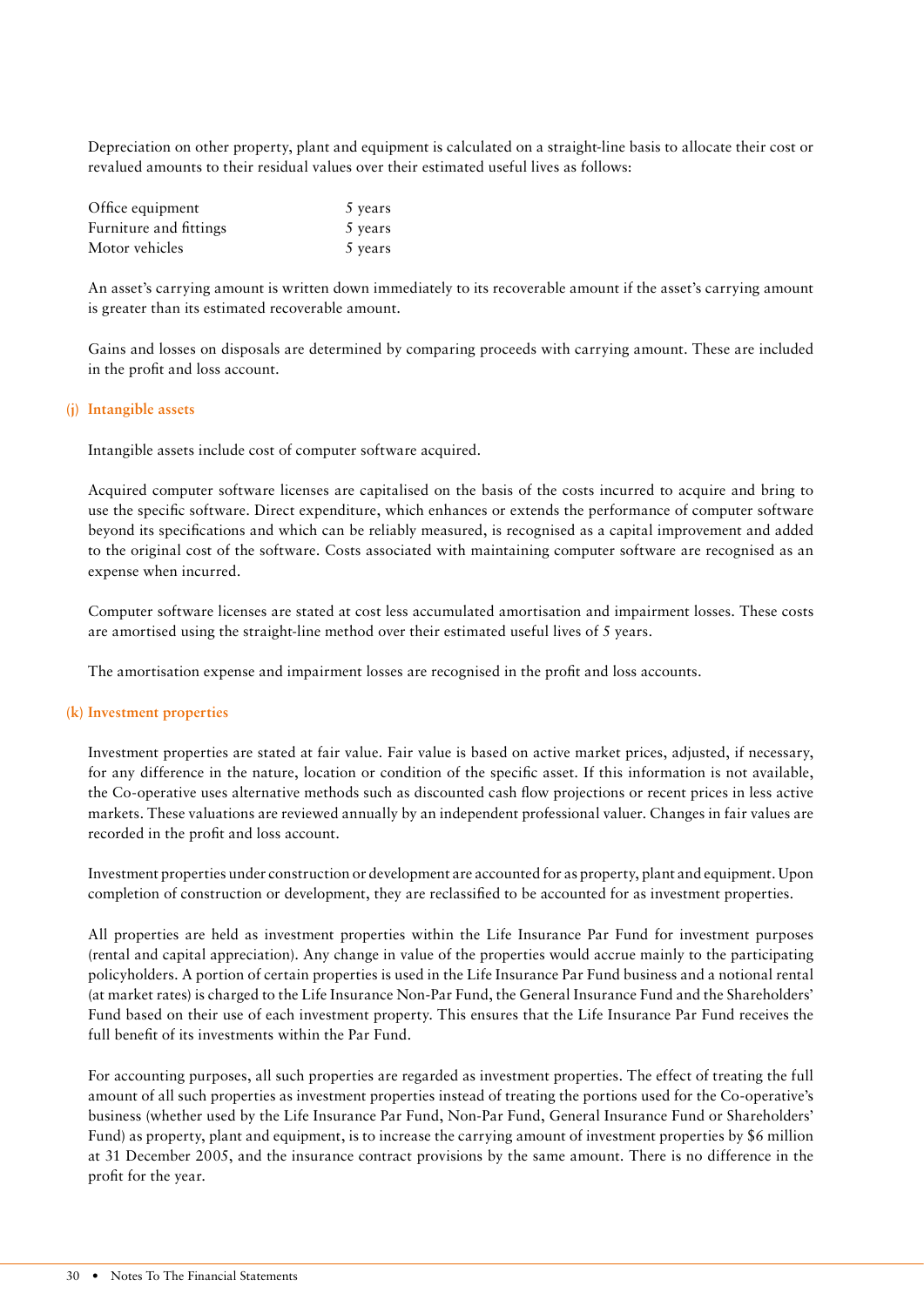Depreciation on other property, plant and equipment is calculated on a straight-line basis to allocate their cost or revalued amounts to their residual values over their estimated useful lives as follows:

| | |
|---|---|
| Office equipment | 5 years |
| Furniture and fittings | 5 years |
| Motor vehicles | 5 years |

An asset's carrying amount is written down immediately to its recoverable amount if the asset's carrying amount is greater than its estimated recoverable amount.

Gains and losses on disposals are determined by comparing proceeds with carrying amount. These are included in the profit and loss account.

### (j) Intangible assets

Intangible assets include cost of computer software acquired.

Acquired computer software licenses are capitalised on the basis of the costs incurred to acquire and bring to use the specific software. Direct expenditure, which enhances or extends the performance of computer software beyond its specifications and which can be reliably measured, is recognised as a capital improvement and added to the original cost of the software. Costs associated with maintaining computer software are recognised as an expense when incurred.

Computer software licenses are stated at cost less accumulated amortisation and impairment losses. These costs are amortised using the straight-line method over their estimated useful lives of 5 years.

The amortisation expense and impairment losses are recognised in the profit and loss accounts.

### (k) Investment properties

Investment properties are stated at fair value. Fair value is based on active market prices, adjusted, if necessary, for any difference in the nature, location or condition of the specific asset. If this information is not available, the Co-operative uses alternative methods such as discounted cash flow projections or recent prices in less active markets. These valuations are reviewed annually by an independent professional valuer. Changes in fair values are recorded in the profit and loss account.

Investment properties under construction or development are accounted for as property, plant and equipment. Upon completion of construction or development, they are reclassified to be accounted for as investment properties.

All properties are held as investment properties within the Life Insurance Par Fund for investment purposes (rental and capital appreciation). Any change in value of the properties would accrue mainly to the participating policyholders. A portion of certain properties is used in the Life Insurance Par Fund business and a notional rental (at market rates) is charged to the Life Insurance Non-Par Fund, the General Insurance Fund and the Shareholders' Fund based on their use of each investment property. This ensures that the Life Insurance Par Fund receives the full benefit of its investments within the Par Fund.

For accounting purposes, all such properties are regarded as investment properties. The effect of treating the full amount of all such properties as investment properties instead of treating the portions used for the Co-operative's business (whether used by the Life Insurance Par Fund, Non-Par Fund, General Insurance Fund or Shareholders' Fund) as property, plant and equipment, is to increase the carrying amount of investment properties by $6 million at 31 December 2005, and the insurance contract provisions by the same amount. There is no difference in the profit for the year.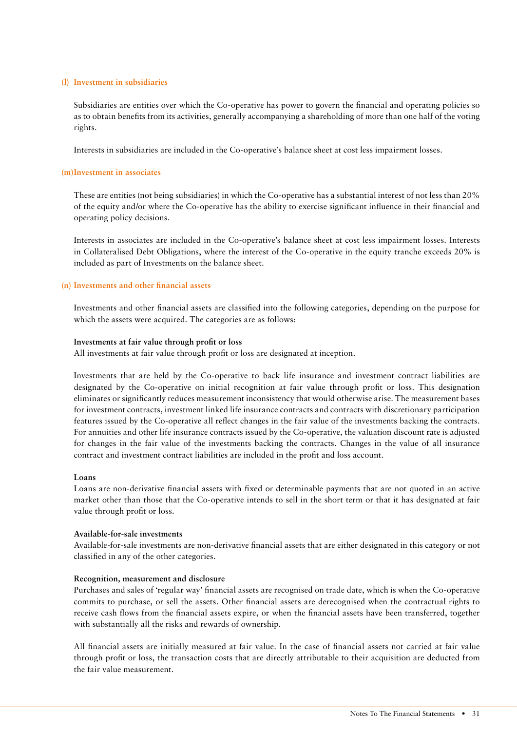### (l) Investment in subsidiaries

Subsidiaries are entities over which the Co-operative has power to govern the financial and operating policies so as to obtain benefits from its activities, generally accompanying a shareholding of more than one half of the voting rights.

Interests in subsidiaries are included in the Co-operative's balance sheet at cost less impairment losses.

### (m) Investment in associates

These are entities (not being subsidiaries) in which the Co-operative has a substantial interest of not less than 20% of the equity and/or where the Co-operative has the ability to exercise significant influence in their financial and operating policy decisions.

Interests in associates are included in the Co-operative's balance sheet at cost less impairment losses. Interests in Collateralised Debt Obligations, where the interest of the Co-operative in the equity tranche exceeds 20% is included as part of Investments on the balance sheet.

### (n) Investments and other financial assets

Investments and other financial assets are classified into the following categories, depending on the purpose for which the assets were acquired. The categories are as follows:

**Investments at fair value through profit or loss**
All investments at fair value through profit or loss are designated at inception.

Investments that are held by the Co-operative to back life insurance and investment contract liabilities are designated by the Co-operative on initial recognition at fair value through profit or loss. This designation eliminates or significantly reduces measurement inconsistency that would otherwise arise. The measurement bases for investment contracts, investment linked life insurance contracts and contracts with discretionary participation features issued by the Co-operative all reflect changes in the fair value of the investments backing the contracts. For annuities and other life insurance contracts issued by the Co-operative, the valuation discount rate is adjusted for changes in the fair value of the investments backing the contracts. Changes in the value of all insurance contract and investment contract liabilities are included in the profit and loss account.

**Loans**
Loans are non-derivative financial assets with fixed or determinable payments that are not quoted in an active market other than those that the Co-operative intends to sell in the short term or that it has designated at fair value through profit or loss.

**Available-for-sale investments**
Available-for-sale investments are non-derivative financial assets that are either designated in this category or not classified in any of the other categories.

**Recognition, measurement and disclosure**
Purchases and sales of 'regular way' financial assets are recognised on trade date, which is when the Co-operative commits to purchase, or sell the assets. Other financial assets are derecognised when the contractual rights to receive cash flows from the financial assets expire, or when the financial assets have been transferred, together with substantially all the risks and rewards of ownership.

All financial assets are initially measured at fair value. In the case of financial assets not carried at fair value through profit or loss, the transaction costs that are directly attributable to their acquisition are deducted from the fair value measurement.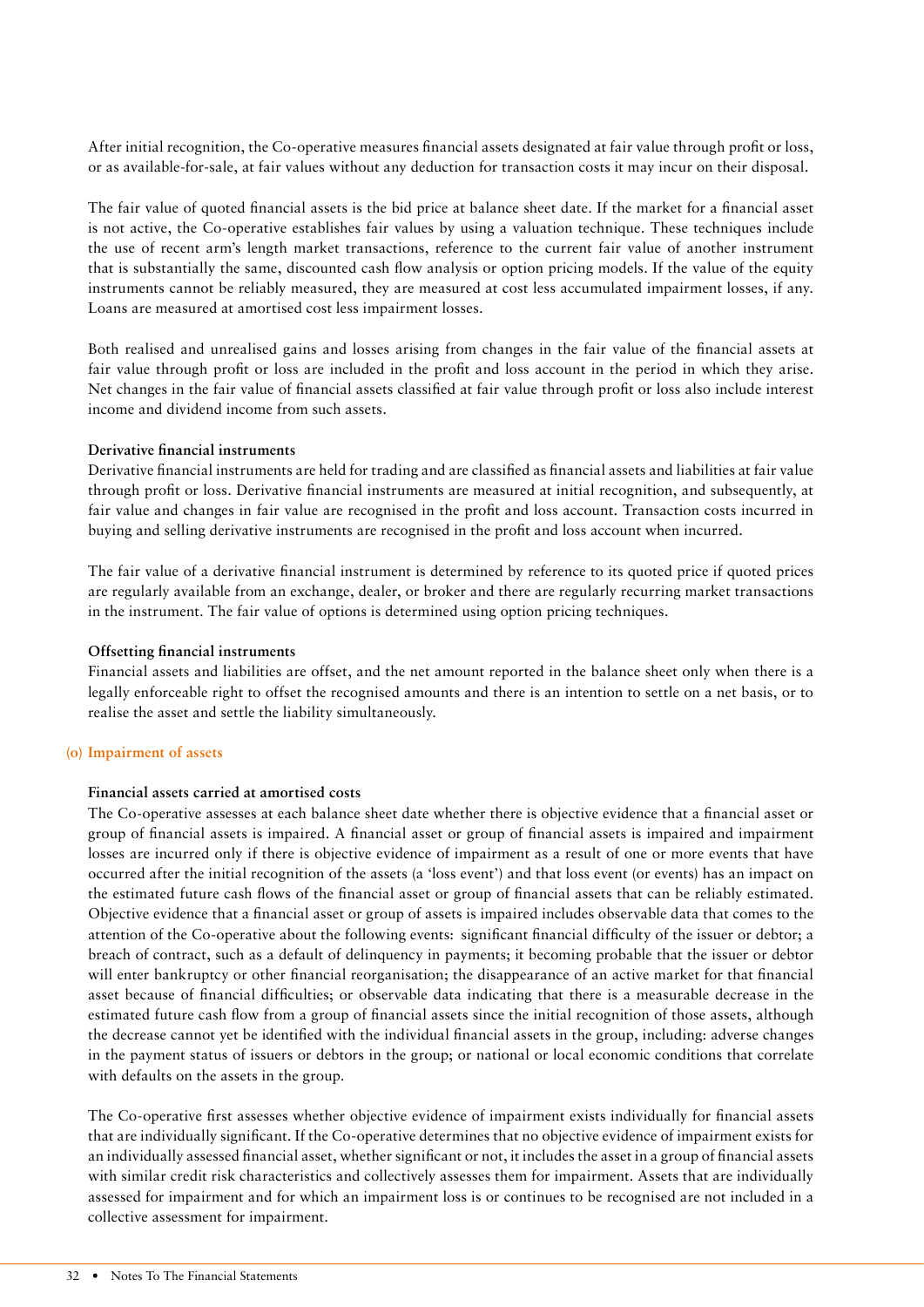After initial recognition, the Co-operative measures financial assets designated at fair value through profit or loss, or as available-for-sale, at fair values without any deduction for transaction costs it may incur on their disposal.

The fair value of quoted financial assets is the bid price at balance sheet date. If the market for a financial asset is not active, the Co-operative establishes fair values by using a valuation technique. These techniques include the use of recent arm's length market transactions, reference to the current fair value of another instrument that is substantially the same, discounted cash flow analysis or option pricing models. If the value of the equity instruments cannot be reliably measured, they are measured at cost less accumulated impairment losses, if any. Loans are measured at amortised cost less impairment losses.

Both realised and unrealised gains and losses arising from changes in the fair value of the financial assets at fair value through profit or loss are included in the profit and loss account in the period in which they arise. Net changes in the fair value of financial assets classified at fair value through profit or loss also include interest income and dividend income from such assets.

**Derivative financial instruments**

Derivative financial instruments are held for trading and are classified as financial assets and liabilities at fair value through profit or loss. Derivative financial instruments are measured at initial recognition, and subsequently, at fair value and changes in fair value are recognised in the profit and loss account. Transaction costs incurred in buying and selling derivative instruments are recognised in the profit and loss account when incurred.

The fair value of a derivative financial instrument is determined by reference to its quoted price if quoted prices are regularly available from an exchange, dealer, or broker and there are regularly recurring market transactions in the instrument. The fair value of options is determined using option pricing techniques.

**Offsetting financial instruments**

Financial assets and liabilities are offset, and the net amount reported in the balance sheet only when there is a legally enforceable right to offset the recognised amounts and there is an intention to settle on a net basis, or to realise the asset and settle the liability simultaneously.

## (o) Impairment of assets

**Financial assets carried at amortised costs**

The Co-operative assesses at each balance sheet date whether there is objective evidence that a financial asset or group of financial assets is impaired. A financial asset or group of financial assets is impaired and impairment losses are incurred only if there is objective evidence of impairment as a result of one or more events that have occurred after the initial recognition of the assets (a 'loss event') and that loss event (or events) has an impact on the estimated future cash flows of the financial asset or group of financial assets that can be reliably estimated. Objective evidence that a financial asset or group of assets is impaired includes observable data that comes to the attention of the Co-operative about the following events: significant financial difficulty of the issuer or debtor; a breach of contract, such as a default of delinquency in payments; it becoming probable that the issuer or debtor will enter bankruptcy or other financial reorganisation; the disappearance of an active market for that financial asset because of financial difficulties; or observable data indicating that there is a measurable decrease in the estimated future cash flow from a group of financial assets since the initial recognition of those assets, although the decrease cannot yet be identified with the individual financial assets in the group, including: adverse changes in the payment status of issuers or debtors in the group; or national or local economic conditions that correlate with defaults on the assets in the group.

The Co-operative first assesses whether objective evidence of impairment exists individually for financial assets that are individually significant. If the Co-operative determines that no objective evidence of impairment exists for an individually assessed financial asset, whether significant or not, it includes the asset in a group of financial assets with similar credit risk characteristics and collectively assesses them for impairment. Assets that are individually assessed for impairment and for which an impairment loss is or continues to be recognised are not included in a collective assessment for impairment.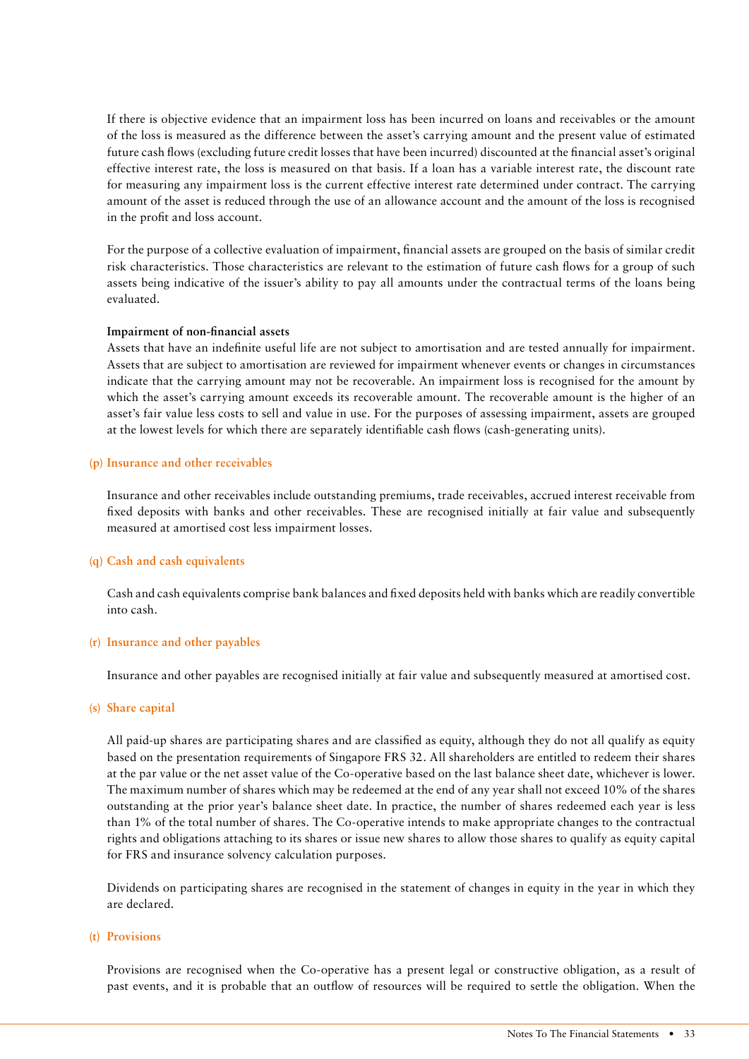If there is objective evidence that an impairment loss has been incurred on loans and receivables or the amount of the loss is measured as the difference between the asset's carrying amount and the present value of estimated future cash flows (excluding future credit losses that have been incurred) discounted at the financial asset's original effective interest rate, the loss is measured on that basis. If a loan has a variable interest rate, the discount rate for measuring any impairment loss is the current effective interest rate determined under contract. The carrying amount of the asset is reduced through the use of an allowance account and the amount of the loss is recognised in the profit and loss account.

For the purpose of a collective evaluation of impairment, financial assets are grouped on the basis of similar credit risk characteristics. Those characteristics are relevant to the estimation of future cash flows for a group of such assets being indicative of the issuer's ability to pay all amounts under the contractual terms of the loans being evaluated.

**Impairment of non-financial assets**

Assets that have an indefinite useful life are not subject to amortisation and are tested annually for impairment. Assets that are subject to amortisation are reviewed for impairment whenever events or changes in circumstances indicate that the carrying amount may not be recoverable. An impairment loss is recognised for the amount by which the asset's carrying amount exceeds its recoverable amount. The recoverable amount is the higher of an asset's fair value less costs to sell and value in use. For the purposes of assessing impairment, assets are grouped at the lowest levels for which there are separately identifiable cash flows (cash-generating units).

### (p) Insurance and other receivables

Insurance and other receivables include outstanding premiums, trade receivables, accrued interest receivable from fixed deposits with banks and other receivables. These are recognised initially at fair value and subsequently measured at amortised cost less impairment losses.

### (q) Cash and cash equivalents

Cash and cash equivalents comprise bank balances and fixed deposits held with banks which are readily convertible into cash.

### (r) Insurance and other payables

Insurance and other payables are recognised initially at fair value and subsequently measured at amortised cost.

### (s) Share capital

All paid-up shares are participating shares and are classified as equity, although they do not all qualify as equity based on the presentation requirements of Singapore FRS 32. All shareholders are entitled to redeem their shares at the par value or the net asset value of the Co-operative based on the last balance sheet date, whichever is lower. The maximum number of shares which may be redeemed at the end of any year shall not exceed 10% of the shares outstanding at the prior year's balance sheet date. In practice, the number of shares redeemed each year is less than 1% of the total number of shares. The Co-operative intends to make appropriate changes to the contractual rights and obligations attaching to its shares or issue new shares to allow those shares to qualify as equity capital for FRS and insurance solvency calculation purposes.

Dividends on participating shares are recognised in the statement of changes in equity in the year in which they are declared.

### (t) Provisions

Provisions are recognised when the Co-operative has a present legal or constructive obligation, as a result of past events, and it is probable that an outflow of resources will be required to settle the obligation. When the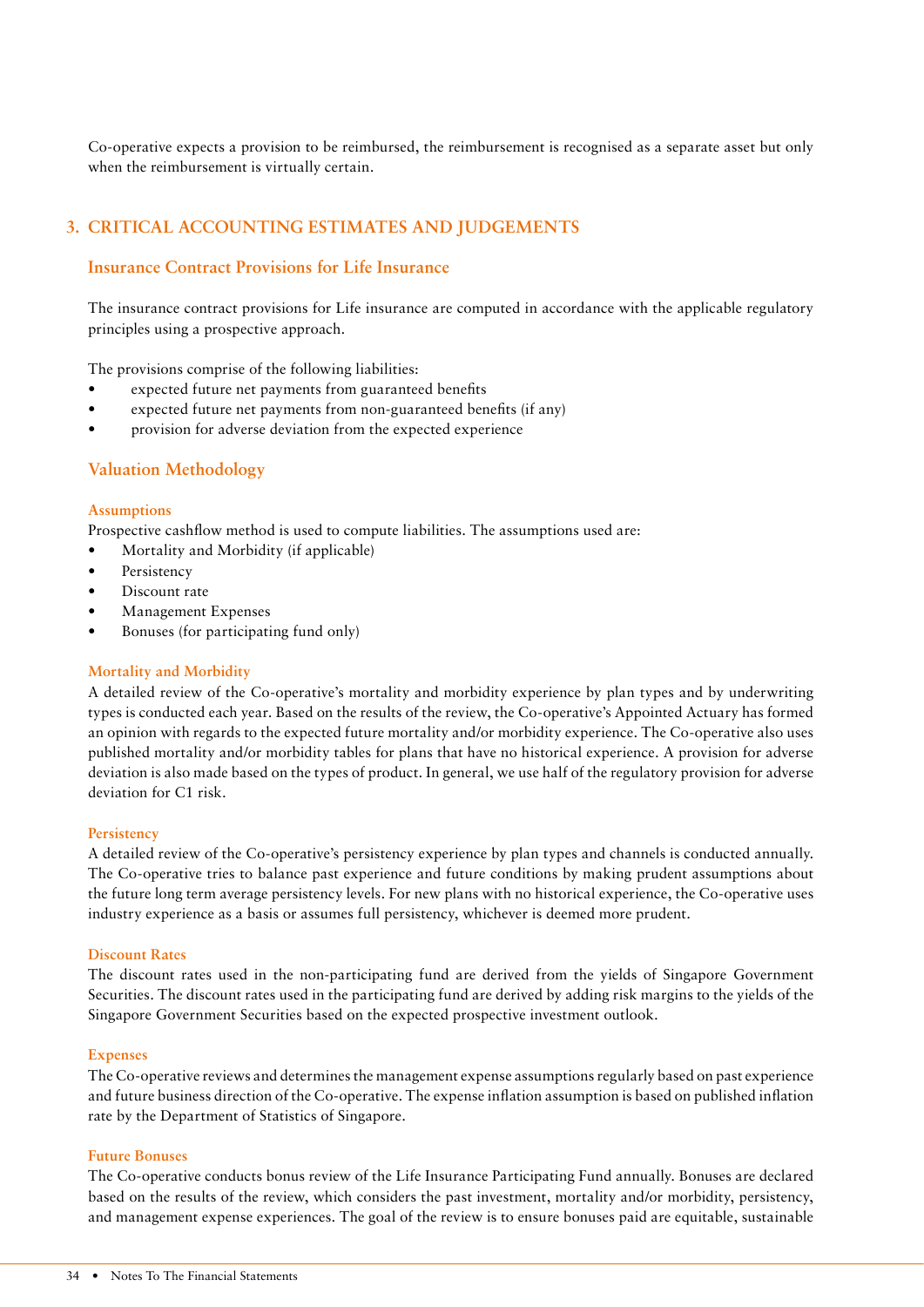Co-operative expects a provision to be reimbursed, the reimbursement is recognised as a separate asset but only when the reimbursement is virtually certain.

## 3. CRITICAL ACCOUNTING ESTIMATES AND JUDGEMENTS

### Insurance Contract Provisions for Life Insurance

The insurance contract provisions for Life insurance are computed in accordance with the applicable regulatory principles using a prospective approach.

The provisions comprise of the following liabilities:

- expected future net payments from guaranteed benefits
- expected future net payments from non-guaranteed benefits (if any)
- provision for adverse deviation from the expected experience

### Valuation Methodology

#### Assumptions

Prospective cashflow method is used to compute liabilities. The assumptions used are:

- Mortality and Morbidity (if applicable)
- Persistency
- Discount rate
- Management Expenses
- Bonuses (for participating fund only)

#### Mortality and Morbidity

A detailed review of the Co-operative's mortality and morbidity experience by plan types and by underwriting types is conducted each year. Based on the results of the review, the Co-operative's Appointed Actuary has formed an opinion with regards to the expected future mortality and/or morbidity experience. The Co-operative also uses published mortality and/or morbidity tables for plans that have no historical experience. A provision for adverse deviation is also made based on the types of product. In general, we use half of the regulatory provision for adverse deviation for C1 risk.

#### Persistency

A detailed review of the Co-operative's persistency experience by plan types and channels is conducted annually. The Co-operative tries to balance past experience and future conditions by making prudent assumptions about the future long term average persistency levels. For new plans with no historical experience, the Co-operative uses industry experience as a basis or assumes full persistency, whichever is deemed more prudent.

#### Discount Rates

The discount rates used in the non-participating fund are derived from the yields of Singapore Government Securities. The discount rates used in the participating fund are derived by adding risk margins to the yields of the Singapore Government Securities based on the expected prospective investment outlook.

#### Expenses

The Co-operative reviews and determines the management expense assumptions regularly based on past experience and future business direction of the Co-operative. The expense inflation assumption is based on published inflation rate by the Department of Statistics of Singapore.

#### Future Bonuses

The Co-operative conducts bonus review of the Life Insurance Participating Fund annually. Bonuses are declared based on the results of the review, which considers the past investment, mortality and/or morbidity, persistency, and management expense experiences. The goal of the review is to ensure bonuses paid are equitable, sustainable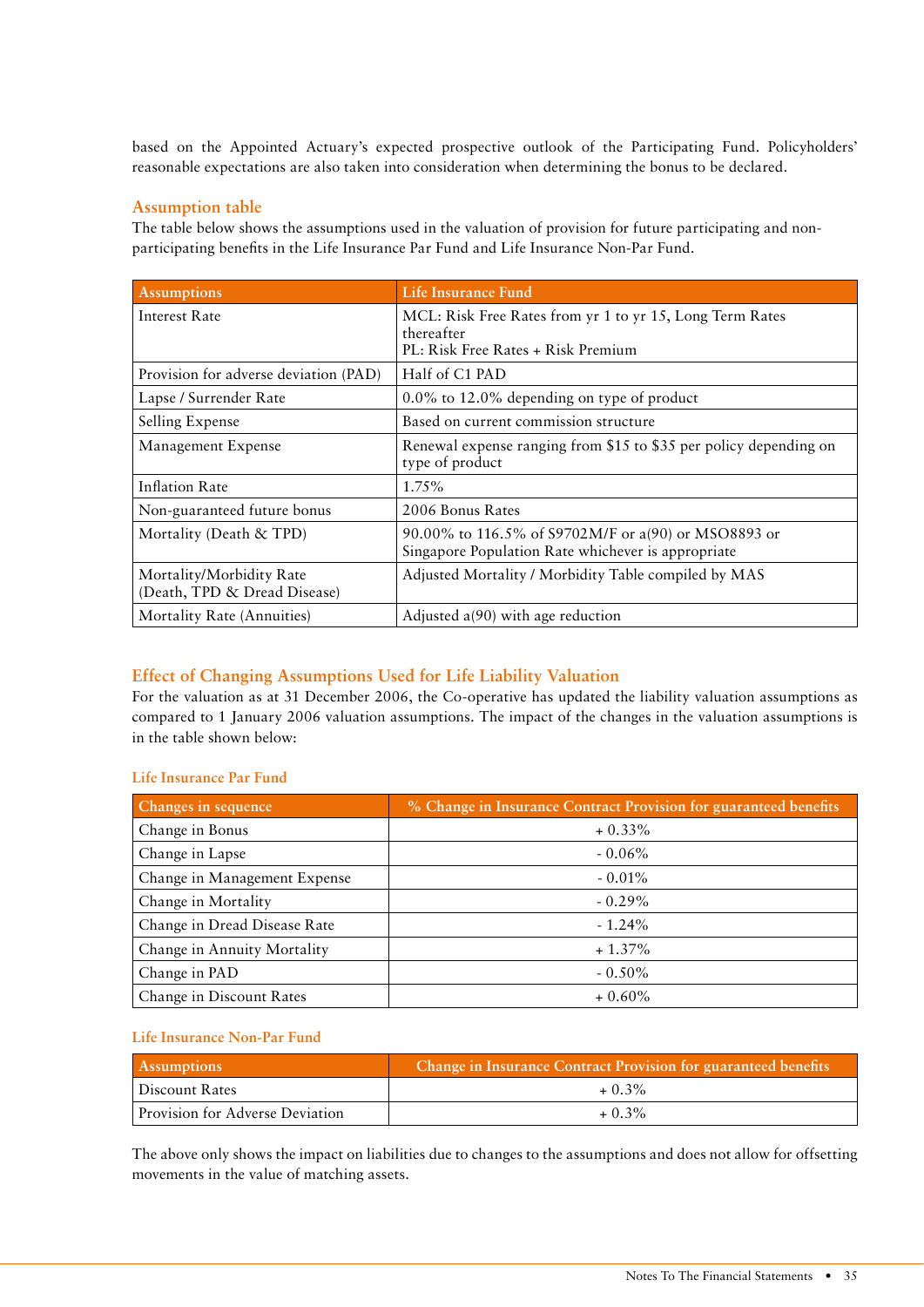based on the Appointed Actuary's expected prospective outlook of the Participating Fund. Policyholders' reasonable expectations are also taken into consideration when determining the bonus to be declared.

### Assumption table

The table below shows the assumptions used in the valuation of provision for future participating and non-participating benefits in the Life Insurance Par Fund and Life Insurance Non-Par Fund.

| Assumptions | Life Insurance Fund |
|---|---|
| Interest Rate | MCL: Risk Free Rates from yr 1 to yr 15, Long Term Rates thereafter<br>PL: Risk Free Rates + Risk Premium |
| Provision for adverse deviation (PAD) | Half of C1 PAD |
| Lapse / Surrender Rate | 0.0% to 12.0% depending on type of product |
| Selling Expense | Based on current commission structure |
| Management Expense | Renewal expense ranging from $15 to $35 per policy depending on type of product |
| Inflation Rate | 1.75% |
| Non-guaranteed future bonus | 2006 Bonus Rates |
| Mortality (Death & TPD) | 90.00% to 116.5% of S9702M/F or a(90) or MSO8893 or Singapore Population Rate whichever is appropriate |
| Mortality/Morbidity Rate (Death, TPD & Dread Disease) | Adjusted Mortality / Morbidity Table compiled by MAS |
| Mortality Rate (Annuities) | Adjusted a(90) with age reduction |

### Effect of Changing Assumptions Used for Life Liability Valuation

For the valuation as at 31 December 2006, the Co-operative has updated the liability valuation assumptions as compared to 1 January 2006 valuation assumptions. The impact of the changes in the valuation assumptions is in the table shown below:

#### Life Insurance Par Fund

| Changes in sequence | % Change in Insurance Contract Provision for guaranteed benefits |
|---|---|
| Change in Bonus | + 0.33% |
| Change in Lapse | - 0.06% |
| Change in Management Expense | - 0.01% |
| Change in Mortality | - 0.29% |
| Change in Dread Disease Rate | - 1.24% |
| Change in Annuity Mortality | + 1.37% |
| Change in PAD | - 0.50% |
| Change in Discount Rates | + 0.60% |

#### Life Insurance Non-Par Fund

| Assumptions | Change in Insurance Contract Provision for guaranteed benefits |
|---|---|
| Discount Rates | + 0.3% |
| Provision for Adverse Deviation | + 0.3% |

The above only shows the impact on liabilities due to changes to the assumptions and does not allow for offsetting movements in the value of matching assets.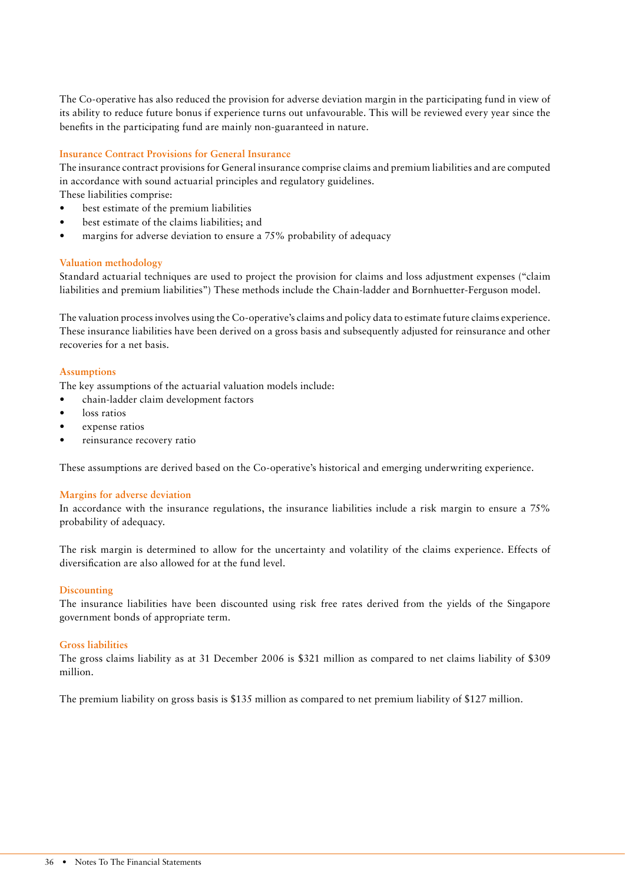The Co-operative has also reduced the provision for adverse deviation margin in the participating fund in view of its ability to reduce future bonus if experience turns out unfavourable. This will be reviewed every year since the benefits in the participating fund are mainly non-guaranteed in nature.

### Insurance Contract Provisions for General Insurance

The insurance contract provisions for General insurance comprise claims and premium liabilities and are computed in accordance with sound actuarial principles and regulatory guidelines.
These liabilities comprise:

- best estimate of the premium liabilities
- best estimate of the claims liabilities; and
- margins for adverse deviation to ensure a 75% probability of adequacy

### Valuation methodology

Standard actuarial techniques are used to project the provision for claims and loss adjustment expenses ("claim liabilities and premium liabilities") These methods include the Chain-ladder and Bornhuetter-Ferguson model.

The valuation process involves using the Co-operative's claims and policy data to estimate future claims experience. These insurance liabilities have been derived on a gross basis and subsequently adjusted for reinsurance and other recoveries for a net basis.

### Assumptions

The key assumptions of the actuarial valuation models include:

- chain-ladder claim development factors
- loss ratios
- expense ratios
- reinsurance recovery ratio

These assumptions are derived based on the Co-operative's historical and emerging underwriting experience.

### Margins for adverse deviation

In accordance with the insurance regulations, the insurance liabilities include a risk margin to ensure a 75% probability of adequacy.

The risk margin is determined to allow for the uncertainty and volatility of the claims experience. Effects of diversification are also allowed for at the fund level.

### Discounting

The insurance liabilities have been discounted using risk free rates derived from the yields of the Singapore government bonds of appropriate term.

### Gross liabilities

The gross claims liability as at 31 December 2006 is $321 million as compared to net claims liability of $309 million.

The premium liability on gross basis is $135 million as compared to net premium liability of $127 million.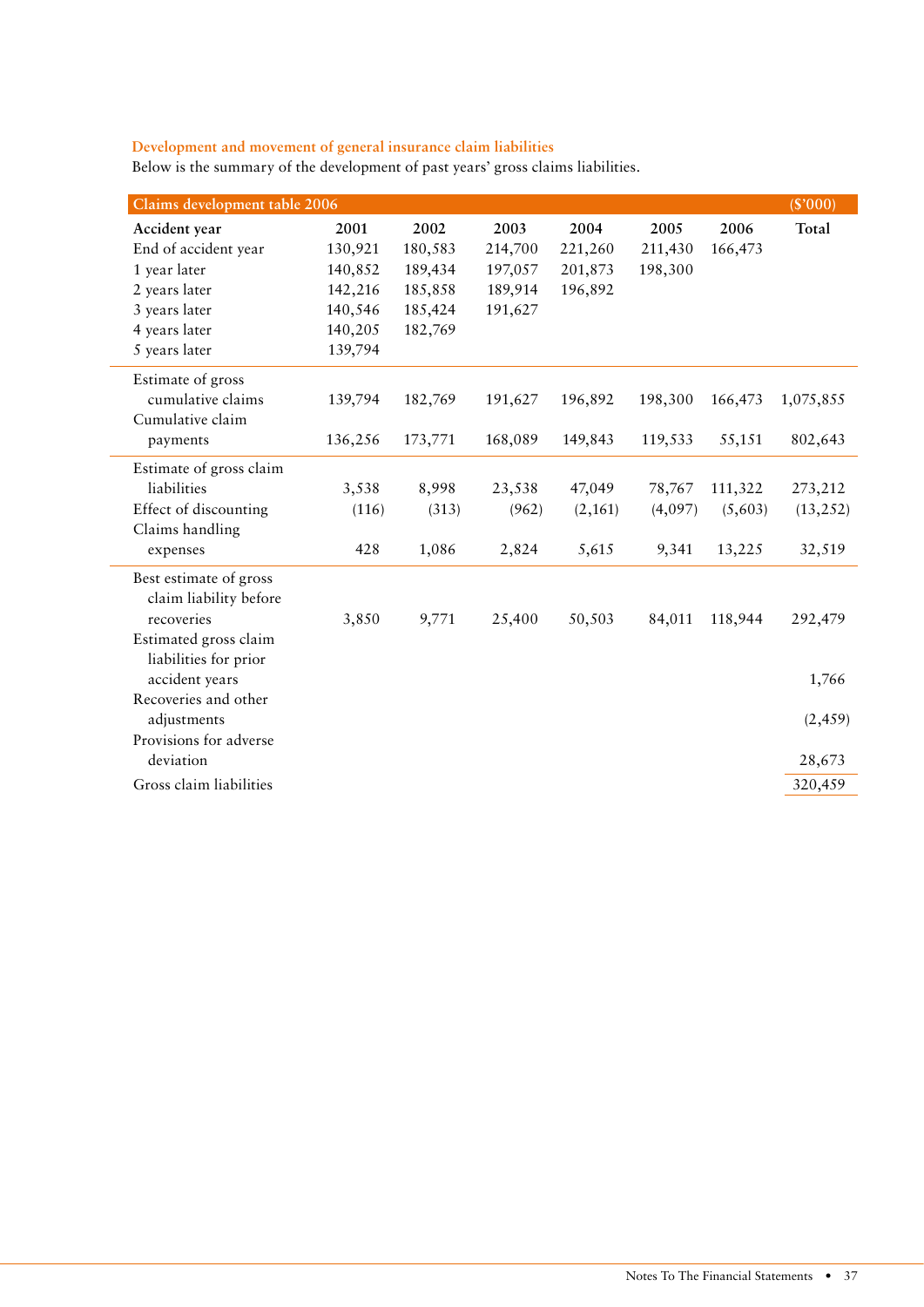### Development and movement of general insurance claim liabilities

Below is the summary of the development of past years' gross claims liabilities.

| Claims development table 2006 | | | | | | | ($'000) |
|---|---|---|---|---|---|---|---|
| **Accident year** | **2001** | **2002** | **2003** | **2004** | **2005** | **2006** | **Total** |
| End of accident year | 130,921 | 180,583 | 214,700 | 221,260 | 211,430 | 166,473 | |
| 1 year later | 140,852 | 189,434 | 197,057 | 201,873 | 198,300 | | |
| 2 years later | 142,216 | 185,858 | 189,914 | 196,892 | | | |
| 3 years later | 140,546 | 185,424 | 191,627 | | | | |
| 4 years later | 140,205 | 182,769 | | | | | |
| 5 years later | 139,794 | | | | | | |
| Estimate of gross cumulative claims | 139,794 | 182,769 | 191,627 | 196,892 | 198,300 | 166,473 | 1,075,855 |
| Cumulative claim payments | 136,256 | 173,771 | 168,089 | 149,843 | 119,533 | 55,151 | 802,643 |
| Estimate of gross claim liabilities | 3,538 | 8,998 | 23,538 | 47,049 | 78,767 | 111,322 | 273,212 |
| Effect of discounting | (116) | (313) | (962) | (2,161) | (4,097) | (5,603) | (13,252) |
| Claims handling expenses | 428 | 1,086 | 2,824 | 5,615 | 9,341 | 13,225 | 32,519 |
| Best estimate of gross claim liability before recoveries | 3,850 | 9,771 | 25,400 | 50,503 | 84,011 | 118,944 | 292,479 |
| Estimated gross claim liabilities for prior accident years | | | | | | | 1,766 |
| Recoveries and other adjustments | | | | | | | (2,459) |
| Provisions for adverse deviation | | | | | | | 28,673 |
| Gross claim liabilities | | | | | | | 320,459 |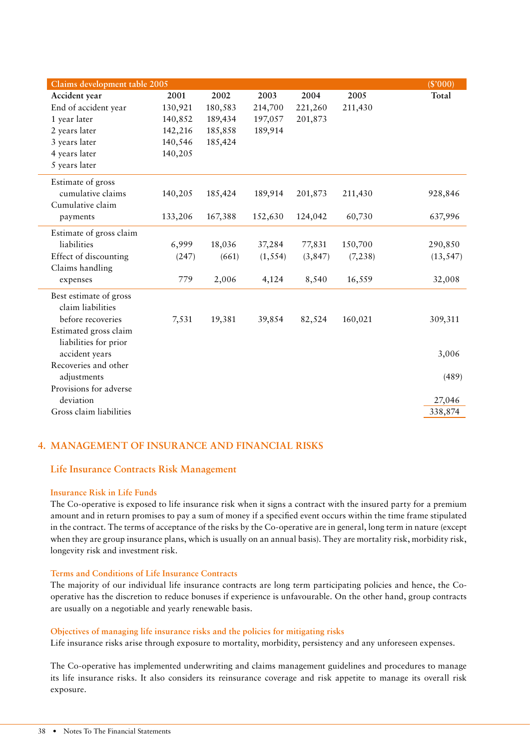| Claims development table 2005 | | | | | | ($'000) |
|---|---|---|---|---|---|---|
| Accident year | 2001 | 2002 | 2003 | 2004 | 2005 | Total |
| End of accident year | 130,921 | 180,583 | 214,700 | 221,260 | 211,430 | |
| 1 year later | 140,852 | 189,434 | 197,057 | 201,873 | | |
| 2 years later | 142,216 | 185,858 | 189,914 | | | |
| 3 years later | 140,546 | 185,424 | | | | |
| 4 years later | 140,205 | | | | | |
| 5 years later | | | | | | |
| Estimate of gross cumulative claims | 140,205 | 185,424 | 189,914 | 201,873 | 211,430 | 928,846 |
| Cumulative claim payments | 133,206 | 167,388 | 152,630 | 124,042 | 60,730 | 637,996 |
| Estimate of gross claim liabilities | 6,999 | 18,036 | 37,284 | 77,831 | 150,700 | 290,850 |
| Effect of discounting | (247) | (661) | (1,554) | (3,847) | (7,238) | (13,547) |
| Claims handling expenses | 779 | 2,006 | 4,124 | 8,540 | 16,559 | 32,008 |
| Best estimate of gross claim liabilities before recoveries | 7,531 | 19,381 | 39,854 | 82,524 | 160,021 | 309,311 |
| Estimated gross claim liabilities for prior accident years | | | | | | 3,006 |
| Recoveries and other adjustments | | | | | | (489) |
| Provisions for adverse deviation | | | | | | 27,046 |
| Gross claim liabilities | | | | | | 338,874 |

## 4. MANAGEMENT OF INSURANCE AND FINANCIAL RISKS

### Life Insurance Contracts Risk Management

#### Insurance Risk in Life Funds

The Co-operative is exposed to life insurance risk when it signs a contract with the insured party for a premium amount and in return promises to pay a sum of money if a specified event occurs within the time frame stipulated in the contract. The terms of acceptance of the risks by the Co-operative are in general, long term in nature (except when they are group insurance plans, which is usually on an annual basis). They are mortality risk, morbidity risk, longevity risk and investment risk.

#### Terms and Conditions of Life Insurance Contracts

The majority of our individual life insurance contracts are long term participating policies and hence, the Co-operative has the discretion to reduce bonuses if experience is unfavourable. On the other hand, group contracts are usually on a negotiable and yearly renewable basis.

#### Objectives of managing life insurance risks and the policies for mitigating risks

Life insurance risks arise through exposure to mortality, morbidity, persistency and any unforeseen expenses.

The Co-operative has implemented underwriting and claims management guidelines and procedures to manage its life insurance risks. It also considers its reinsurance coverage and risk appetite to manage its overall risk exposure.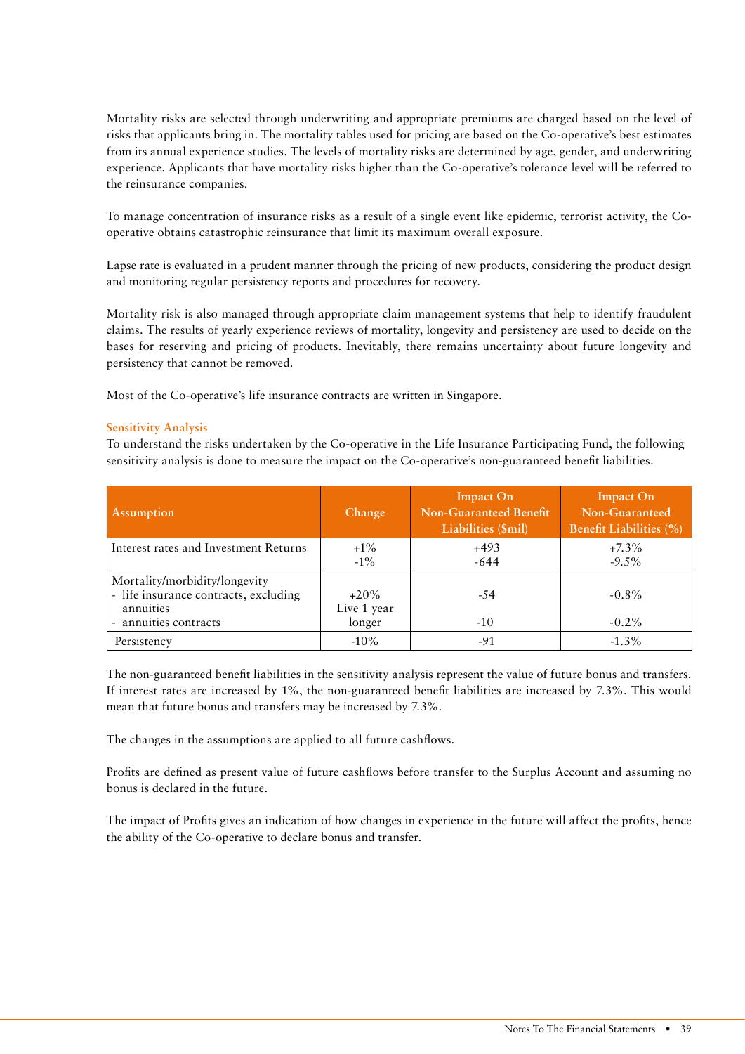Mortality risks are selected through underwriting and appropriate premiums are charged based on the level of risks that applicants bring in. The mortality tables used for pricing are based on the Co-operative's best estimates from its annual experience studies. The levels of mortality risks are determined by age, gender, and underwriting experience. Applicants that have mortality risks higher than the Co-operative's tolerance level will be referred to the reinsurance companies.

To manage concentration of insurance risks as a result of a single event like epidemic, terrorist activity, the Co-operative obtains catastrophic reinsurance that limit its maximum overall exposure.

Lapse rate is evaluated in a prudent manner through the pricing of new products, considering the product design and monitoring regular persistency reports and procedures for recovery.

Mortality risk is also managed through appropriate claim management systems that help to identify fraudulent claims. The results of yearly experience reviews of mortality, longevity and persistency are used to decide on the bases for reserving and pricing of products. Inevitably, there remains uncertainty about future longevity and persistency that cannot be removed.

Most of the Co-operative's life insurance contracts are written in Singapore.

### Sensitivity Analysis

To understand the risks undertaken by the Co-operative in the Life Insurance Participating Fund, the following sensitivity analysis is done to measure the impact on the Co-operative's non-guaranteed benefit liabilities.

| Assumption | Change | Impact On Non-Guaranteed Benefit Liabilities ($mil) | Impact On Non-Guaranteed Benefit Liabilities (%) |
|---|---|---|---|
| Interest rates and Investment Returns | +1%<br>-1% | +493<br>-644 | +7.3%<br>-9.5% |
| Mortality/morbidity/longevity<br>- life insurance contracts, excluding annuities<br>- annuities contracts | +20%<br>Live 1 year longer | -54<br>-10 | -0.8%<br>-0.2% |
| Persistency | -10% | -91 | -1.3% |

The non-guaranteed benefit liabilities in the sensitivity analysis represent the value of future bonus and transfers. If interest rates are increased by 1%, the non-guaranteed benefit liabilities are increased by 7.3%. This would mean that future bonus and transfers may be increased by 7.3%.

The changes in the assumptions are applied to all future cashflows.

Profits are defined as present value of future cashflows before transfer to the Surplus Account and assuming no bonus is declared in the future.

The impact of Profits gives an indication of how changes in experience in the future will affect the profits, hence the ability of the Co-operative to declare bonus and transfer.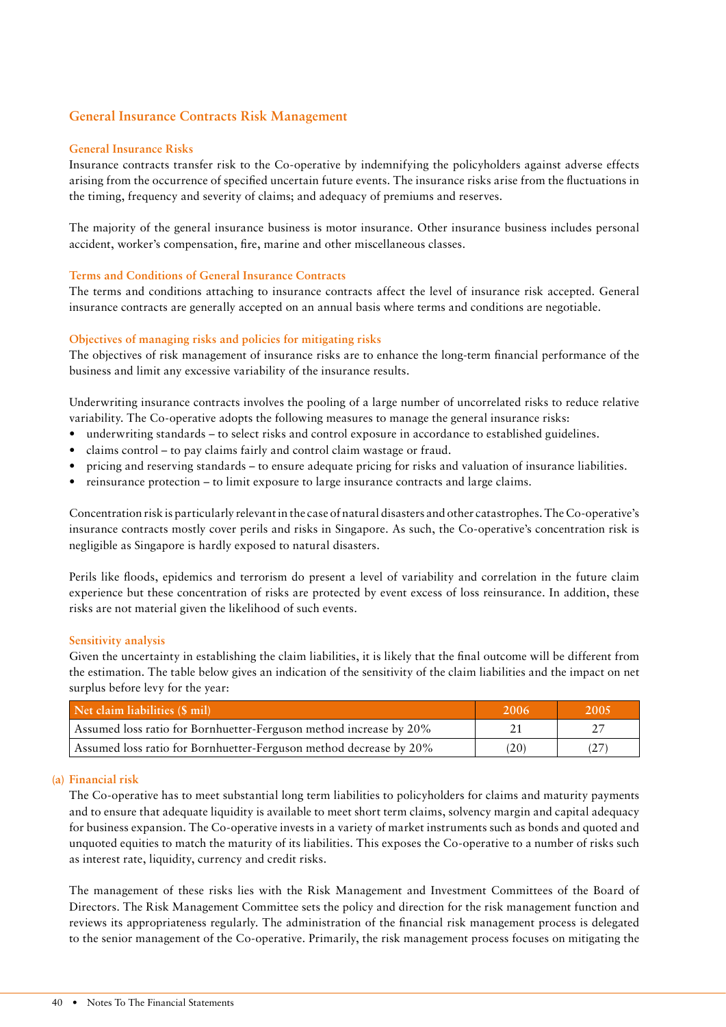## General Insurance Contracts Risk Management

### General Insurance Risks

Insurance contracts transfer risk to the Co-operative by indemnifying the policyholders against adverse effects arising from the occurrence of specified uncertain future events. The insurance risks arise from the fluctuations in the timing, frequency and severity of claims; and adequacy of premiums and reserves.

The majority of the general insurance business is motor insurance. Other insurance business includes personal accident, worker's compensation, fire, marine and other miscellaneous classes.

### Terms and Conditions of General Insurance Contracts

The terms and conditions attaching to insurance contracts affect the level of insurance risk accepted. General insurance contracts are generally accepted on an annual basis where terms and conditions are negotiable.

### Objectives of managing risks and policies for mitigating risks

The objectives of risk management of insurance risks are to enhance the long-term financial performance of the business and limit any excessive variability of the insurance results.

Underwriting insurance contracts involves the pooling of a large number of uncorrelated risks to reduce relative variability. The Co-operative adopts the following measures to manage the general insurance risks:

- underwriting standards – to select risks and control exposure in accordance to established guidelines.
- claims control – to pay claims fairly and control claim wastage or fraud.
- pricing and reserving standards – to ensure adequate pricing for risks and valuation of insurance liabilities.
- reinsurance protection – to limit exposure to large insurance contracts and large claims.

Concentration risk is particularly relevant in the case of natural disasters and other catastrophes. The Co-operative's insurance contracts mostly cover perils and risks in Singapore. As such, the Co-operative's concentration risk is negligible as Singapore is hardly exposed to natural disasters.

Perils like floods, epidemics and terrorism do present a level of variability and correlation in the future claim experience but these concentration of risks are protected by event excess of loss reinsurance. In addition, these risks are not material given the likelihood of such events.

### Sensitivity analysis

Given the uncertainty in establishing the claim liabilities, it is likely that the final outcome will be different from the estimation. The table below gives an indication of the sensitivity of the claim liabilities and the impact on net surplus before levy for the year:

| Net claim liabilities ($ mil) | 2006 | 2005 |
|---|---|---|
| Assumed loss ratio for Bornhuetter-Ferguson method increase by 20% | 21 | 27 |
| Assumed loss ratio for Bornhuetter-Ferguson method decrease by 20% | (20) | (27) |

### (a) Financial risk

The Co-operative has to meet substantial long term liabilities to policyholders for claims and maturity payments and to ensure that adequate liquidity is available to meet short term claims, solvency margin and capital adequacy for business expansion. The Co-operative invests in a variety of market instruments such as bonds and quoted and unquoted equities to match the maturity of its liabilities. This exposes the Co-operative to a number of risks such as interest rate, liquidity, currency and credit risks.

The management of these risks lies with the Risk Management and Investment Committees of the Board of Directors. The Risk Management Committee sets the policy and direction for the risk management function and reviews its appropriateness regularly. The administration of the financial risk management process is delegated to the senior management of the Co-operative. Primarily, the risk management process focuses on mitigating the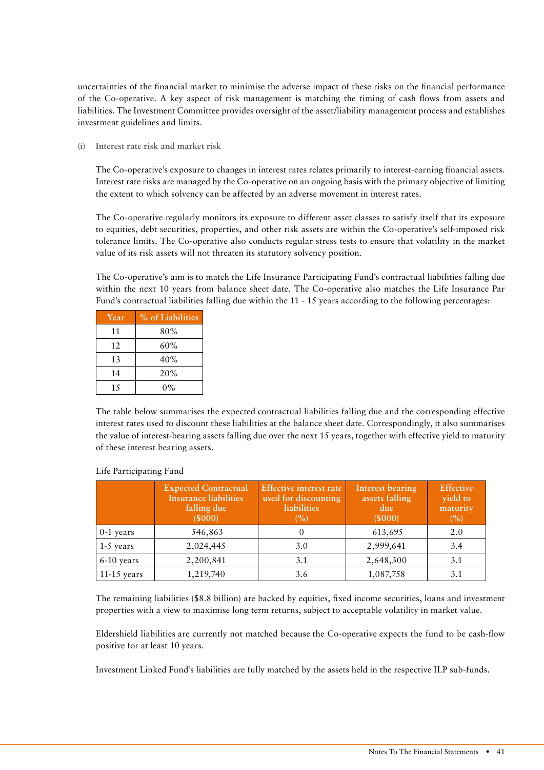uncertainties of the financial market to minimise the adverse impact of these risks on the financial performance of the Co-operative. A key aspect of risk management is matching the timing of cash flows from assets and liabilities. The Investment Committee provides oversight of the asset/liability management process and establishes investment guidelines and limits.

(i) **Interest rate risk and market risk**

The Co-operative's exposure to changes in interest rates relates primarily to interest-earning financial assets. Interest rate risks are managed by the Co-operative on an ongoing basis with the primary objective of limiting the extent to which solvency can be affected by an adverse movement in interest rates.

The Co-operative regularly monitors its exposure to different asset classes to satisfy itself that its exposure to equities, debt securities, properties, and other risk assets are within the Co-operative's self-imposed risk tolerance limits. The Co-operative also conducts regular stress tests to ensure that volatility in the market value of its risk assets will not threaten its statutory solvency position.

The Co-operative's aim is to match the Life Insurance Participating Fund's contractual liabilities falling due within the next 10 years from balance sheet date. The Co-operative also matches the Life Insurance Par Fund's contractual liabilities falling due within the 11 - 15 years according to the following percentages:

| Year | % of Liabilities |
|---|---|
| 11 | 80% |
| 12 | 60% |
| 13 | 40% |
| 14 | 20% |
| 15 | 0% |

The table below summarises the expected contractual liabilities falling due and the corresponding effective interest rates used to discount these liabilities at the balance sheet date. Correspondingly, it also summarises the value of interest-bearing assets falling due over the next 15 years, together with effective yield to maturity of these interest bearing assets.

Life Participating Fund

| | Expected Contractual Insurance liabilities falling due ($000) | Effective interest rate used for discounting liabilities (%) | Interest bearing assets falling due ($000) | Effective yield to maturity (%) |
|---|---|---|---|---|
| 0-1 years | 546,863 | 0 | 613,695 | 2.0 |
| 1-5 years | 2,024,445 | 3.0 | 2,999,641 | 3.4 |
| 6-10 years | 2,200,841 | 3.1 | 2,648,300 | 3.1 |
| 11-15 years | 1,219,740 | 3.6 | 1,087,758 | 3.1 |

The remaining liabilities ($8.8 billion) are backed by equities, fixed income securities, loans and investment properties with a view to maximise long term returns, subject to acceptable volatility in market value.

Eldershield liabilities are currently not matched because the Co-operative expects the fund to be cash-flow positive for at least 10 years.

Investment Linked Fund's liabilities are fully matched by the assets held in the respective ILP sub-funds.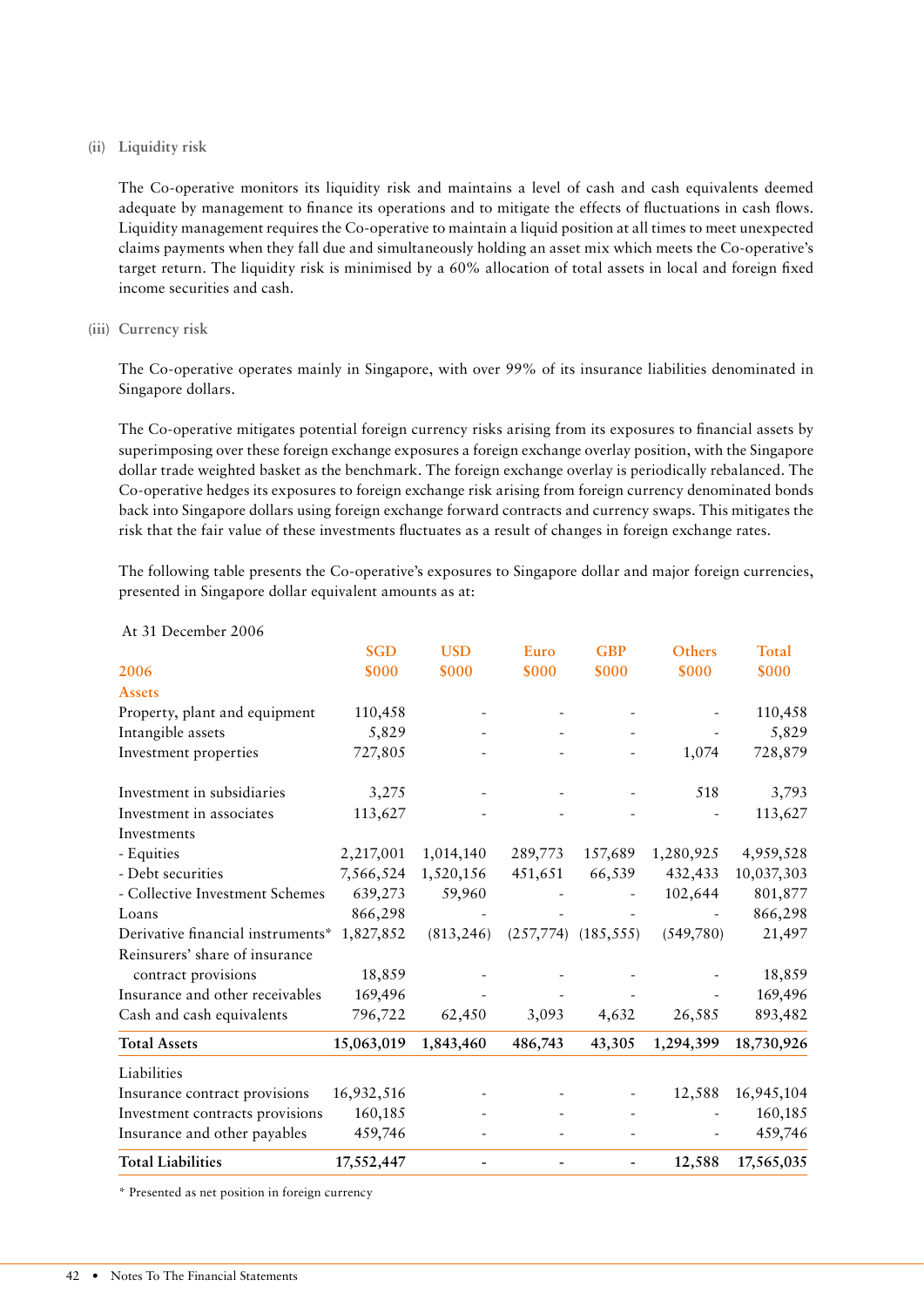(ii) Liquidity risk

The Co-operative monitors its liquidity risk and maintains a level of cash and cash equivalents deemed adequate by management to finance its operations and to mitigate the effects of fluctuations in cash flows. Liquidity management requires the Co-operative to maintain a liquid position at all times to meet unexpected claims payments when they fall due and simultaneously holding an asset mix which meets the Co-operative's target return. The liquidity risk is minimised by a 60% allocation of total assets in local and foreign fixed income securities and cash.

(iii) Currency risk

The Co-operative operates mainly in Singapore, with over 99% of its insurance liabilities denominated in Singapore dollars.

The Co-operative mitigates potential foreign currency risks arising from its exposures to financial assets by superimposing over these foreign exchange exposures a foreign exchange overlay position, with the Singapore dollar trade weighted basket as the benchmark. The foreign exchange overlay is periodically rebalanced. The Co-operative hedges its exposures to foreign exchange risk arising from foreign currency denominated bonds back into Singapore dollars using foreign exchange forward contracts and currency swaps. This mitigates the risk that the fair value of these investments fluctuates as a result of changes in foreign exchange rates.

The following table presents the Co-operative's exposures to Singapore dollar and major foreign currencies, presented in Singapore dollar equivalent amounts as at:

At 31 December 2006

| 2006 | SGD $000 | USD $000 | Euro $000 | GBP $000 | Others $000 | Total $000 |
|---|---|---|---|---|---|---|
| **Assets** | | | | | | |
| Property, plant and equipment | 110,458 | - | - | - | - | 110,458 |
| Intangible assets | 5,829 | - | - | - | - | 5,829 |
| Investment properties | 727,805 | - | - | - | 1,074 | 728,879 |
| Investment in subsidiaries | 3,275 | - | - | - | 518 | 3,793 |
| Investment in associates | 113,627 | - | - | - | - | 113,627 |
| Investments | | | | | | |
| - Equities | 2,217,001 | 1,014,140 | 289,773 | 157,689 | 1,280,925 | 4,959,528 |
| - Debt securities | 7,566,524 | 1,520,156 | 451,651 | 66,539 | 432,433 | 10,037,303 |
| - Collective Investment Schemes | 639,273 | 59,960 | - | - | 102,644 | 801,877 |
| Loans | 866,298 | - | - | - | - | 866,298 |
| Derivative financial instruments* | 1,827,852 | (813,246) | (257,774) | (185,555) | (549,780) | 21,497 |
| Reinsurers' share of insurance contract provisions | 18,859 | - | - | - | - | 18,859 |
| Insurance and other receivables | 169,496 | - | - | - | - | 169,496 |
| Cash and cash equivalents | 796,722 | 62,450 | 3,093 | 4,632 | 26,585 | 893,482 |
| **Total Assets** | **15,063,019** | **1,843,460** | **486,743** | **43,305** | **1,294,399** | **18,730,926** |
| Liabilities | | | | | | |
| Insurance contract provisions | 16,932,516 | - | - | - | 12,588 | 16,945,104 |
| Investment contracts provisions | 160,185 | - | - | - | - | 160,185 |
| Insurance and other payables | 459,746 | - | - | - | - | 459,746 |
| **Total Liabilities** | **17,552,447** | **-** | **-** | **-** | **12,588** | **17,565,035** |

* Presented as net position in foreign currency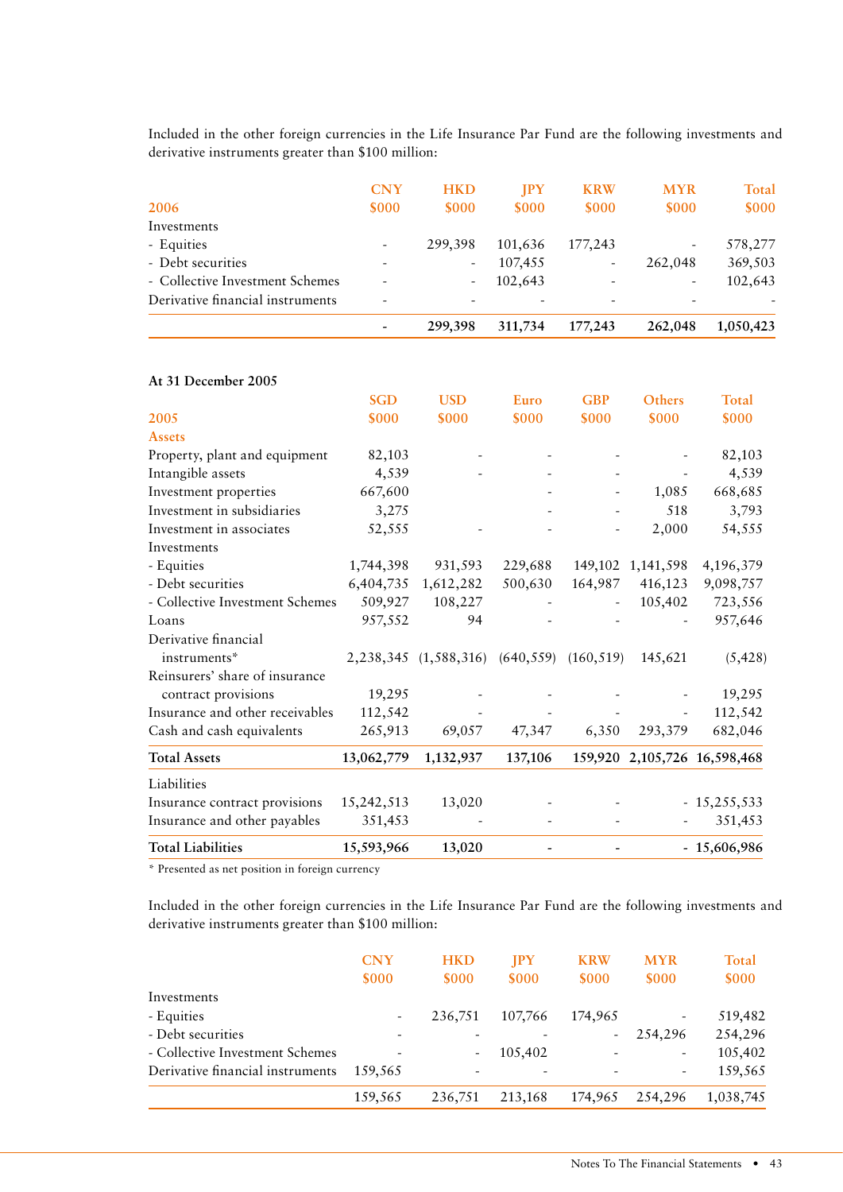Included in the other foreign currencies in the Life Insurance Par Fund are the following investments and derivative instruments greater than $100 million:

| 2006 | CNY $000 | HKD $000 | JPY $000 | KRW $000 | MYR $000 | Total $000 |
|---|---|---|---|---|---|---|
| Investments | | | | | | |
| - Equities | - | 299,398 | 101,636 | 177,243 | - | 578,277 |
| - Debt securities | - | - | 107,455 | - | 262,048 | 369,503 |
| - Collective Investment Schemes | - | - | 102,643 | - | - | 102,643 |
| Derivative financial instruments | - | - | - | - | - | - |
| | **-** | **299,398** | **311,734** | **177,243** | **262,048** | **1,050,423** |

**At 31 December 2005**

| 2005 | SGD $000 | USD $000 | Euro $000 | GBP $000 | Others $000 | Total $000 |
|---|---|---|---|---|---|---|
| **Assets** | | | | | | |
| Property, plant and equipment | 82,103 | - | - | - | - | 82,103 |
| Intangible assets | 4,539 | - | - | - | - | 4,539 |
| Investment properties | 667,600 | | - | - | 1,085 | 668,685 |
| Investment in subsidiaries | 3,275 | | - | - | 518 | 3,793 |
| Investment in associates | 52,555 | - | - | - | 2,000 | 54,555 |
| Investments | | | | | | |
| - Equities | 1,744,398 | 931,593 | 229,688 | 149,102 | 1,141,598 | 4,196,379 |
| - Debt securities | 6,404,735 | 1,612,282 | 500,630 | 164,987 | 416,123 | 9,098,757 |
| - Collective Investment Schemes | 509,927 | 108,227 | - | - | 105,402 | 723,556 |
| Loans | 957,552 | 94 | - | - | - | 957,646 |
| Derivative financial instruments* | 2,238,345 | (1,588,316) | (640,559) | (160,519) | 145,621 | (5,428) |
| Reinsurers' share of insurance contract provisions | 19,295 | - | - | - | - | 19,295 |
| Insurance and other receivables | 112,542 | - | - | - | - | 112,542 |
| Cash and cash equivalents | 265,913 | 69,057 | 47,347 | 6,350 | 293,379 | 682,046 |
| **Total Assets** | **13,062,779** | **1,132,937** | **137,106** | **159,920** | **2,105,726** | **16,598,468** |
| Liabilities | | | | | | |
| Insurance contract provisions | 15,242,513 | 13,020 | - | - | - | 15,255,533 |
| Insurance and other payables | 351,453 | - | - | - | - | 351,453 |
| **Total Liabilities** | **15,593,966** | **13,020** | **-** | **-** | **-** | **15,606,986** |

\* Presented as net position in foreign currency

Included in the other foreign currencies in the Life Insurance Par Fund are the following investments and derivative instruments greater than $100 million:

| | CNY $000 | HKD $000 | JPY $000 | KRW $000 | MYR $000 | Total $000 |
|---|---|---|---|---|---|---|
| Investments | | | | | | |
| - Equities | - | 236,751 | 107,766 | 174,965 | - | 519,482 |
| - Debt securities | - | - | - | - | 254,296 | 254,296 |
| - Collective Investment Schemes | - | - | 105,402 | - | - | 105,402 |
| Derivative financial instruments | 159,565 | - | - | - | - | 159,565 |
| | 159,565 | 236,751 | 213,168 | 174,965 | 254,296 | 1,038,745 |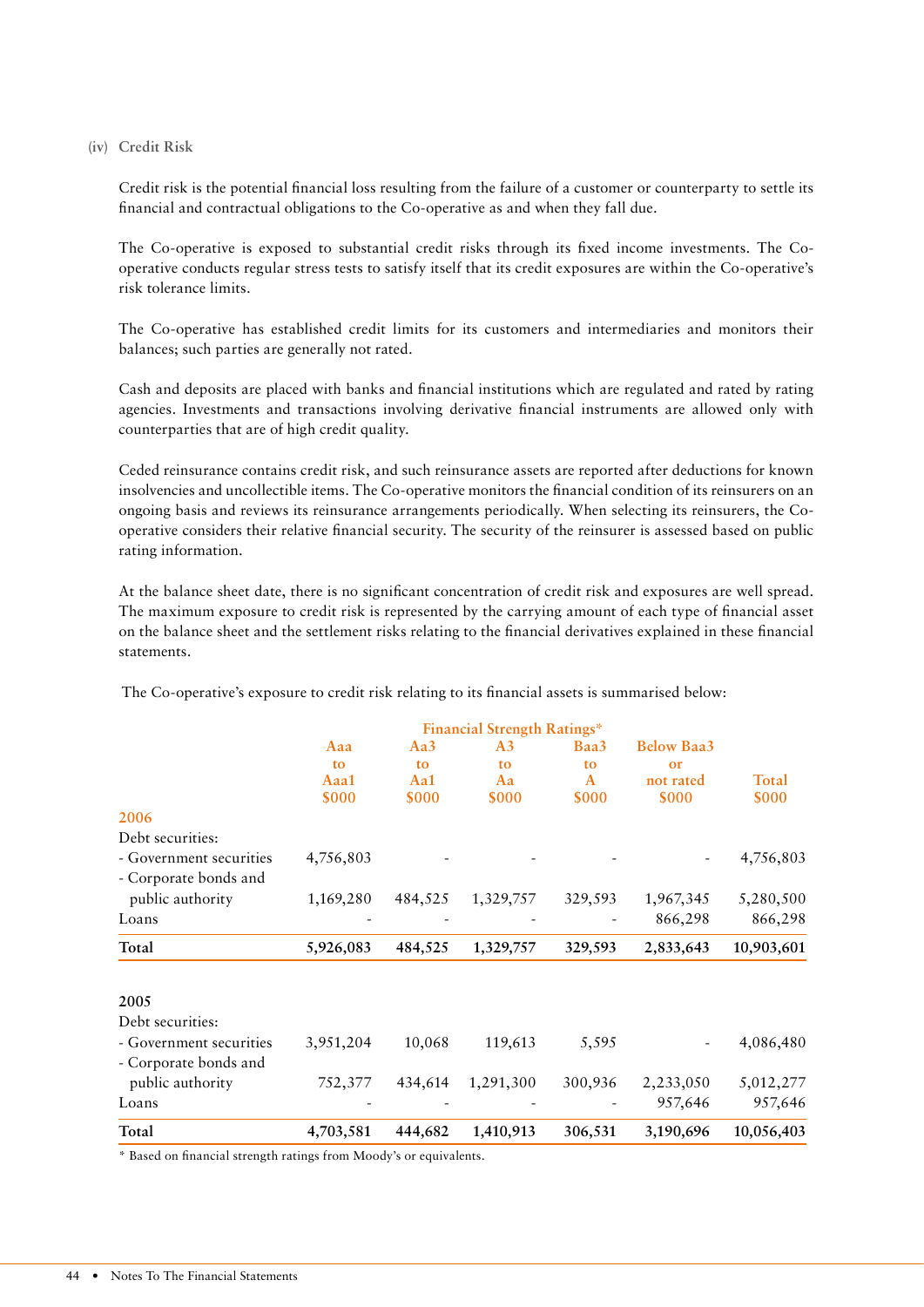(iv) Credit Risk

Credit risk is the potential financial loss resulting from the failure of a customer or counterparty to settle its financial and contractual obligations to the Co-operative as and when they fall due.

The Co-operative is exposed to substantial credit risks through its fixed income investments. The Co-operative conducts regular stress tests to satisfy itself that its credit exposures are within the Co-operative's risk tolerance limits.

The Co-operative has established credit limits for its customers and intermediaries and monitors their balances; such parties are generally not rated.

Cash and deposits are placed with banks and financial institutions which are regulated and rated by rating agencies. Investments and transactions involving derivative financial instruments are allowed only with counterparties that are of high credit quality.

Ceded reinsurance contains credit risk, and such reinsurance assets are reported after deductions for known insolvencies and uncollectible items. The Co-operative monitors the financial condition of its reinsurers on an ongoing basis and reviews its reinsurance arrangements periodically. When selecting its reinsurers, the Co-operative considers their relative financial security. The security of the reinsurer is assessed based on public rating information.

At the balance sheet date, there is no significant concentration of credit risk and exposures are well spread. The maximum exposure to credit risk is represented by the carrying amount of each type of financial asset on the balance sheet and the settlement risks relating to the financial derivatives explained in these financial statements.

The Co-operative's exposure to credit risk relating to its financial assets is summarised below:

| | Financial Strength Ratings* | | | | | |
|---|---|---|---|---|---|---|
| | Aaa to Aaa1 $000 | Aa3 to Aa1 $000 | A3 to Aa $000 | Baa3 to A $000 | Below Baa3 or not rated $000 | Total $000 |
| **2006** | | | | | | |
| Debt securities: | | | | | | |
| - Government securities | 4,756,803 | - | - | - | - | 4,756,803 |
| - Corporate bonds and public authority | 1,169,280 | 484,525 | 1,329,757 | 329,593 | 1,967,345 | 5,280,500 |
| Loans | - | - | - | - | 866,298 | 866,298 |
| **Total** | **5,926,083** | **484,525** | **1,329,757** | **329,593** | **2,833,643** | **10,903,601** |
| **2005** | | | | | | |
| Debt securities: | | | | | | |
| - Government securities | 3,951,204 | 10,068 | 119,613 | 5,595 | - | 4,086,480 |
| - Corporate bonds and public authority | 752,377 | 434,614 | 1,291,300 | 300,936 | 2,233,050 | 5,012,277 |
| Loans | - | - | - | - | 957,646 | 957,646 |
| **Total** | **4,703,581** | **444,682** | **1,410,913** | **306,531** | **3,190,696** | **10,056,403** |

* Based on financial strength ratings from Moody's or equivalents.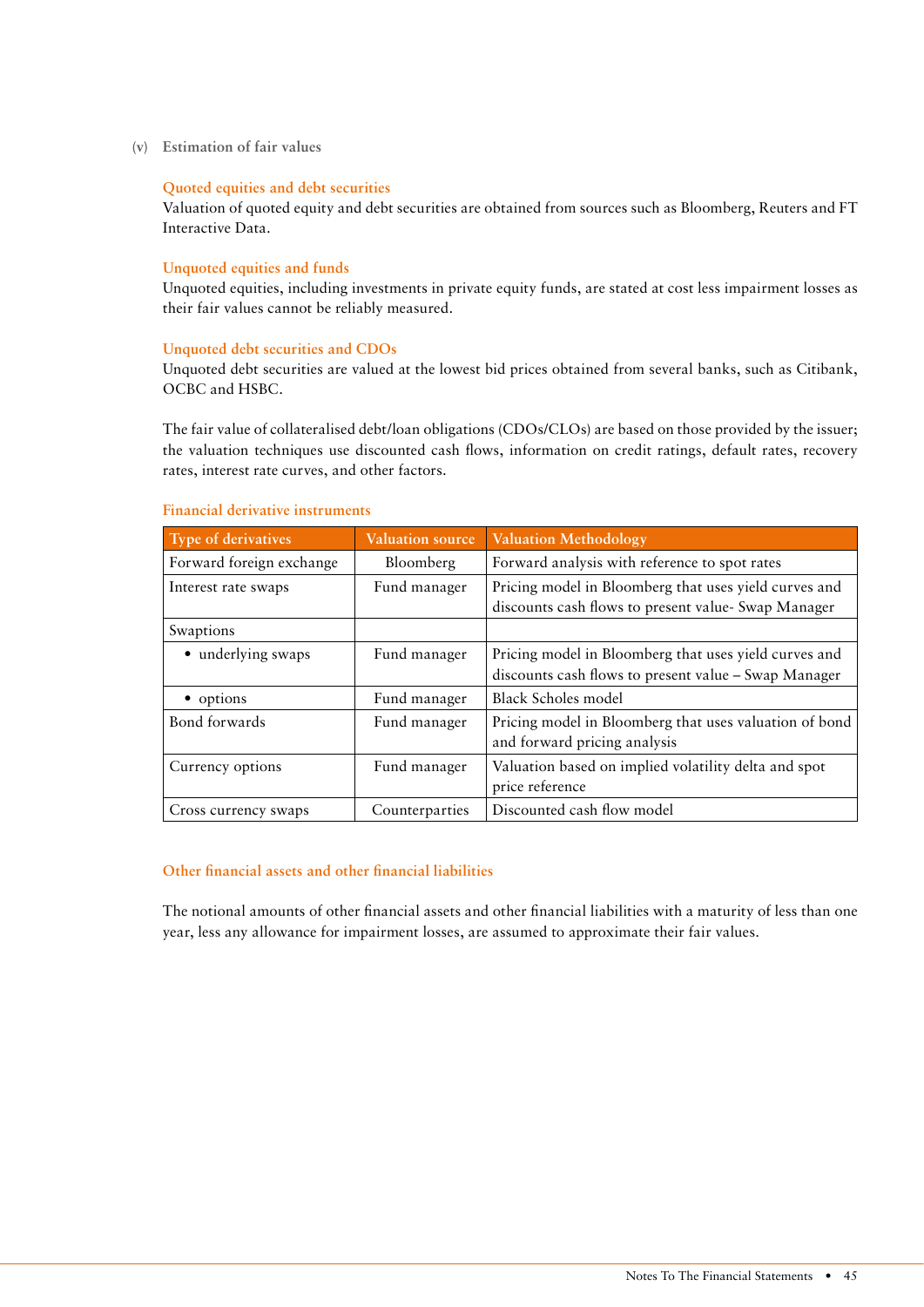(v) Estimation of fair values

### Quoted equities and debt securities

Valuation of quoted equity and debt securities are obtained from sources such as Bloomberg, Reuters and FT Interactive Data.

### Unquoted equities and funds

Unquoted equities, including investments in private equity funds, are stated at cost less impairment losses as their fair values cannot be reliably measured.

### Unquoted debt securities and CDOs

Unquoted debt securities are valued at the lowest bid prices obtained from several banks, such as Citibank, OCBC and HSBC.

The fair value of collateralised debt/loan obligations (CDOs/CLOs) are based on those provided by the issuer; the valuation techniques use discounted cash flows, information on credit ratings, default rates, recovery rates, interest rate curves, and other factors.

### Financial derivative instruments

| Type of derivatives | Valuation source | Valuation Methodology |
|---|---|---|
| Forward foreign exchange | Bloomberg | Forward analysis with reference to spot rates |
| Interest rate swaps | Fund manager | Pricing model in Bloomberg that uses yield curves and discounts cash flows to present value- Swap Manager |
| Swaptions | | |
| • underlying swaps | Fund manager | Pricing model in Bloomberg that uses yield curves and discounts cash flows to present value – Swap Manager |
| • options | Fund manager | Black Scholes model |
| Bond forwards | Fund manager | Pricing model in Bloomberg that uses valuation of bond and forward pricing analysis |
| Currency options | Fund manager | Valuation based on implied volatility delta and spot price reference |
| Cross currency swaps | Counterparties | Discounted cash flow model |

### Other financial assets and other financial liabilities

The notional amounts of other financial assets and other financial liabilities with a maturity of less than one year, less any allowance for impairment losses, are assumed to approximate their fair values.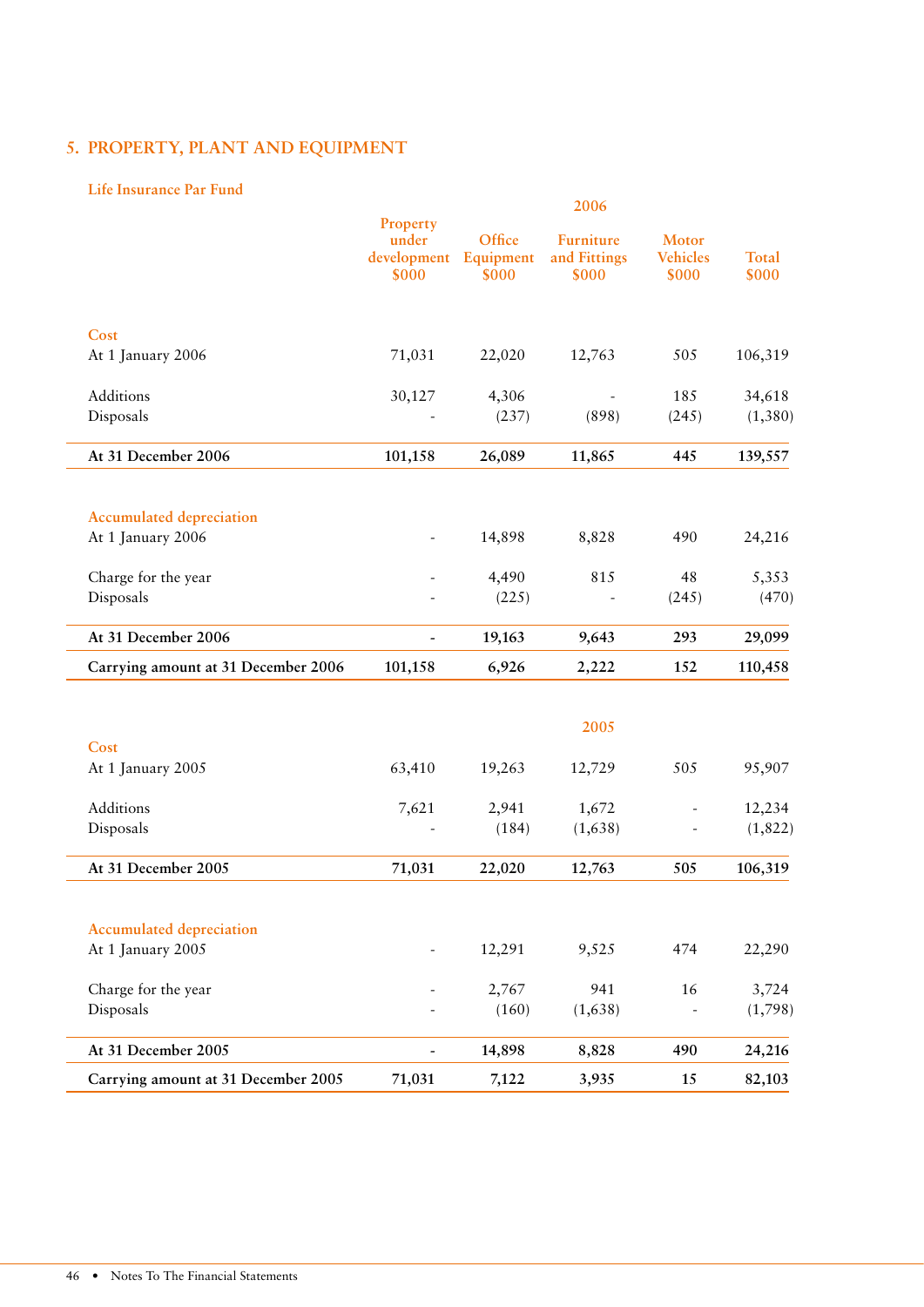## 5. PROPERTY, PLANT AND EQUIPMENT

### Life Insurance Par Fund

| | 2006 | | | | |
|---|---|---|---|---|---|
| | Property under development $000 | Office Equipment $000 | Furniture and Fittings $000 | Motor Vehicles $000 | Total $000 |
| **Cost** | | | | | |
| At 1 January 2006 | 71,031 | 22,020 | 12,763 | 505 | 106,319 |
| Additions | 30,127 | 4,306 | - | 185 | 34,618 |
| Disposals | - | (237) | (898) | (245) | (1,380) |
| **At 31 December 2006** | **101,158** | **26,089** | **11,865** | **445** | **139,557** |
| **Accumulated depreciation** | | | | | |
| At 1 January 2006 | - | 14,898 | 8,828 | 490 | 24,216 |
| Charge for the year | - | 4,490 | 815 | 48 | 5,353 |
| Disposals | - | (225) | - | (245) | (470) |
| **At 31 December 2006** | **-** | **19,163** | **9,643** | **293** | **29,099** |
| **Carrying amount at 31 December 2006** | **101,158** | **6,926** | **2,222** | **152** | **110,458** |

| | 2005 | | | | |
|---|---|---|---|---|---|
| | Property under development $000 | Office Equipment $000 | Furniture and Fittings $000 | Motor Vehicles $000 | Total $000 |
| **Cost** | | | | | |
| At 1 January 2005 | 63,410 | 19,263 | 12,729 | 505 | 95,907 |
| Additions | 7,621 | 2,941 | 1,672 | - | 12,234 |
| Disposals | - | (184) | (1,638) | - | (1,822) |
| **At 31 December 2005** | **71,031** | **22,020** | **12,763** | **505** | **106,319** |
| **Accumulated depreciation** | | | | | |
| At 1 January 2005 | - | 12,291 | 9,525 | 474 | 22,290 |
| Charge for the year | - | 2,767 | 941 | 16 | 3,724 |
| Disposals | - | (160) | (1,638) | - | (1,798) |
| **At 31 December 2005** | **-** | **14,898** | **8,828** | **490** | **24,216** |
| **Carrying amount at 31 December 2005** | **71,031** | **7,122** | **3,935** | **15** | **82,103** |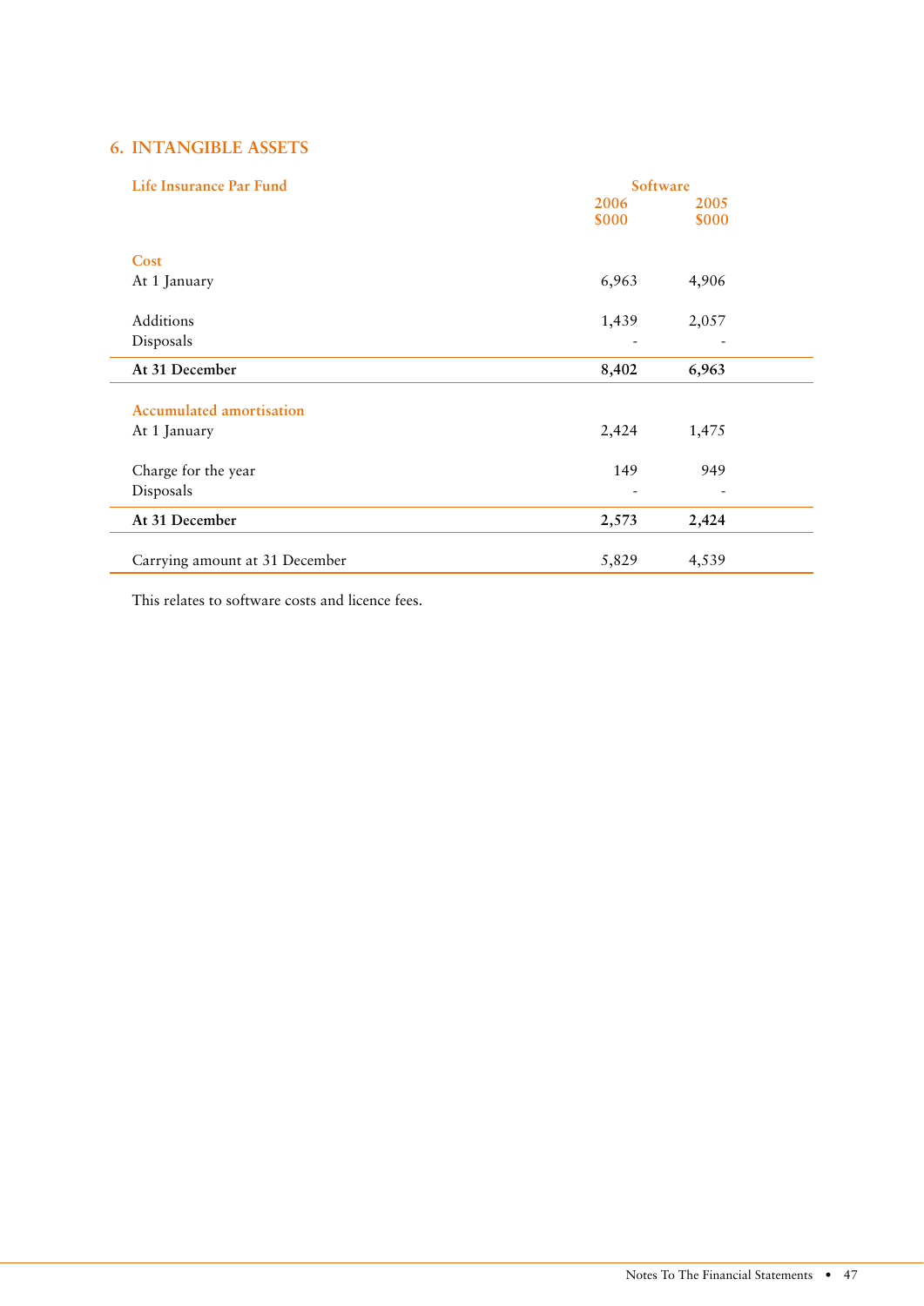## 6. INTANGIBLE ASSETS

| Life Insurance Par Fund | Software | |
|---|---|---|
| | 2006 | 2005 |
| | $000 | $000 |
| **Cost** | | |
| At 1 January | 6,963 | 4,906 |
| Additions | 1,439 | 2,057 |
| Disposals | - | - |
| **At 31 December** | **8,402** | **6,963** |
| **Accumulated amortisation** | | |
| At 1 January | 2,424 | 1,475 |
| Charge for the year | 149 | 949 |
| Disposals | - | - |
| **At 31 December** | **2,573** | **2,424** |
| Carrying amount at 31 December | 5,829 | 4,539 |

This relates to software costs and licence fees.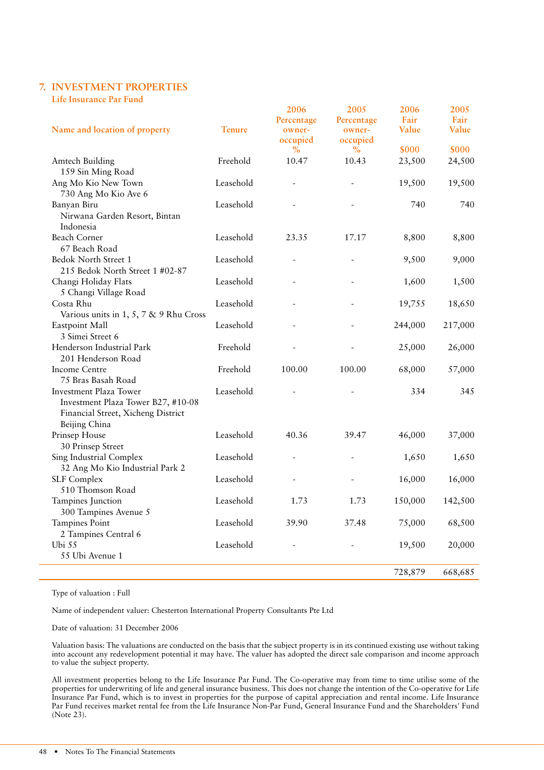## 7. INVESTMENT PROPERTIES

### Life Insurance Par Fund

| Name and location of property | Tenure | 2006 Percentage owner-occupied % | 2005 Percentage owner-occupied % | 2006 Fair Value $000 | 2005 Fair Value $000 |
|---|---|---|---|---|---|
| Amtech Building<br>159 Sin Ming Road | Freehold | 10.47 | 10.43 | 23,500 | 24,500 |
| Ang Mo Kio New Town<br>730 Ang Mo Kio Ave 6 | Leasehold | - | - | 19,500 | 19,500 |
| Banyan Biru<br>Nirwana Garden Resort, Bintan Indonesia | Leasehold | - | - | 740 | 740 |
| Beach Corner<br>67 Beach Road | Leasehold | 23.35 | 17.17 | 8,800 | 8,800 |
| Bedok North Street 1<br>215 Bedok North Street 1 #02-87 | Leasehold | - | - | 9,500 | 9,000 |
| Changi Holiday Flats<br>5 Changi Village Road | Leasehold | - | - | 1,600 | 1,500 |
| Costa Rhu<br>Various units in 1, 5, 7 & 9 Rhu Cross | Leasehold | - | - | 19,755 | 18,650 |
| Eastpoint Mall<br>3 Simei Street 6 | Leasehold | - | - | 244,000 | 217,000 |
| Henderson Industrial Park<br>201 Henderson Road | Freehold | - | - | 25,000 | 26,000 |
| Income Centre<br>75 Bras Basah Road | Freehold | 100.00 | 100.00 | 68,000 | 57,000 |
| Investment Plaza Tower<br>Investment Plaza Tower B27, #10-08 Financial Street, Xicheng District Beijing China | Leasehold | - | - | 334 | 345 |
| Prinsep House<br>30 Prinsep Street | Leasehold | 40.36 | 39.47 | 46,000 | 37,000 |
| Sing Industrial Complex<br>32 Ang Mo Kio Industrial Park 2 | Leasehold | - | - | 1,650 | 1,650 |
| SLF Complex<br>510 Thomson Road | Leasehold | - | - | 16,000 | 16,000 |
| Tampines Junction<br>300 Tampines Avenue 5 | Leasehold | 1.73 | 1.73 | 150,000 | 142,500 |
| Tampines Point<br>2 Tampines Central 6 | Leasehold | 39.90 | 37.48 | 75,000 | 68,500 |
| Ubi 55<br>55 Ubi Avenue 1 | Leasehold | - | - | 19,500 | 20,000 |
| | | | | 728,879 | 668,685 |

Type of valuation : Full

Name of independent valuer: Chesterton International Property Consultants Pte Ltd

Date of valuation: 31 December 2006

Valuation basis: The valuations are conducted on the basis that the subject property is in its continued existing use without taking into account any redevelopment potential it may have. The valuer has adopted the direct sale comparison and income approach to value the subject property.

All investment properties belong to the Life Insurance Par Fund. The Co-operative may from time to time utilise some of the properties for underwriting of life and general insurance business. This does not change the intention of the Co-operative for Life Insurance Par Fund, which is to invest in properties for the purpose of capital appreciation and rental income. Life Insurance Par Fund receives market rental fee from the Life Insurance Non-Par Fund, General Insurance Fund and the Shareholders' Fund (Note 23).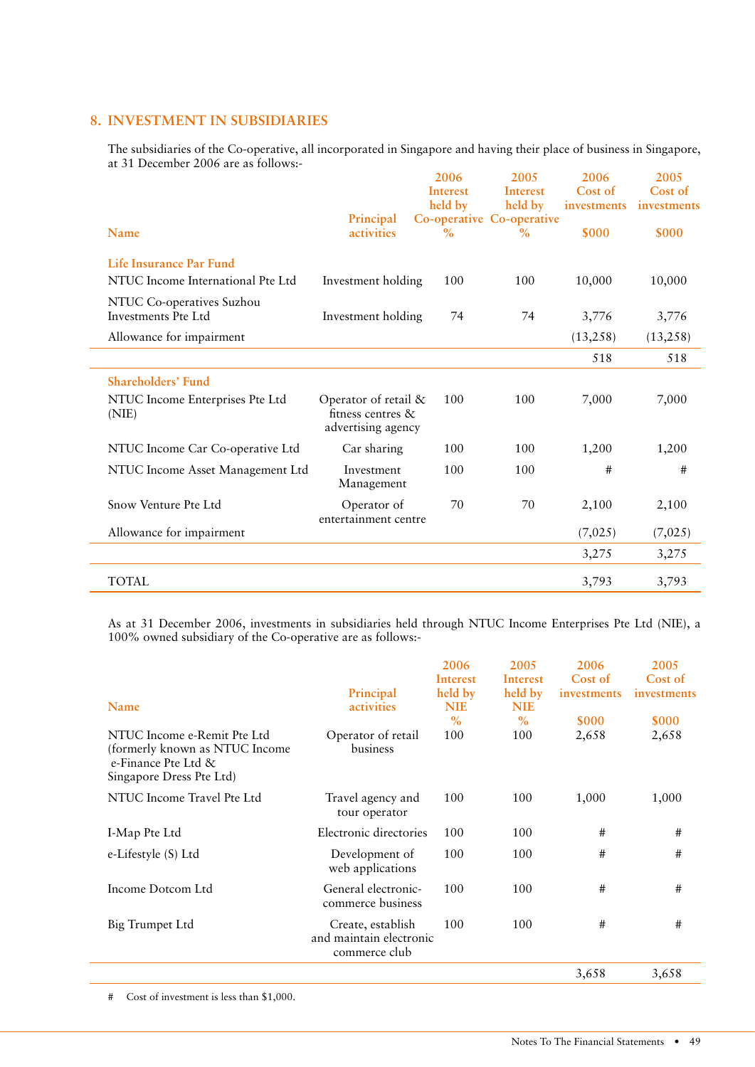## 8. INVESTMENT IN SUBSIDIARIES

The subsidiaries of the Co-operative, all incorporated in Singapore and having their place of business in Singapore, at 31 December 2006 are as follows:-

| Name | Principal activities | 2006 Interest held by Co-operative % | 2005 Interest held by Co-operative % | 2006 Cost of investments $000 | 2005 Cost of investments $000 |
|---|---|---|---|---|---|
| **Life Insurance Par Fund** | | | | | |
| NTUC Income International Pte Ltd | Investment holding | 100 | 100 | 10,000 | 10,000 |
| NTUC Co-operatives Suzhou Investments Pte Ltd | Investment holding | 74 | 74 | 3,776 | 3,776 |
| Allowance for impairment | | | | (13,258) | (13,258) |
| | | | | 518 | 518 |
| **Shareholders' Fund** | | | | | |
| NTUC Income Enterprises Pte Ltd (NIE) | Operator of retail & fitness centres & advertising agency | 100 | 100 | 7,000 | 7,000 |
| NTUC Income Car Co-operative Ltd | Car sharing | 100 | 100 | 1,200 | 1,200 |
| NTUC Income Asset Management Ltd | Investment Management | 100 | 100 | # | # |
| Snow Venture Pte Ltd | Operator of entertainment centre | 70 | 70 | 2,100 | 2,100 |
| Allowance for impairment | | | | (7,025) | (7,025) |
| | | | | 3,275 | 3,275 |
| TOTAL | | | | 3,793 | 3,793 |

As at 31 December 2006, investments in subsidiaries held through NTUC Income Enterprises Pte Ltd (NIE), a 100% owned subsidiary of the Co-operative are as follows:-

| Name | Principal activities | 2006 Interest held by NIE % | 2005 Interest held by NIE % | 2006 Cost of investments $000 | 2005 Cost of investments $000 |
|---|---|---|---|---|---|
| NTUC Income e-Remit Pte Ltd (formerly known as NTUC Income e-Finance Pte Ltd & Singapore Dress Pte Ltd) | Operator of retail business | 100 | 100 | 2,658 | 2,658 |
| NTUC Income Travel Pte Ltd | Travel agency and tour operator | 100 | 100 | 1,000 | 1,000 |
| I-Map Pte Ltd | Electronic directories | 100 | 100 | # | # |
| e-Lifestyle (S) Ltd | Development of web applications | 100 | 100 | # | # |
| Income Dotcom Ltd | General electronic-commerce business | 100 | 100 | # | # |
| Big Trumpet Ltd | Create, establish and maintain electronic commerce club | 100 | 100 | # | # |
| | | | | 3,658 | 3,658 |

# Cost of investment is less than $1,000.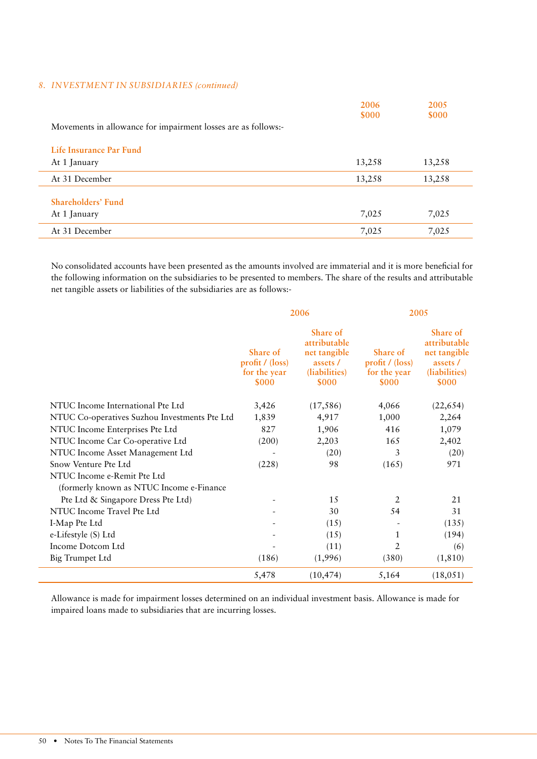*8. INVESTMENT IN SUBSIDIARIES (continued)*

| Movements in allowance for impairment losses are as follows:- | 2006 $000 | 2005 $000 |
|---|---|---|
| **Life Insurance Par Fund** | | |
| At 1 January | 13,258 | 13,258 |
| At 31 December | 13,258 | 13,258 |
| **Shareholders' Fund** | | |
| At 1 January | 7,025 | 7,025 |
| At 31 December | 7,025 | 7,025 |

No consolidated accounts have been presented as the amounts involved are immaterial and it is more beneficial for the following information on the subsidiaries to be presented to members. The share of the results and attributable net tangible assets or liabilities of the subsidiaries are as follows:-

| | 2006 | | 2005 | |
|---|---|---|---|---|
| | Share of profit / (loss) for the year $000 | Share of attributable net tangible assets / (liabilities) $000 | Share of profit / (loss) for the year $000 | Share of attributable net tangible assets / (liabilities) $000 |
| NTUC Income International Pte Ltd | 3,426 | (17,586) | 4,066 | (22,654) |
| NTUC Co-operatives Suzhou Investments Pte Ltd | 1,839 | 4,917 | 1,000 | 2,264 |
| NTUC Income Enterprises Pte Ltd | 827 | 1,906 | 416 | 1,079 |
| NTUC Income Car Co-operative Ltd | (200) | 2,203 | 165 | 2,402 |
| NTUC Income Asset Management Ltd | - | (20) | 3 | (20) |
| Snow Venture Pte Ltd | (228) | 98 | (165) | 971 |
| NTUC Income e-Remit Pte Ltd (formerly known as NTUC Income e-Finance Pte Ltd & Singapore Dress Pte Ltd) | - | 15 | 2 | 21 |
| NTUC Income Travel Pte Ltd | - | 30 | 54 | 31 |
| I-Map Pte Ltd | - | (15) | - | (135) |
| e-Lifestyle (S) Ltd | - | (15) | 1 | (194) |
| Income Dotcom Ltd | - | (11) | 2 | (6) |
| Big Trumpet Ltd | (186) | (1,996) | (380) | (1,810) |
| | 5,478 | (10,474) | 5,164 | (18,051) |

Allowance is made for impairment losses determined on an individual investment basis. Allowance is made for impaired loans made to subsidiaries that are incurring losses.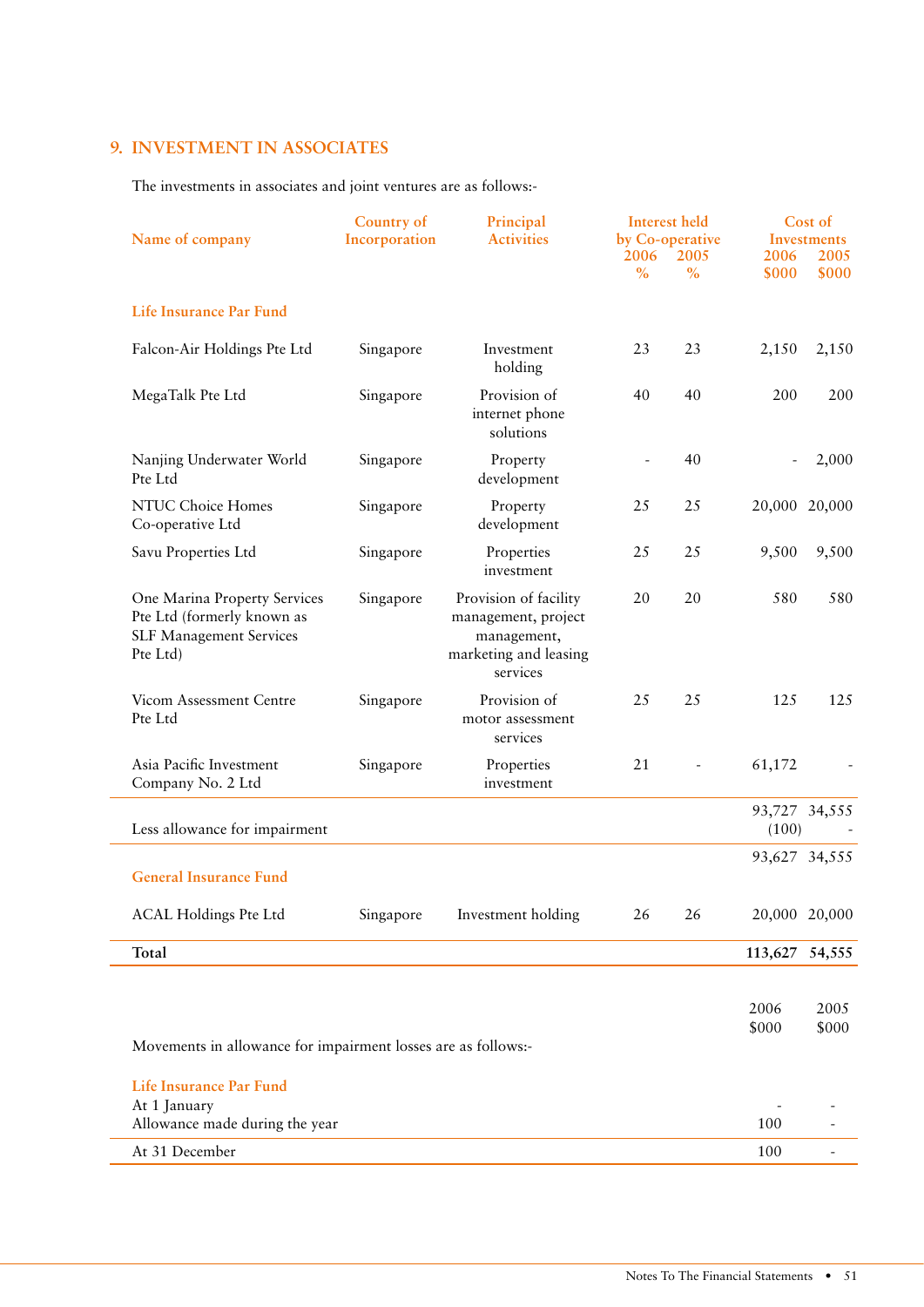## 9. INVESTMENT IN ASSOCIATES

The investments in associates and joint ventures are as follows:-

| Name of company | Country of Incorporation | Principal Activities | Interest held by Co-operative 2006 % | Interest held by Co-operative 2005 % | Cost of Investments 2006 $000 | Cost of Investments 2005 $000 |
|---|---|---|---|---|---|---|
| **Life Insurance Par Fund** | | | | | | |
| Falcon-Air Holdings Pte Ltd | Singapore | Investment holding | 23 | 23 | 2,150 | 2,150 |
| MegaTalk Pte Ltd | Singapore | Provision of internet phone solutions | 40 | 40 | 200 | 200 |
| Nanjing Underwater World Pte Ltd | Singapore | Property development | - | 40 | - | 2,000 |
| NTUC Choice Homes Co-operative Ltd | Singapore | Property development | 25 | 25 | 20,000 | 20,000 |
| Savu Properties Ltd | Singapore | Properties investment | 25 | 25 | 9,500 | 9,500 |
| One Marina Property Services Pte Ltd (formerly known as SLF Management Services Pte Ltd) | Singapore | Provision of facility management, project management, marketing and leasing services | 20 | 20 | 580 | 580 |
| Vicom Assessment Centre Pte Ltd | Singapore | Provision of motor assessment services | 25 | 25 | 125 | 125 |
| Asia Pacific Investment Company No. 2 Ltd | Singapore | Properties investment | 21 | - | 61,172 | - |
| | | | | | 93,727 | 34,555 |
| Less allowance for impairment | | | | | (100) | - |
| | | | | | 93,627 | 34,555 |
| **General Insurance Fund** | | | | | | |
| ACAL Holdings Pte Ltd | Singapore | Investment holding | 26 | 26 | 20,000 | 20,000 |
| **Total** | | | | | **113,627** | **54,555** |

Movements in allowance for impairment losses are as follows:-

| | 2006 $000 | 2005 $000 |
|---|---|---|
| **Life Insurance Par Fund** | | |
| At 1 January | - | - |
| Allowance made during the year | 100 | - |
| At 31 December | 100 | - |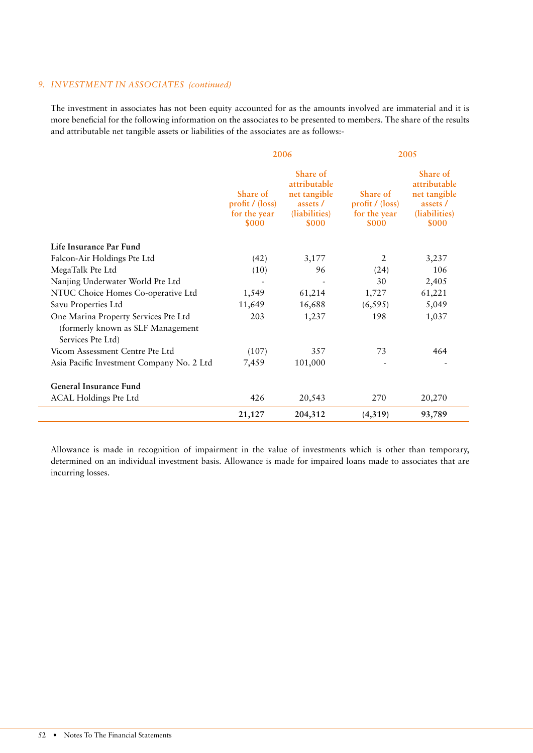*9. INVESTMENT IN ASSOCIATES (continued)*

The investment in associates has not been equity accounted for as the amounts involved are immaterial and it is more beneficial for the following information on the associates to be presented to members. The share of the results and attributable net tangible assets or liabilities of the associates are as follows:-

| | 2006 | | 2005 | |
|---|---|---|---|---|
| | Share of profit / (loss) for the year $000 | Share of attributable net tangible assets / (liabilities) $000 | Share of profit / (loss) for the year $000 | Share of attributable net tangible assets / (liabilities) $000 |
| **Life Insurance Par Fund** | | | | |
| Falcon-Air Holdings Pte Ltd | (42) | 3,177 | 2 | 3,237 |
| MegaTalk Pte Ltd | (10) | 96 | (24) | 106 |
| Nanjing Underwater World Pte Ltd | - | - | 30 | 2,405 |
| NTUC Choice Homes Co-operative Ltd | 1,549 | 61,214 | 1,727 | 61,221 |
| Savu Properties Ltd | 11,649 | 16,688 | (6,595) | 5,049 |
| One Marina Property Services Pte Ltd (formerly known as SLF Management Services Pte Ltd) | 203 | 1,237 | 198 | 1,037 |
| Vicom Assessment Centre Pte Ltd | (107) | 357 | 73 | 464 |
| Asia Pacific Investment Company No. 2 Ltd | 7,459 | 101,000 | - | - |
| **General Insurance Fund** | | | | |
| ACAL Holdings Pte Ltd | 426 | 20,543 | 270 | 20,270 |
| | **21,127** | **204,312** | **(4,319)** | **93,789** |

Allowance is made in recognition of impairment in the value of investments which is other than temporary, determined on an individual investment basis. Allowance is made for impaired loans made to associates that are incurring losses.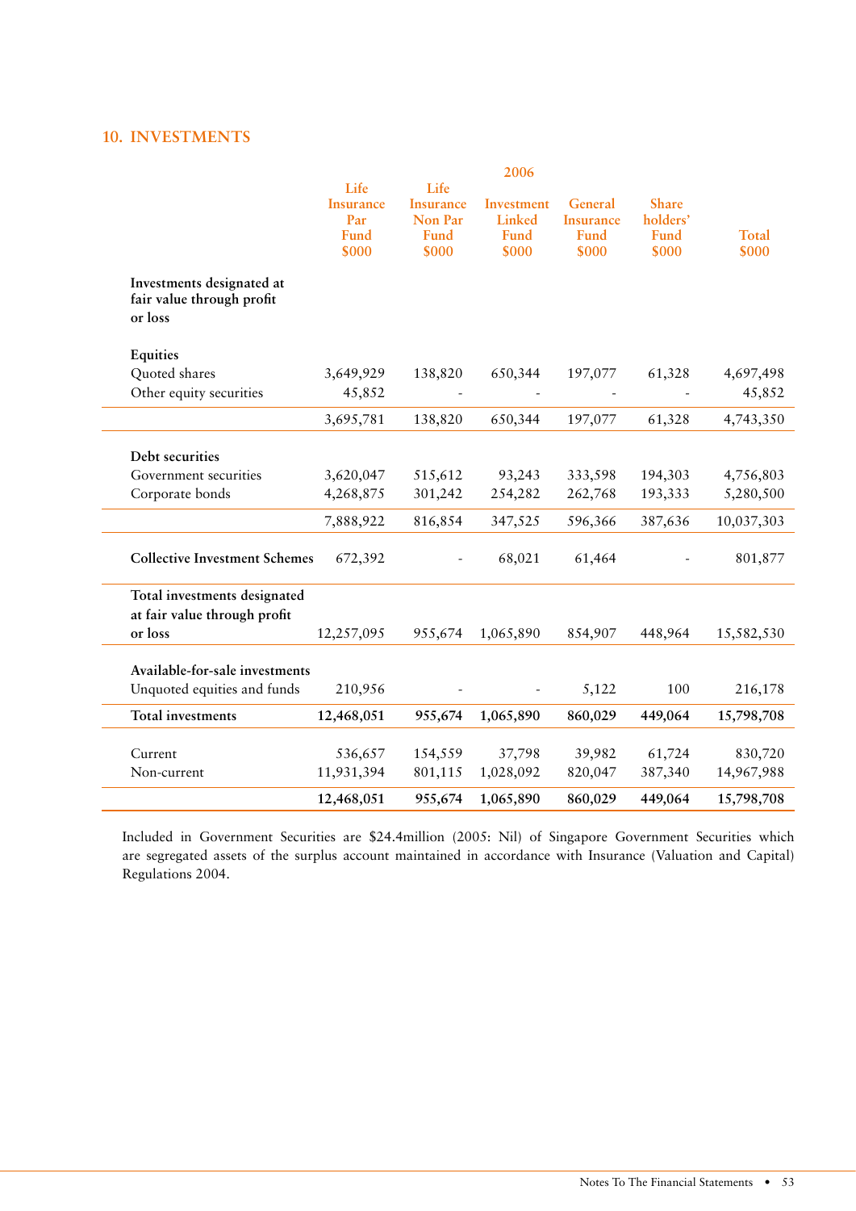## 10. INVESTMENTS

| | 2006 | | | | | |
|---|---|---|---|---|---|---|
| | Life Insurance Par Fund $000 | Life Insurance Non Par Fund $000 | Investment Linked Fund $000 | General Insurance Fund $000 | Share holders' Fund $000 | Total $000 |
| **Investments designated at fair value through profit or loss** | | | | | | |
| **Equities** | | | | | | |
| Quoted shares | 3,649,929 | 138,820 | 650,344 | 197,077 | 61,328 | 4,697,498 |
| Other equity securities | 45,852 | - | - | - | - | 45,852 |
| | 3,695,781 | 138,820 | 650,344 | 197,077 | 61,328 | 4,743,350 |
| **Debt securities** | | | | | | |
| Government securities | 3,620,047 | 515,612 | 93,243 | 333,598 | 194,303 | 4,756,803 |
| Corporate bonds | 4,268,875 | 301,242 | 254,282 | 262,768 | 193,333 | 5,280,500 |
| | 7,888,922 | 816,854 | 347,525 | 596,366 | 387,636 | 10,037,303 |
| **Collective Investment Schemes** | 672,392 | - | 68,021 | 61,464 | - | 801,877 |
| **Total investments designated at fair value through profit or loss** | 12,257,095 | 955,674 | 1,065,890 | 854,907 | 448,964 | 15,582,530 |
| **Available-for-sale investments** | | | | | | |
| Unquoted equities and funds | 210,956 | - | - | 5,122 | 100 | 216,178 |
| **Total investments** | **12,468,051** | **955,674** | **1,065,890** | **860,029** | **449,064** | **15,798,708** |
| Current | 536,657 | 154,559 | 37,798 | 39,982 | 61,724 | 830,720 |
| Non-current | 11,931,394 | 801,115 | 1,028,092 | 820,047 | 387,340 | 14,967,988 |
| | **12,468,051** | **955,674** | **1,065,890** | **860,029** | **449,064** | **15,798,708** |

Included in Government Securities are $24.4million (2005: Nil) of Singapore Government Securities which are segregated assets of the surplus account maintained in accordance with Insurance (Valuation and Capital) Regulations 2004.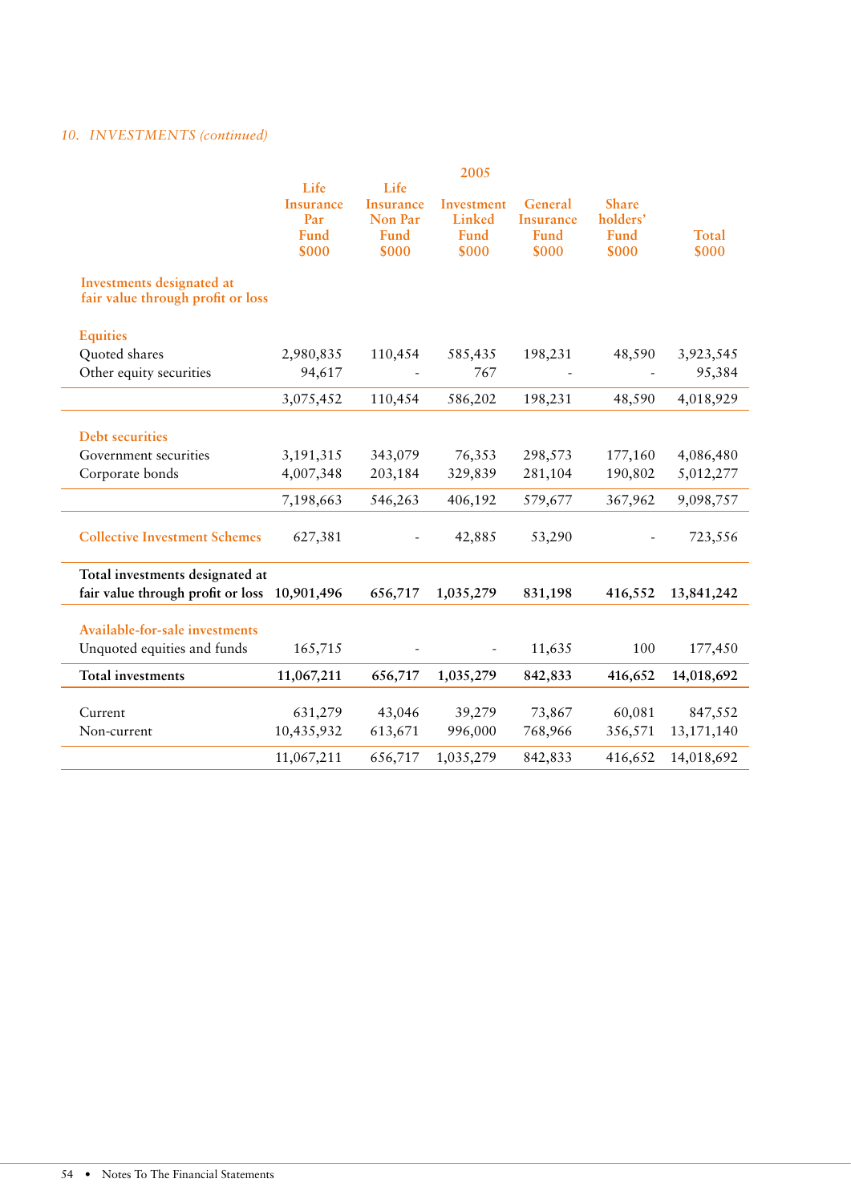*10. INVESTMENTS (continued)*

| | 2005 | | | | | |
|---|---|---|---|---|---|---|
| | Life Insurance Par Fund $000 | Life Insurance Non Par Fund $000 | Investment Linked Fund $000 | General Insurance Fund $000 | Share holders' Fund $000 | Total $000 |
| **Investments designated at fair value through profit or loss** | | | | | | |
| **Equities** | | | | | | |
| Quoted shares | 2,980,835 | 110,454 | 585,435 | 198,231 | 48,590 | 3,923,545 |
| Other equity securities | 94,617 | - | 767 | - | - | 95,384 |
| | 3,075,452 | 110,454 | 586,202 | 198,231 | 48,590 | 4,018,929 |
| **Debt securities** | | | | | | |
| Government securities | 3,191,315 | 343,079 | 76,353 | 298,573 | 177,160 | 4,086,480 |
| Corporate bonds | 4,007,348 | 203,184 | 329,839 | 281,104 | 190,802 | 5,012,277 |
| | 7,198,663 | 546,263 | 406,192 | 579,677 | 367,962 | 9,098,757 |
| **Collective Investment Schemes** | 627,381 | - | 42,885 | 53,290 | - | 723,556 |
| **Total investments designated at fair value through profit or loss** | **10,901,496** | **656,717** | **1,035,279** | **831,198** | **416,552** | **13,841,242** |
| **Available-for-sale investments** | | | | | | |
| Unquoted equities and funds | 165,715 | - | - | 11,635 | 100 | 177,450 |
| **Total investments** | **11,067,211** | **656,717** | **1,035,279** | **842,833** | **416,652** | **14,018,692** |
| Current | 631,279 | 43,046 | 39,279 | 73,867 | 60,081 | 847,552 |
| Non-current | 10,435,932 | 613,671 | 996,000 | 768,966 | 356,571 | 13,171,140 |
| | 11,067,211 | 656,717 | 1,035,279 | 842,833 | 416,652 | 14,018,692 |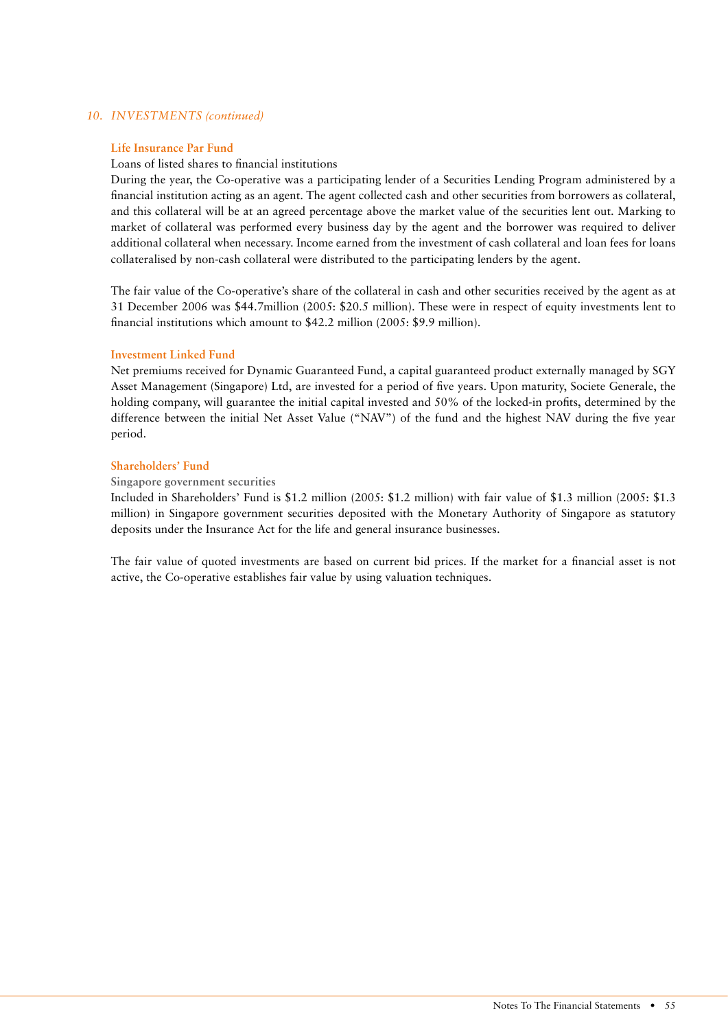*10. INVESTMENTS (continued)*

**Life Insurance Par Fund**

Loans of listed shares to financial institutions

During the year, the Co-operative was a participating lender of a Securities Lending Program administered by a financial institution acting as an agent. The agent collected cash and other securities from borrowers as collateral, and this collateral will be at an agreed percentage above the market value of the securities lent out. Marking to market of collateral was performed every business day by the agent and the borrower was required to deliver additional collateral when necessary. Income earned from the investment of cash collateral and loan fees for loans collateralised by non-cash collateral were distributed to the participating lenders by the agent.

The fair value of the Co-operative's share of the collateral in cash and other securities received by the agent as at 31 December 2006 was $44.7million (2005: $20.5 million). These were in respect of equity investments lent to financial institutions which amount to $42.2 million (2005: $9.9 million).

**Investment Linked Fund**

Net premiums received for Dynamic Guaranteed Fund, a capital guaranteed product externally managed by SGY Asset Management (Singapore) Ltd, are invested for a period of five years. Upon maturity, Societe Generale, the holding company, will guarantee the initial capital invested and 50% of the locked-in profits, determined by the difference between the initial Net Asset Value ("NAV") of the fund and the highest NAV during the five year period.

**Shareholders' Fund**

Singapore government securities

Included in Shareholders' Fund is $1.2 million (2005: $1.2 million) with fair value of $1.3 million (2005: $1.3 million) in Singapore government securities deposited with the Monetary Authority of Singapore as statutory deposits under the Insurance Act for the life and general insurance businesses.

The fair value of quoted investments are based on current bid prices. If the market for a financial asset is not active, the Co-operative establishes fair value by using valuation techniques.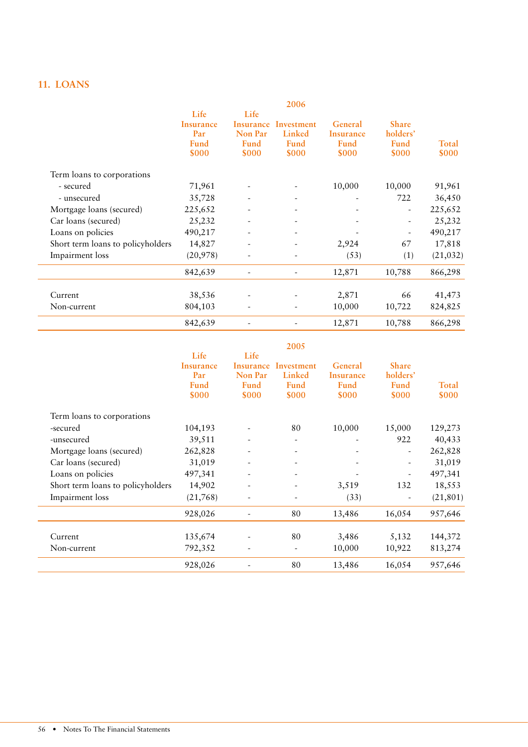## 11. LOANS

| | 2006 | | | | | |
|---|---|---|---|---|---|---|
| | Life Insurance Par Fund $000 | Life Insurance Non Par Fund $000 | Investment Linked Fund $000 | General Insurance Fund $000 | Share holders' Fund $000 | Total $000 |
| Term loans to corporations | | | | | | |
| - secured | 71,961 | - | - | 10,000 | 10,000 | 91,961 |
| - unsecured | 35,728 | - | - | - | 722 | 36,450 |
| Mortgage loans (secured) | 225,652 | - | - | - | - | 225,652 |
| Car loans (secured) | 25,232 | - | - | - | - | 25,232 |
| Loans on policies | 490,217 | - | - | - | - | 490,217 |
| Short term loans to policyholders | 14,827 | - | - | 2,924 | 67 | 17,818 |
| Impairment loss | (20,978) | - | - | (53) | (1) | (21,032) |
| | 842,639 | - | - | 12,871 | 10,788 | 866,298 |
| Current | 38,536 | - | - | 2,871 | 66 | 41,473 |
| Non-current | 804,103 | - | - | 10,000 | 10,722 | 824,825 |
| | 842,639 | - | - | 12,871 | 10,788 | 866,298 |

| | 2005 | | | | | |
|---|---|---|---|---|---|---|
| | Life Insurance Par Fund $000 | Life Insurance Non Par Fund $000 | Investment Linked Fund $000 | General Insurance Fund $000 | Share holders' Fund $000 | Total $000 |
| Term loans to corporations | | | | | | |
| -secured | 104,193 | - | 80 | 10,000 | 15,000 | 129,273 |
| -unsecured | 39,511 | - | - | - | 922 | 40,433 |
| Mortgage loans (secured) | 262,828 | - | - | - | - | 262,828 |
| Car loans (secured) | 31,019 | - | - | - | - | 31,019 |
| Loans on policies | 497,341 | - | - | - | - | 497,341 |
| Short term loans to policyholders | 14,902 | - | - | 3,519 | 132 | 18,553 |
| Impairment loss | (21,768) | - | - | (33) | - | (21,801) |
| | 928,026 | - | 80 | 13,486 | 16,054 | 957,646 |
| Current | 135,674 | - | 80 | 3,486 | 5,132 | 144,372 |
| Non-current | 792,352 | - | - | 10,000 | 10,922 | 813,274 |
| | 928,026 | - | 80 | 13,486 | 16,054 | 957,646 |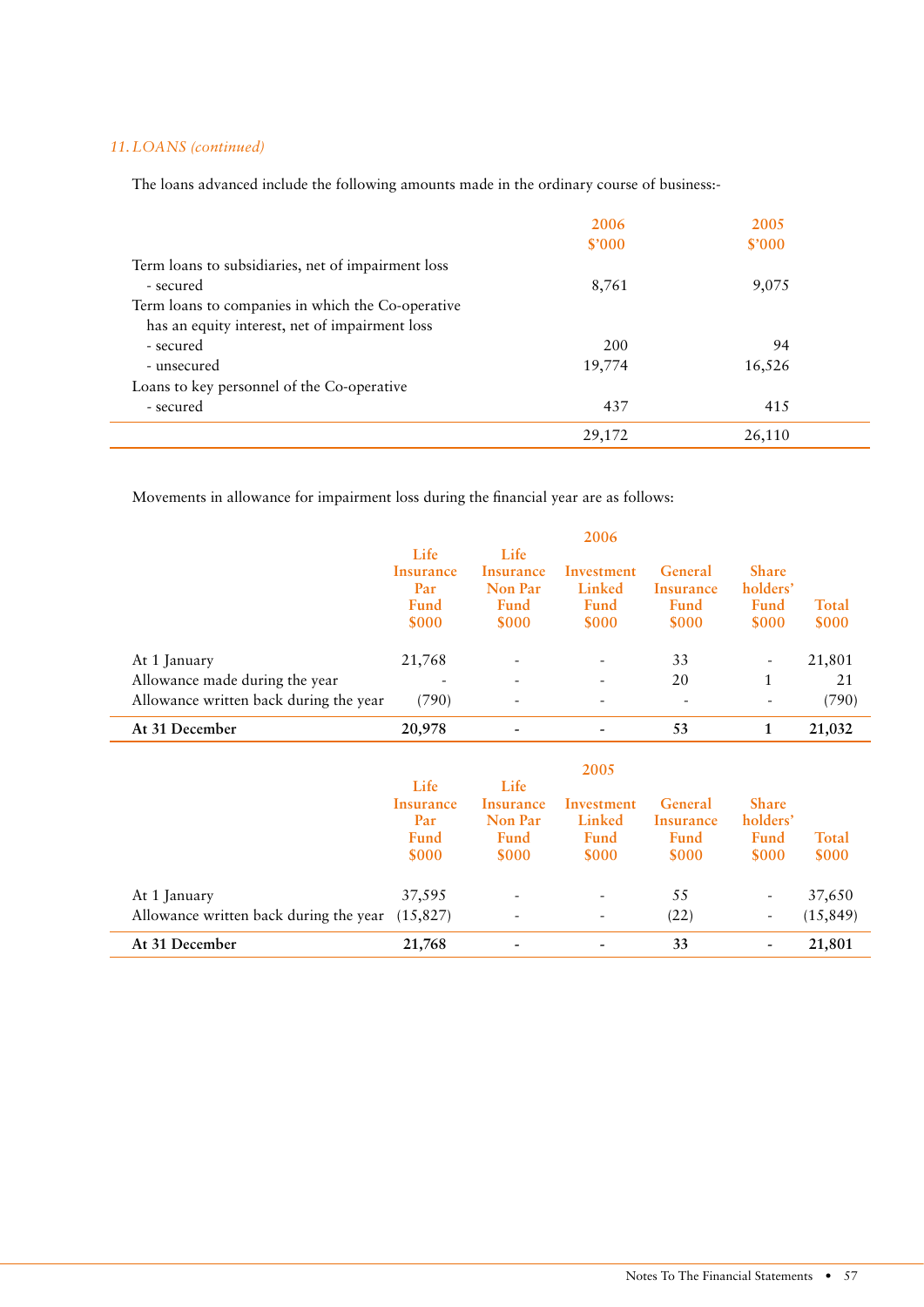*11. LOANS (continued)*

The loans advanced include the following amounts made in the ordinary course of business:-

| | 2006 $'000 | 2005 $'000 |
|---|---|---|
| Term loans to subsidiaries, net of impairment loss | | |
| - secured | 8,761 | 9,075 |
| Term loans to companies in which the Co-operative has an equity interest, net of impairment loss | | |
| - secured | 200 | 94 |
| - unsecured | 19,774 | 16,526 |
| Loans to key personnel of the Co-operative | | |
| - secured | 437 | 415 |
| | 29,172 | 26,110 |

Movements in allowance for impairment loss during the financial year are as follows:

| 2006 | Life Insurance Par Fund $000 | Life Insurance Non Par Fund $000 | Investment Linked Fund $000 | General Insurance Fund $000 | Share holders' Fund $000 | Total $000 |
|---|---|---|---|---|---|---|
| At 1 January | 21,768 | - | - | 33 | - | 21,801 |
| Allowance made during the year | - | - | - | 20 | 1 | 21 |
| Allowance written back during the year | (790) | - | - | - | - | (790) |
| **At 31 December** | **20,978** | **-** | **-** | **53** | **1** | **21,032** |

| 2005 | Life Insurance Par Fund $000 | Life Insurance Non Par Fund $000 | Investment Linked Fund $000 | General Insurance Fund $000 | Share holders' Fund $000 | Total $000 |
|---|---|---|---|---|---|---|
| At 1 January | 37,595 | - | - | 55 | - | 37,650 |
| Allowance written back during the year | (15,827) | - | - | (22) | - | (15,849) |
| **At 31 December** | **21,768** | **-** | **-** | **33** | **-** | **21,801** |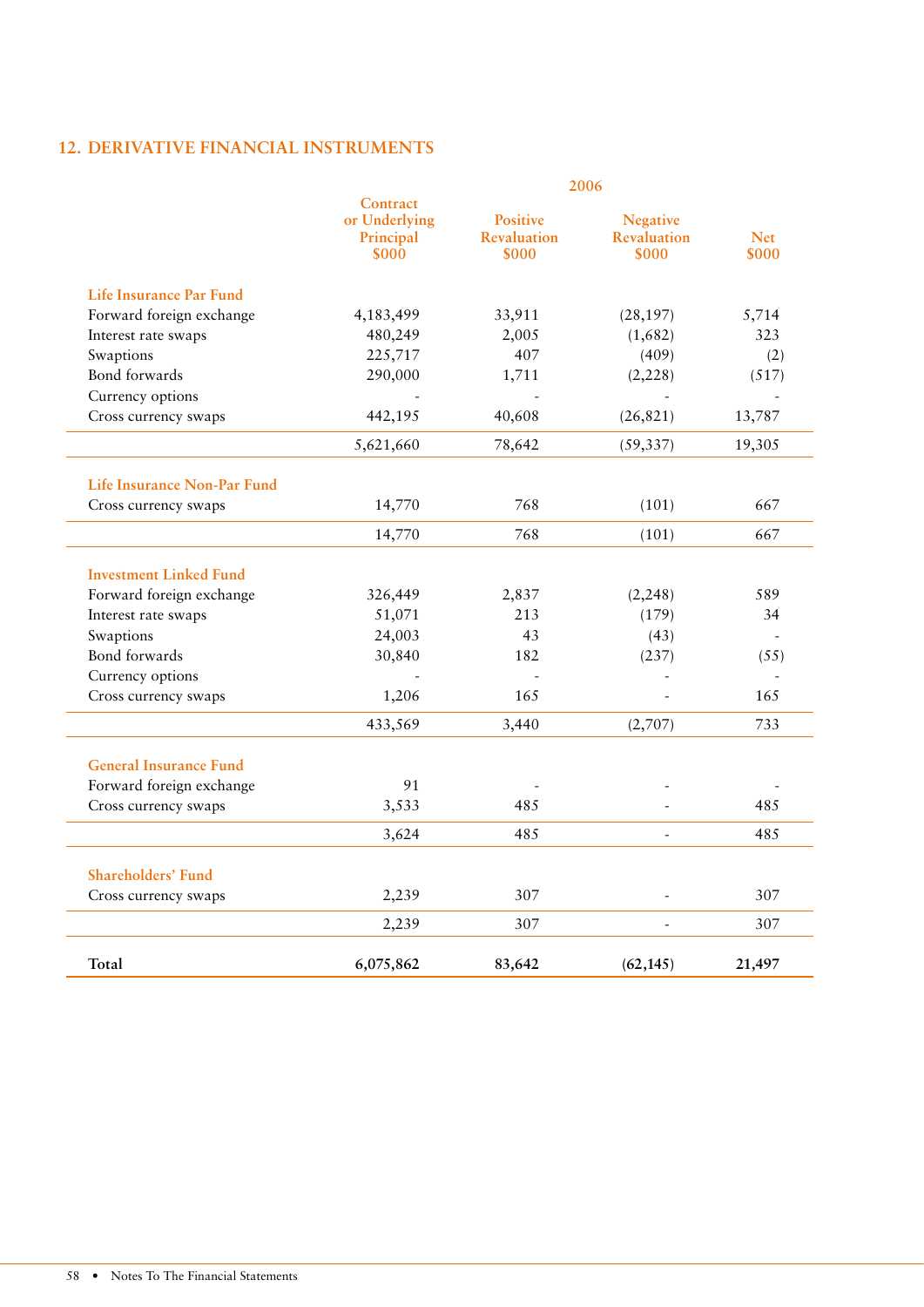## 12. DERIVATIVE FINANCIAL INSTRUMENTS

| | 2006 | | | |
|---|---|---|---|---|
| | Contract or Underlying Principal $000 | Positive Revaluation $000 | Negative Revaluation $000 | Net $000 |
| **Life Insurance Par Fund** | | | | |
| Forward foreign exchange | 4,183,499 | 33,911 | (28,197) | 5,714 |
| Interest rate swaps | 480,249 | 2,005 | (1,682) | 323 |
| Swaptions | 225,717 | 407 | (409) | (2) |
| Bond forwards | 290,000 | 1,711 | (2,228) | (517) |
| Currency options | - | - | - | - |
| Cross currency swaps | 442,195 | 40,608 | (26,821) | 13,787 |
| | 5,621,660 | 78,642 | (59,337) | 19,305 |
| **Life Insurance Non-Par Fund** | | | | |
| Cross currency swaps | 14,770 | 768 | (101) | 667 |
| | 14,770 | 768 | (101) | 667 |
| **Investment Linked Fund** | | | | |
| Forward foreign exchange | 326,449 | 2,837 | (2,248) | 589 |
| Interest rate swaps | 51,071 | 213 | (179) | 34 |
| Swaptions | 24,003 | 43 | (43) | - |
| Bond forwards | 30,840 | 182 | (237) | (55) |
| Currency options | - | - | - | - |
| Cross currency swaps | 1,206 | 165 | - | 165 |
| | 433,569 | 3,440 | (2,707) | 733 |
| **General Insurance Fund** | | | | |
| Forward foreign exchange | 91 | - | - | - |
| Cross currency swaps | 3,533 | 485 | - | 485 |
| | 3,624 | 485 | - | 485 |
| **Shareholders' Fund** | | | | |
| Cross currency swaps | 2,239 | 307 | - | 307 |
| | 2,239 | 307 | - | 307 |
| **Total** | **6,075,862** | **83,642** | **(62,145)** | **21,497** |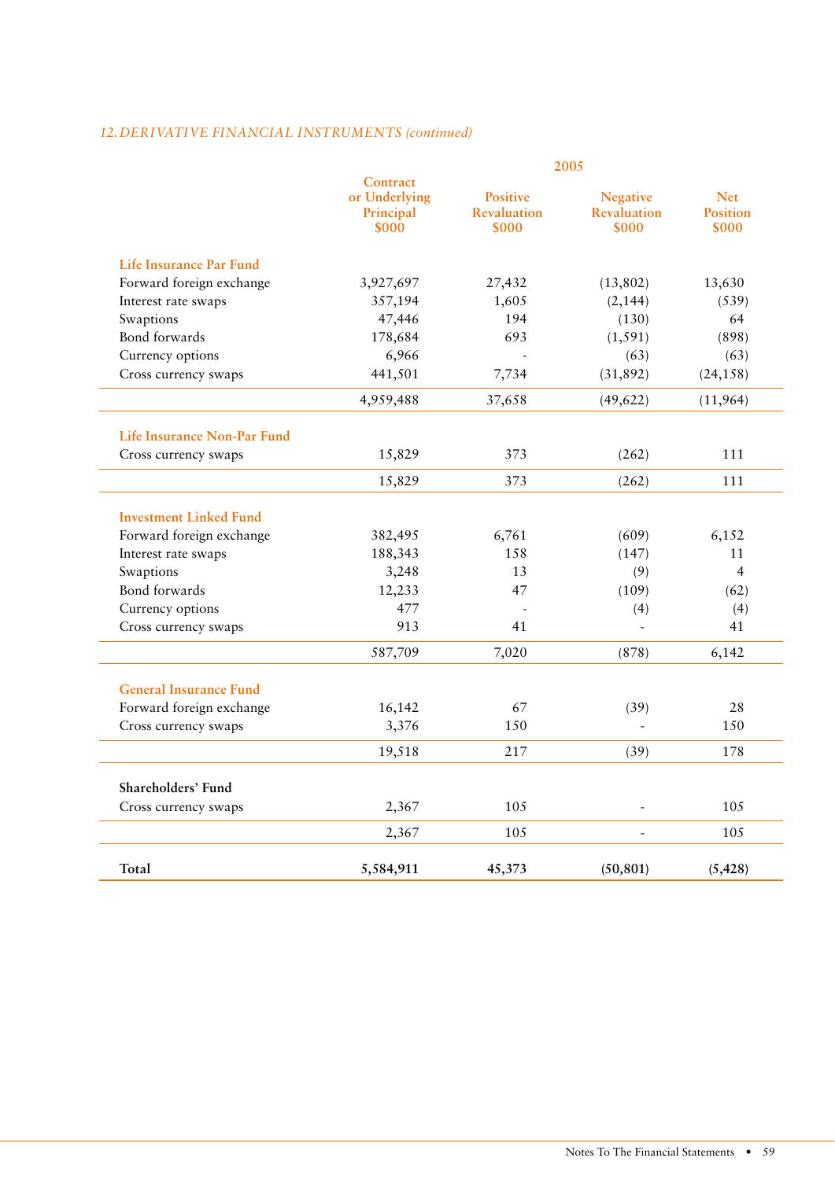*12. DERIVATIVE FINANCIAL INSTRUMENTS (continued)*

| | 2005 | | | |
|---|---|---|---|---|
| | Contract or Underlying Principal $000 | Positive Revaluation $000 | Negative Revaluation $000 | Net Position $000 |
| **Life Insurance Par Fund** | | | | |
| Forward foreign exchange | 3,927,697 | 27,432 | (13,802) | 13,630 |
| Interest rate swaps | 357,194 | 1,605 | (2,144) | (539) |
| Swaptions | 47,446 | 194 | (130) | 64 |
| Bond forwards | 178,684 | 693 | (1,591) | (898) |
| Currency options | 6,966 | - | (63) | (63) |
| Cross currency swaps | 441,501 | 7,734 | (31,892) | (24,158) |
| | 4,959,488 | 37,658 | (49,622) | (11,964) |
| **Life Insurance Non-Par Fund** | | | | |
| Cross currency swaps | 15,829 | 373 | (262) | 111 |
| | 15,829 | 373 | (262) | 111 |
| **Investment Linked Fund** | | | | |
| Forward foreign exchange | 382,495 | 6,761 | (609) | 6,152 |
| Interest rate swaps | 188,343 | 158 | (147) | 11 |
| Swaptions | 3,248 | 13 | (9) | 4 |
| Bond forwards | 12,233 | 47 | (109) | (62) |
| Currency options | 477 | - | (4) | (4) |
| Cross currency swaps | 913 | 41 | - | 41 |
| | 587,709 | 7,020 | (878) | 6,142 |
| **General Insurance Fund** | | | | |
| Forward foreign exchange | 16,142 | 67 | (39) | 28 |
| Cross currency swaps | 3,376 | 150 | - | 150 |
| | 19,518 | 217 | (39) | 178 |
| **Shareholders' Fund** | | | | |
| Cross currency swaps | 2,367 | 105 | - | 105 |
| | 2,367 | 105 | - | 105 |
| **Total** | **5,584,911** | **45,373** | **(50,801)** | **(5,428)** |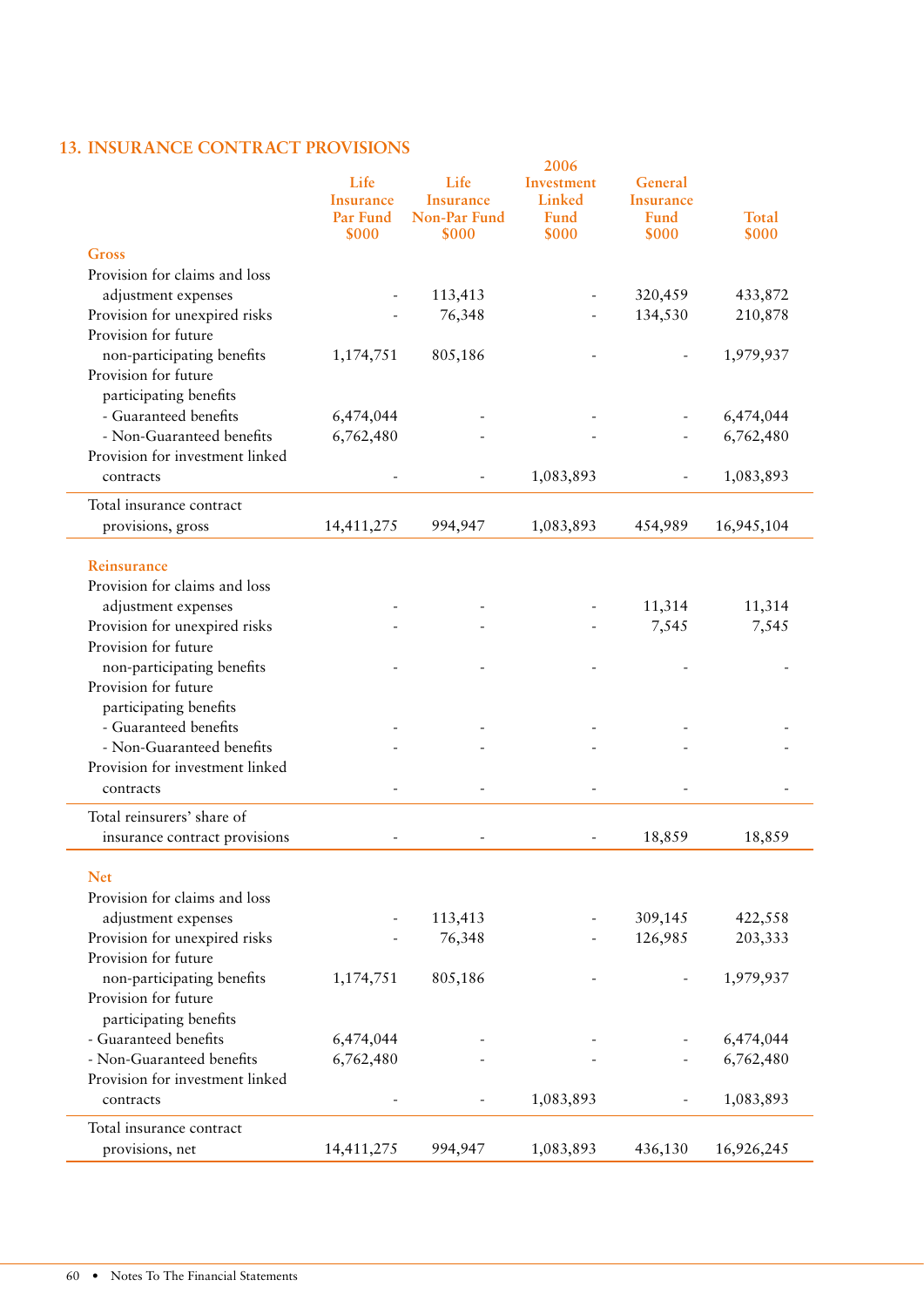## 13. INSURANCE CONTRACT PROVISIONS

| 2006 | Life Insurance Par Fund $000 | Life Insurance Non-Par Fund $000 | Investment Linked Fund $000 | General Insurance Fund $000 | Total $000 |
|---|---|---|---|---|---|
| **Gross** | | | | | |
| Provision for claims and loss adjustment expenses | - | 113,413 | - | 320,459 | 433,872 |
| Provision for unexpired risks | - | 76,348 | - | 134,530 | 210,878 |
| Provision for future non-participating benefits | 1,174,751 | 805,186 | - | - | 1,979,937 |
| Provision for future participating benefits | | | | | |
| - Guaranteed benefits | 6,474,044 | - | - | - | 6,474,044 |
| - Non-Guaranteed benefits | 6,762,480 | - | - | - | 6,762,480 |
| Provision for investment linked contracts | - | - | 1,083,893 | - | 1,083,893 |
| Total insurance contract provisions, gross | 14,411,275 | 994,947 | 1,083,893 | 454,989 | 16,945,104 |
| **Reinsurance** | | | | | |
| Provision for claims and loss adjustment expenses | - | - | - | 11,314 | 11,314 |
| Provision for unexpired risks | - | - | - | 7,545 | 7,545 |
| Provision for future non-participating benefits | - | - | - | - | - |
| Provision for future participating benefits | | | | | |
| - Guaranteed benefits | - | - | - | - | - |
| - Non-Guaranteed benefits | - | - | - | - | - |
| Provision for investment linked contracts | - | - | - | - | - |
| Total reinsurers' share of insurance contract provisions | - | - | - | 18,859 | 18,859 |
| **Net** | | | | | |
| Provision for claims and loss adjustment expenses | - | 113,413 | - | 309,145 | 422,558 |
| Provision for unexpired risks | - | 76,348 | - | 126,985 | 203,333 |
| Provision for future non-participating benefits | 1,174,751 | 805,186 | - | - | 1,979,937 |
| Provision for future participating benefits | | | | | |
| - Guaranteed benefits | 6,474,044 | - | - | - | 6,474,044 |
| - Non-Guaranteed benefits | 6,762,480 | - | - | - | 6,762,480 |
| Provision for investment linked contracts | - | - | 1,083,893 | - | 1,083,893 |
| Total insurance contract provisions, net | 14,411,275 | 994,947 | 1,083,893 | 436,130 | 16,926,245 |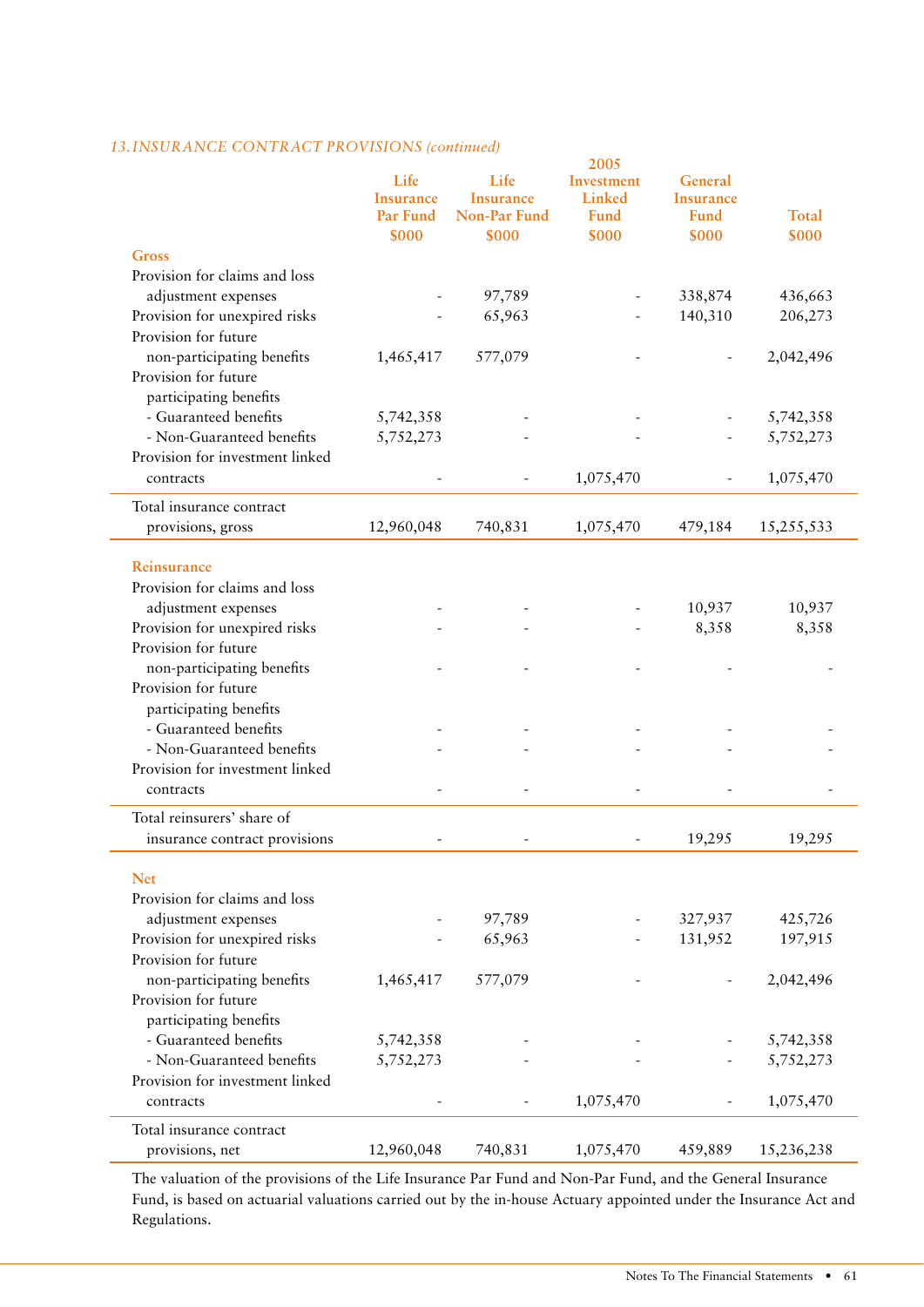*13. INSURANCE CONTRACT PROVISIONS (continued)*

| 2005 | Life Insurance Par Fund $000 | Life Insurance Non-Par Fund $000 | Investment Linked Fund $000 | General Insurance Fund $000 | Total $000 |
|---|---|---|---|---|---|
| **Gross** | | | | | |
| Provision for claims and loss adjustment expenses | - | 97,789 | - | 338,874 | 436,663 |
| Provision for unexpired risks | - | 65,963 | - | 140,310 | 206,273 |
| Provision for future non-participating benefits | 1,465,417 | 577,079 | - | - | 2,042,496 |
| Provision for future participating benefits | | | | | |
| - Guaranteed benefits | 5,742,358 | - | - | - | 5,742,358 |
| - Non-Guaranteed benefits | 5,752,273 | - | - | - | 5,752,273 |
| Provision for investment linked contracts | - | - | 1,075,470 | - | 1,075,470 |
| Total insurance contract provisions, gross | 12,960,048 | 740,831 | 1,075,470 | 479,184 | 15,255,533 |
| **Reinsurance** | | | | | |
| Provision for claims and loss adjustment expenses | - | - | - | 10,937 | 10,937 |
| Provision for unexpired risks | - | - | - | 8,358 | 8,358 |
| Provision for future non-participating benefits | - | - | - | - | - |
| Provision for future participating benefits | | | | | |
| - Guaranteed benefits | - | - | - | - | - |
| - Non-Guaranteed benefits | - | - | - | - | - |
| Provision for investment linked contracts | - | - | - | - | - |
| Total reinsurers' share of insurance contract provisions | - | - | - | 19,295 | 19,295 |
| **Net** | | | | | |
| Provision for claims and loss adjustment expenses | - | 97,789 | - | 327,937 | 425,726 |
| Provision for unexpired risks | - | 65,963 | - | 131,952 | 197,915 |
| Provision for future non-participating benefits | 1,465,417 | 577,079 | - | - | 2,042,496 |
| Provision for future participating benefits | | | | | |
| - Guaranteed benefits | 5,742,358 | - | - | - | 5,742,358 |
| - Non-Guaranteed benefits | 5,752,273 | - | - | - | 5,752,273 |
| Provision for investment linked contracts | - | - | 1,075,470 | - | 1,075,470 |
| Total insurance contract provisions, net | 12,960,048 | 740,831 | 1,075,470 | 459,889 | 15,236,238 |

The valuation of the provisions of the Life Insurance Par Fund and Non-Par Fund, and the General Insurance Fund, is based on actuarial valuations carried out by the in-house Actuary appointed under the Insurance Act and Regulations.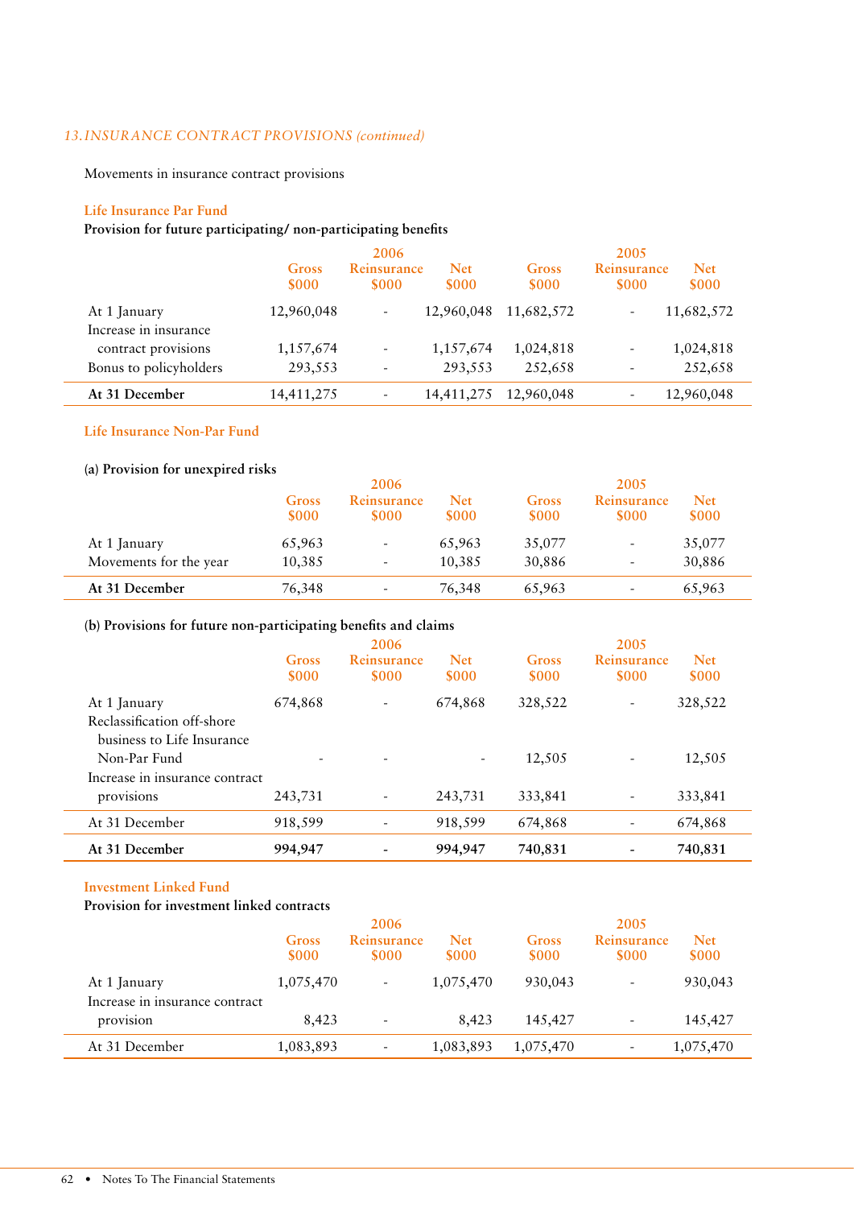*13. INSURANCE CONTRACT PROVISIONS (continued)*

Movements in insurance contract provisions

### Life Insurance Par Fund

**Provision for future participating/ non-participating benefits**

| | 2006 | | | 2005 | | |
|---|---|---|---|---|---|---|
| | Gross $000 | Reinsurance $000 | Net $000 | Gross $000 | Reinsurance $000 | Net $000 |
| At 1 January | 12,960,048 | - | 12,960,048 | 11,682,572 | - | 11,682,572 |
| Increase in insurance contract provisions | 1,157,674 | - | 1,157,674 | 1,024,818 | - | 1,024,818 |
| Bonus to policyholders | 293,553 | - | 293,553 | 252,658 | - | 252,658 |
| **At 31 December** | 14,411,275 | - | 14,411,275 | 12,960,048 | - | 12,960,048 |

### Life Insurance Non-Par Fund

**(a) Provision for unexpired risks**

| | 2006 | | | 2005 | | |
|---|---|---|---|---|---|---|
| | Gross $000 | Reinsurance $000 | Net $000 | Gross $000 | Reinsurance $000 | Net $000 |
| At 1 January | 65,963 | - | 65,963 | 35,077 | - | 35,077 |
| Movements for the year | 10,385 | - | 10,385 | 30,886 | - | 30,886 |
| **At 31 December** | 76,348 | - | 76,348 | 65,963 | - | 65,963 |

**(b) Provisions for future non-participating benefits and claims**

| | 2006 | | | 2005 | | |
|---|---|---|---|---|---|---|
| | Gross $000 | Reinsurance $000 | Net $000 | Gross $000 | Reinsurance $000 | Net $000 |
| At 1 January | 674,868 | - | 674,868 | 328,522 | - | 328,522 |
| Reclassification off-shore business to Life Insurance Non-Par Fund | - | - | - | 12,505 | - | 12,505 |
| Increase in insurance contract provisions | 243,731 | - | 243,731 | 333,841 | - | 333,841 |
| At 31 December | 918,599 | - | 918,599 | 674,868 | - | 674,868 |
| **At 31 December** | **994,947** | **-** | **994,947** | **740,831** | **-** | **740,831** |

### Investment Linked Fund

**Provision for investment linked contracts**

| | 2006 | | | 2005 | | |
|---|---|---|---|---|---|---|
| | Gross $000 | Reinsurance $000 | Net $000 | Gross $000 | Reinsurance $000 | Net $000 |
| At 1 January | 1,075,470 | - | 1,075,470 | 930,043 | - | 930,043 |
| Increase in insurance contract provision | 8,423 | - | 8,423 | 145,427 | - | 145,427 |
| At 31 December | 1,083,893 | - | 1,083,893 | 1,075,470 | - | 1,075,470 |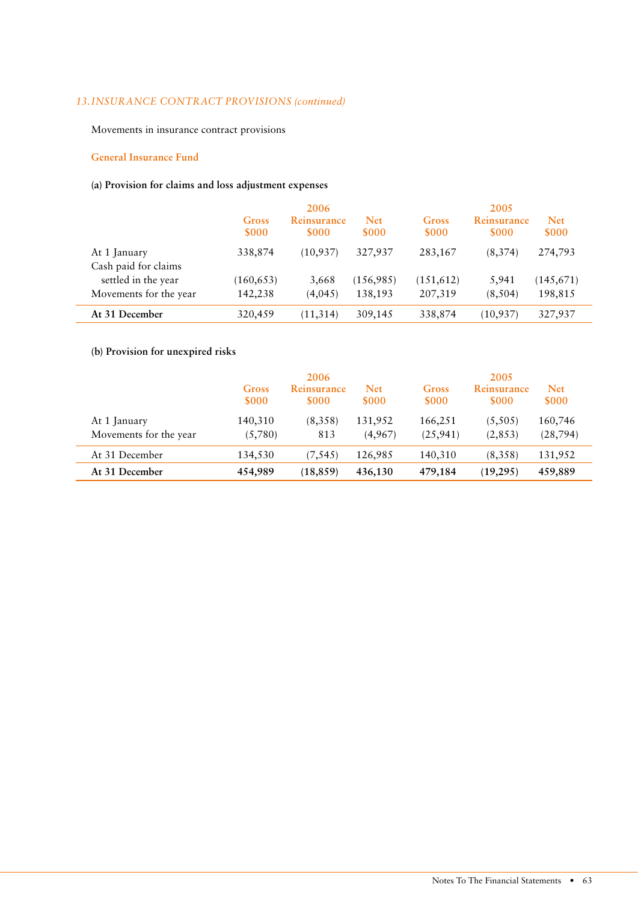*13. INSURANCE CONTRACT PROVISIONS (continued)*

Movements in insurance contract provisions

**General Insurance Fund**

**(a) Provision for claims and loss adjustment expenses**

| | 2006 | | | 2005 | | |
|---|---|---|---|---|---|---|
| | Gross $000 | Reinsurance $000 | Net $000 | Gross $000 | Reinsurance $000 | Net $000 |
| At 1 January | 338,874 | (10,937) | 327,937 | 283,167 | (8,374) | 274,793 |
| Cash paid for claims settled in the year | (160,653) | 3,668 | (156,985) | (151,612) | 5,941 | (145,671) |
| Movements for the year | 142,238 | (4,045) | 138,193 | 207,319 | (8,504) | 198,815 |
| **At 31 December** | 320,459 | (11,314) | 309,145 | 338,874 | (10,937) | 327,937 |

**(b) Provision for unexpired risks**

| | 2006 | | | 2005 | | |
|---|---|---|---|---|---|---|
| | Gross $000 | Reinsurance $000 | Net $000 | Gross $000 | Reinsurance $000 | Net $000 |
| At 1 January | 140,310 | (8,358) | 131,952 | 166,251 | (5,505) | 160,746 |
| Movements for the year | (5,780) | 813 | (4,967) | (25,941) | (2,853) | (28,794) |
| At 31 December | 134,530 | (7,545) | 126,985 | 140,310 | (8,358) | 131,952 |
| **At 31 December** | **454,989** | **(18,859)** | **436,130** | **479,184** | **(19,295)** | **459,889** |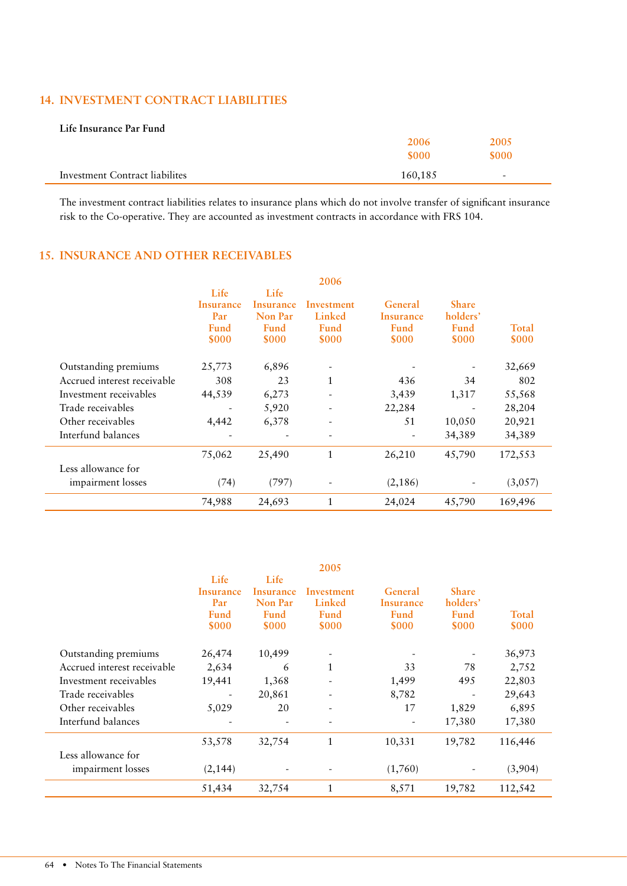## 14. INVESTMENT CONTRACT LIABILITIES

**Life Insurance Par Fund**

| | 2006 $000 | 2005 $000 |
|---|---|---|
| Investment Contract liabilites | 160,185 | - |

The investment contract liabilities relates to insurance plans which do not involve transfer of significant insurance risk to the Co-operative. They are accounted as investment contracts in accordance with FRS 104.

## 15. INSURANCE AND OTHER RECEIVABLES

| 2006 | Life Insurance Par Fund $000 | Life Insurance Non Par Fund $000 | Investment Linked Fund $000 | General Insurance Fund $000 | Share holders' Fund $000 | Total $000 |
|---|---|---|---|---|---|---|
| Outstanding premiums | 25,773 | 6,896 | - | - | - | 32,669 |
| Accrued interest receivable | 308 | 23 | 1 | 436 | 34 | 802 |
| Investment receivables | 44,539 | 6,273 | - | 3,439 | 1,317 | 55,568 |
| Trade receivables | - | 5,920 | - | 22,284 | - | 28,204 |
| Other receivables | 4,442 | 6,378 | - | 51 | 10,050 | 20,921 |
| Interfund balances | - | - | - | - | 34,389 | 34,389 |
| | 75,062 | 25,490 | 1 | 26,210 | 45,790 | 172,553 |
| Less allowance for impairment losses | (74) | (797) | - | (2,186) | - | (3,057) |
| | 74,988 | 24,693 | 1 | 24,024 | 45,790 | 169,496 |

| 2005 | Life Insurance Par Fund $000 | Life Insurance Non Par Fund $000 | Investment Linked Fund $000 | General Insurance Fund $000 | Share holders' Fund $000 | Total $000 |
|---|---|---|---|---|---|---|
| Outstanding premiums | 26,474 | 10,499 | - | - | - | 36,973 |
| Accrued interest receivable | 2,634 | 6 | 1 | 33 | 78 | 2,752 |
| Investment receivables | 19,441 | 1,368 | - | 1,499 | 495 | 22,803 |
| Trade receivables | - | 20,861 | - | 8,782 | - | 29,643 |
| Other receivables | 5,029 | 20 | - | 17 | 1,829 | 6,895 |
| Interfund balances | - | - | - | - | 17,380 | 17,380 |
| | 53,578 | 32,754 | 1 | 10,331 | 19,782 | 116,446 |
| Less allowance for impairment losses | (2,144) | - | - | (1,760) | - | (3,904) |
| | 51,434 | 32,754 | 1 | 8,571 | 19,782 | 112,542 |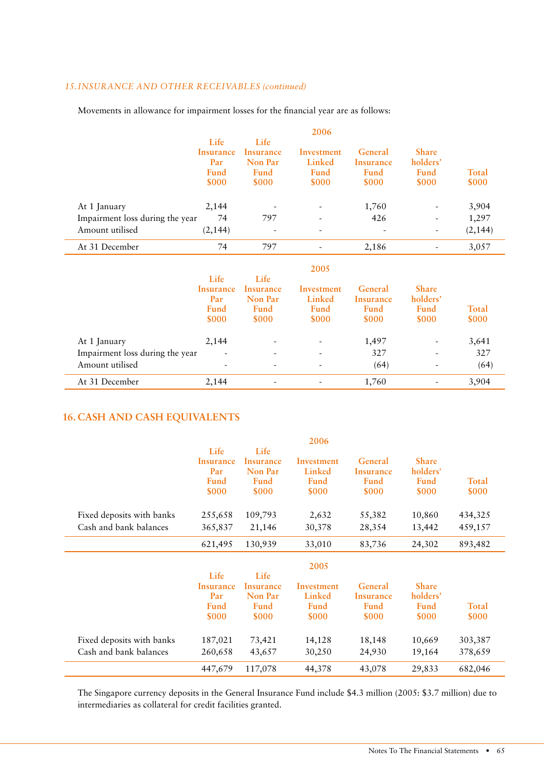*15. INSURANCE AND OTHER RECEIVABLES (continued)*

Movements in allowance for impairment losses for the financial year are as follows:

| | 2006 | | | | | |
|---|---|---|---|---|---|---|
| | Life Insurance Par Fund $000 | Life Insurance Non Par Fund $000 | Investment Linked Fund $000 | General Insurance Fund $000 | Share holders' Fund $000 | Total $000 |
| At 1 January | 2,144 | - | - | 1,760 | - | 3,904 |
| Impairment loss during the year | 74 | 797 | - | 426 | - | 1,297 |
| Amount utilised | (2,144) | - | - | - | - | (2,144) |
| At 31 December | 74 | 797 | - | 2,186 | - | 3,057 |

| | 2005 | | | | | |
|---|---|---|---|---|---|---|
| | Life Insurance Par Fund $000 | Life Insurance Non Par Fund $000 | Investment Linked Fund $000 | General Insurance Fund $000 | Share holders' Fund $000 | Total $000 |
| At 1 January | 2,144 | - | - | 1,497 | - | 3,641 |
| Impairment loss during the year | - | - | - | 327 | - | 327 |
| Amount utilised | - | - | - | (64) | - | (64) |
| At 31 December | 2,144 | - | - | 1,760 | - | 3,904 |

## 16. CASH AND CASH EQUIVALENTS

| | 2006 | | | | | |
|---|---|---|---|---|---|---|
| | Life Insurance Par Fund $000 | Life Insurance Non Par Fund $000 | Investment Linked Fund $000 | General Insurance Fund $000 | Share holders' Fund $000 | Total $000 |
| Fixed deposits with banks | 255,658 | 109,793 | 2,632 | 55,382 | 10,860 | 434,325 |
| Cash and bank balances | 365,837 | 21,146 | 30,378 | 28,354 | 13,442 | 459,157 |
| | 621,495 | 130,939 | 33,010 | 83,736 | 24,302 | 893,482 |

| | 2005 | | | | | |
|---|---|---|---|---|---|---|
| | Life Insurance Par Fund $000 | Life Insurance Non Par Fund $000 | Investment Linked Fund $000 | General Insurance Fund $000 | Share holders' Fund $000 | Total $000 |
| Fixed deposits with banks | 187,021 | 73,421 | 14,128 | 18,148 | 10,669 | 303,387 |
| Cash and bank balances | 260,658 | 43,657 | 30,250 | 24,930 | 19,164 | 378,659 |
| | 447,679 | 117,078 | 44,378 | 43,078 | 29,833 | 682,046 |

The Singapore currency deposits in the General Insurance Fund include $4.3 million (2005: $3.7 million) due to intermediaries as collateral for credit facilities granted.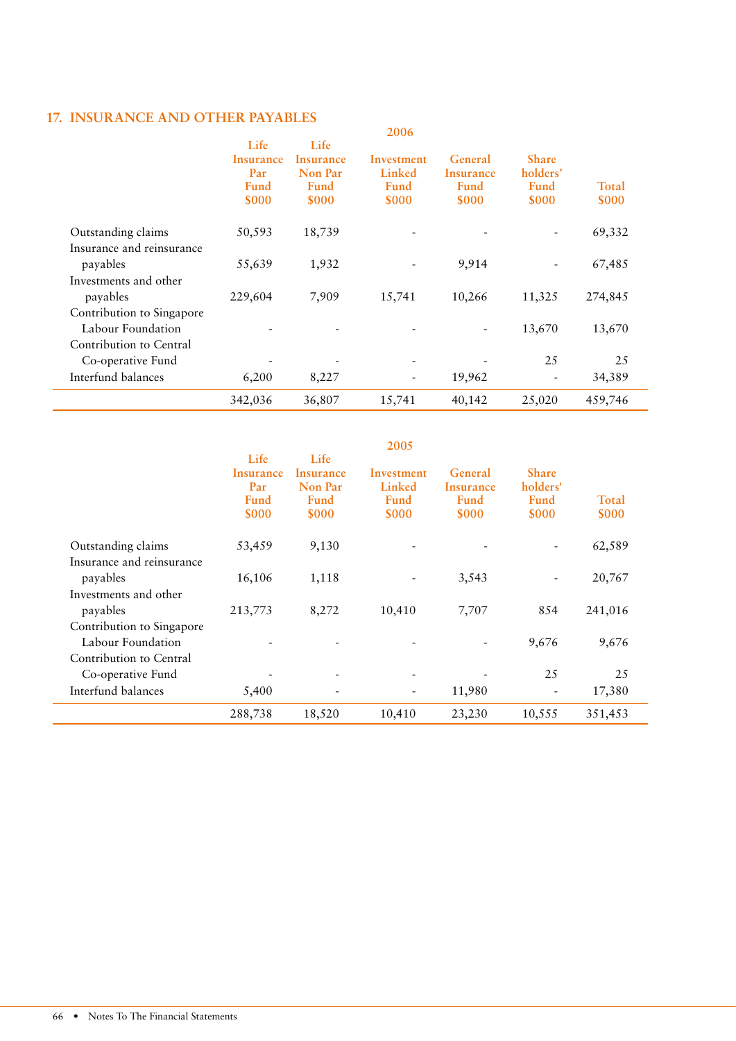## 17. INSURANCE AND OTHER PAYABLES

| | 2006 | | | | | |
|---|---|---|---|---|---|---|
| | Life Insurance Par Fund $000 | Life Insurance Non Par Fund $000 | Investment Linked Fund $000 | General Insurance Fund $000 | Share holders' Fund $000 | Total $000 |
| Outstanding claims | 50,593 | 18,739 | - | - | - | 69,332 |
| Insurance and reinsurance payables | 55,639 | 1,932 | - | 9,914 | - | 67,485 |
| Investments and other payables | 229,604 | 7,909 | 15,741 | 10,266 | 11,325 | 274,845 |
| Contribution to Singapore Labour Foundation | - | - | - | - | 13,670 | 13,670 |
| Contribution to Central Co-operative Fund | - | - | - | - | 25 | 25 |
| Interfund balances | 6,200 | 8,227 | - | 19,962 | - | 34,389 |
| | 342,036 | 36,807 | 15,741 | 40,142 | 25,020 | 459,746 |

| | 2005 | | | | | |
|---|---|---|---|---|---|---|
| | Life Insurance Par Fund $000 | Life Insurance Non Par Fund $000 | Investment Linked Fund $000 | General Insurance Fund $000 | Share holders' Fund $000 | Total $000 |
| Outstanding claims | 53,459 | 9,130 | - | - | - | 62,589 |
| Insurance and reinsurance payables | 16,106 | 1,118 | - | 3,543 | - | 20,767 |
| Investments and other payables | 213,773 | 8,272 | 10,410 | 7,707 | 854 | 241,016 |
| Contribution to Singapore Labour Foundation | - | - | - | - | 9,676 | 9,676 |
| Contribution to Central Co-operative Fund | - | - | - | - | 25 | 25 |
| Interfund balances | 5,400 | - | - | 11,980 | - | 17,380 |
| | 288,738 | 18,520 | 10,410 | 23,230 | 10,555 | 351,453 |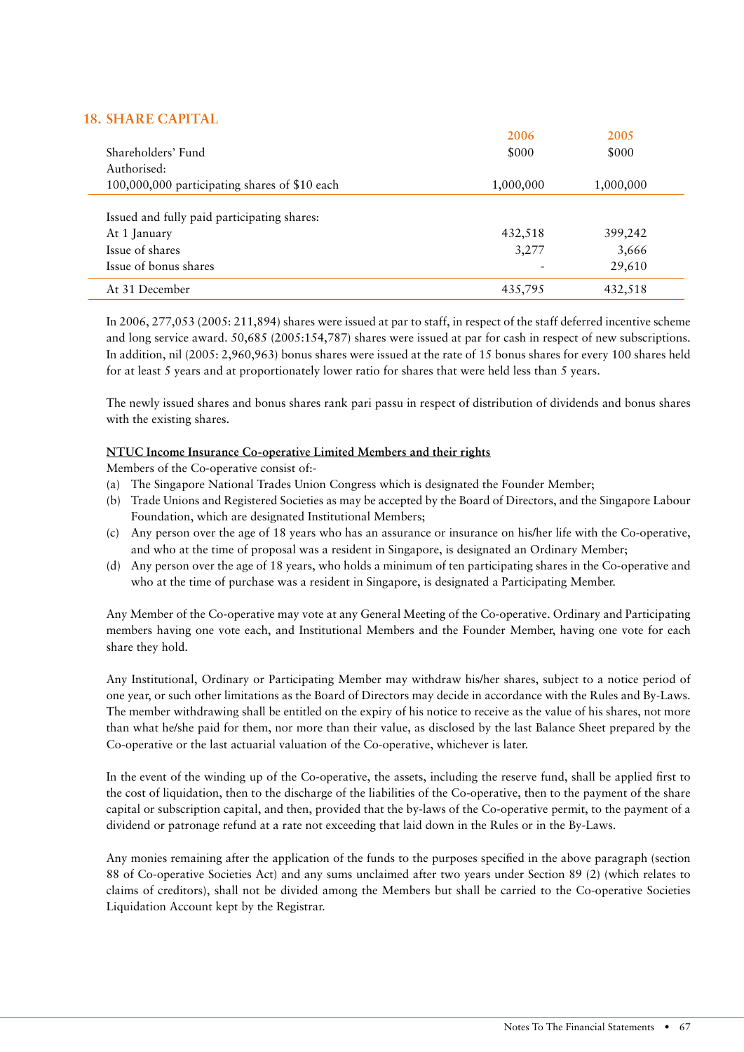## 18. SHARE CAPITAL

| | 2006 | 2005 |
|---|---|---|
| Shareholders' Fund | $000 | $000 |
| Authorised: | | |
| 100,000,000 participating shares of $10 each | 1,000,000 | 1,000,000 |
| Issued and fully paid participating shares: | | |
| At 1 January | 432,518 | 399,242 |
| Issue of shares | 3,277 | 3,666 |
| Issue of bonus shares | - | 29,610 |
| At 31 December | 435,795 | 432,518 |

In 2006, 277,053 (2005: 211,894) shares were issued at par to staff, in respect of the staff deferred incentive scheme and long service award. 50,685 (2005:154,787) shares were issued at par for cash in respect of new subscriptions. In addition, nil (2005: 2,960,963) bonus shares were issued at the rate of 15 bonus shares for every 100 shares held for at least 5 years and at proportionately lower ratio for shares that were held less than 5 years.

The newly issued shares and bonus shares rank pari passu in respect of distribution of dividends and bonus shares with the existing shares.

**NTUC Income Insurance Co-operative Limited Members and their rights**

Members of the Co-operative consist of:-

(a) The Singapore National Trades Union Congress which is designated the Founder Member;
(b) Trade Unions and Registered Societies as may be accepted by the Board of Directors, and the Singapore Labour Foundation, which are designated Institutional Members;
(c) Any person over the age of 18 years who has an assurance or insurance on his/her life with the Co-operative, and who at the time of proposal was a resident in Singapore, is designated an Ordinary Member;
(d) Any person over the age of 18 years, who holds a minimum of ten participating shares in the Co-operative and who at the time of purchase was a resident in Singapore, is designated a Participating Member.

Any Member of the Co-operative may vote at any General Meeting of the Co-operative. Ordinary and Participating members having one vote each, and Institutional Members and the Founder Member, having one vote for each share they hold.

Any Institutional, Ordinary or Participating Member may withdraw his/her shares, subject to a notice period of one year, or such other limitations as the Board of Directors may decide in accordance with the Rules and By-Laws. The member withdrawing shall be entitled on the expiry of his notice to receive as the value of his shares, not more than what he/she paid for them, nor more than their value, as disclosed by the last Balance Sheet prepared by the Co-operative or the last actuarial valuation of the Co-operative, whichever is later.

In the event of the winding up of the Co-operative, the assets, including the reserve fund, shall be applied first to the cost of liquidation, then to the discharge of the liabilities of the Co-operative, then to the payment of the share capital or subscription capital, and then, provided that the by-laws of the Co-operative permit, to the payment of a dividend or patronage refund at a rate not exceeding that laid down in the Rules or in the By-Laws.

Any monies remaining after the application of the funds to the purposes specified in the above paragraph (section 88 of Co-operative Societies Act) and any sums unclaimed after two years under Section 89 (2) (which relates to claims of creditors), shall not be divided among the Members but shall be carried to the Co-operative Societies Liquidation Account kept by the Registrar.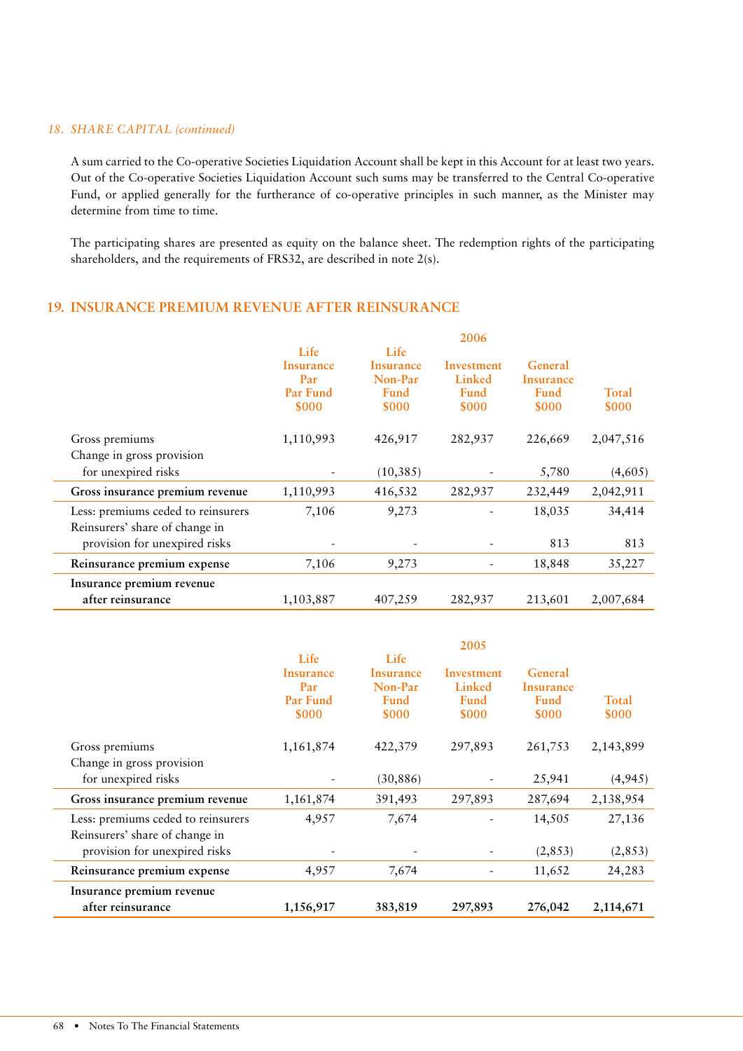*18. SHARE CAPITAL (continued)*

A sum carried to the Co-operative Societies Liquidation Account shall be kept in this Account for at least two years. Out of the Co-operative Societies Liquidation Account such sums may be transferred to the Central Co-operative Fund, or applied generally for the furtherance of co-operative principles in such manner, as the Minister may determine from time to time.

The participating shares are presented as equity on the balance sheet. The redemption rights of the participating shareholders, and the requirements of FRS32, are described in note 2(s).

## 19. INSURANCE PREMIUM REVENUE AFTER REINSURANCE

| | 2006 | | | | |
|---|---|---|---|---|---|
| | Life Insurance Par Par Fund $000 | Life Insurance Non-Par Fund $000 | Investment Linked Fund $000 | General Insurance Fund $000 | Total $000 |
| Gross premiums | 1,110,993 | 426,917 | 282,937 | 226,669 | 2,047,516 |
| Change in gross provision for unexpired risks | - | (10,385) | - | 5,780 | (4,605) |
| **Gross insurance premium revenue** | 1,110,993 | 416,532 | 282,937 | 232,449 | 2,042,911 |
| Less: premiums ceded to reinsurers | 7,106 | 9,273 | - | 18,035 | 34,414 |
| Reinsurers' share of change in provision for unexpired risks | - | - | - | 813 | 813 |
| **Reinsurance premium expense** | 7,106 | 9,273 | - | 18,848 | 35,227 |
| **Insurance premium revenue after reinsurance** | 1,103,887 | 407,259 | 282,937 | 213,601 | 2,007,684 |

| | 2005 | | | | |
|---|---|---|---|---|---|
| | Life Insurance Par Par Fund $000 | Life Insurance Non-Par Fund $000 | Investment Linked Fund $000 | General Insurance Fund $000 | Total $000 |
| Gross premiums | 1,161,874 | 422,379 | 297,893 | 261,753 | 2,143,899 |
| Change in gross provision for unexpired risks | - | (30,886) | - | 25,941 | (4,945) |
| **Gross insurance premium revenue** | 1,161,874 | 391,493 | 297,893 | 287,694 | 2,138,954 |
| Less: premiums ceded to reinsurers | 4,957 | 7,674 | - | 14,505 | 27,136 |
| Reinsurers' share of change in provision for unexpired risks | - | - | - | (2,853) | (2,853) |
| **Reinsurance premium expense** | 4,957 | 7,674 | - | 11,652 | 24,283 |
| **Insurance premium revenue after reinsurance** | **1,156,917** | **383,819** | **297,893** | **276,042** | **2,114,671** |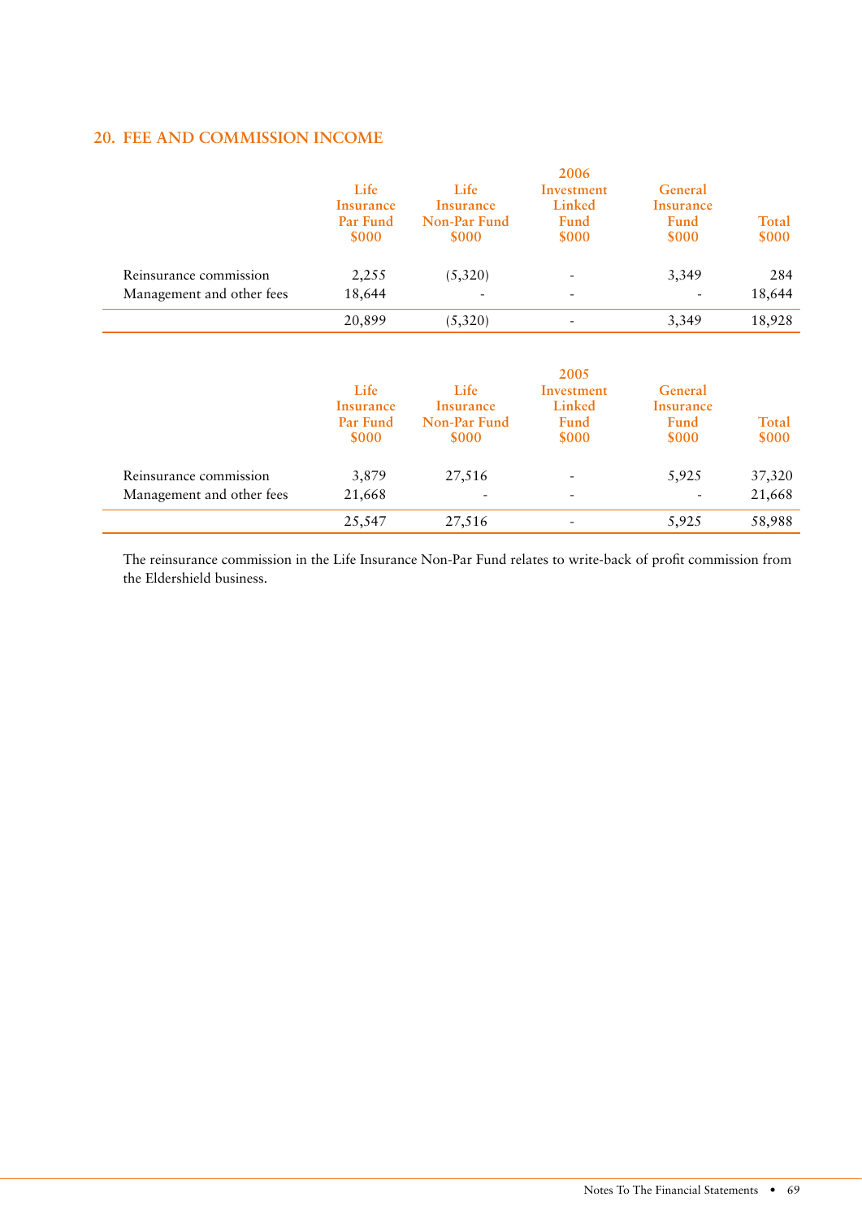## 20. FEE AND COMMISSION INCOME

| 2006 | Life Insurance Par Fund $000 | Life Insurance Non-Par Fund $000 | Investment Linked Fund $000 | General Insurance Fund $000 | Total $000 |
|---|---|---|---|---|---|
| Reinsurance commission | 2,255 | (5,320) | - | 3,349 | 284 |
| Management and other fees | 18,644 | - | - | - | 18,644 |
| | 20,899 | (5,320) | - | 3,349 | 18,928 |

| 2005 | Life Insurance Par Fund $000 | Life Insurance Non-Par Fund $000 | Investment Linked Fund $000 | General Insurance Fund $000 | Total $000 |
|---|---|---|---|---|---|
| Reinsurance commission | 3,879 | 27,516 | - | 5,925 | 37,320 |
| Management and other fees | 21,668 | - | - | - | 21,668 |
| | 25,547 | 27,516 | - | 5,925 | 58,988 |

The reinsurance commission in the Life Insurance Non-Par Fund relates to write-back of profit commission from the Eldershield business.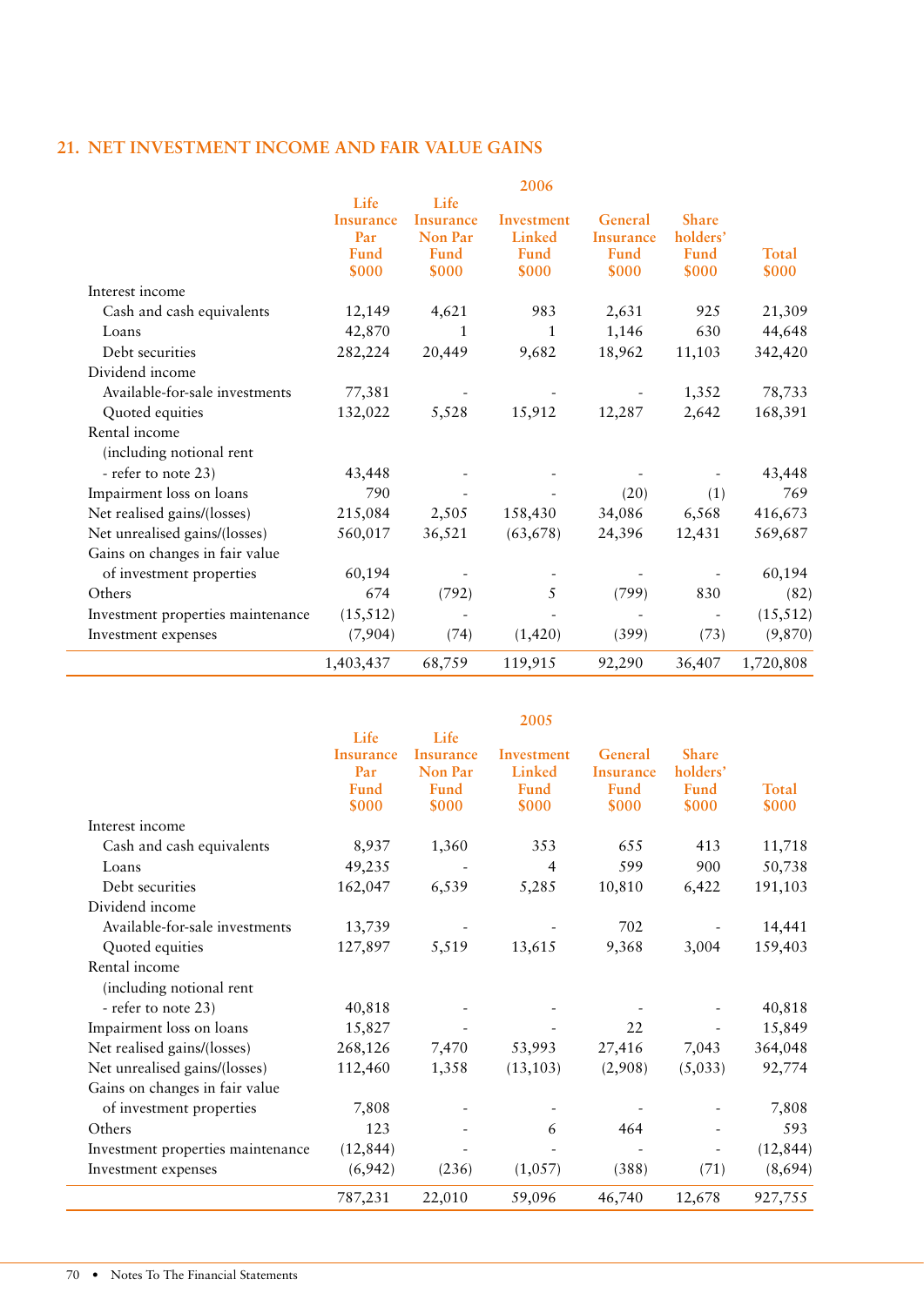## 21. NET INVESTMENT INCOME AND FAIR VALUE GAINS

| | 2006 | | | | | |
|---|---|---|---|---|---|---|
| | Life Insurance Par Fund $000 | Life Insurance Non Par Fund $000 | Investment Linked Fund $000 | General Insurance Fund $000 | Share holders' Fund $000 | Total $000 |
| Interest income | | | | | | |
| Cash and cash equivalents | 12,149 | 4,621 | 983 | 2,631 | 925 | 21,309 |
| Loans | 42,870 | 1 | 1 | 1,146 | 630 | 44,648 |
| Debt securities | 282,224 | 20,449 | 9,682 | 18,962 | 11,103 | 342,420 |
| Dividend income | | | | | | |
| Available-for-sale investments | 77,381 | - | - | - | 1,352 | 78,733 |
| Quoted equities | 132,022 | 5,528 | 15,912 | 12,287 | 2,642 | 168,391 |
| Rental income (including notional rent - refer to note 23) | 43,448 | - | - | - | - | 43,448 |
| Impairment loss on loans | 790 | - | - | (20) | (1) | 769 |
| Net realised gains/(losses) | 215,084 | 2,505 | 158,430 | 34,086 | 6,568 | 416,673 |
| Net unrealised gains/(losses) | 560,017 | 36,521 | (63,678) | 24,396 | 12,431 | 569,687 |
| Gains on changes in fair value of investment properties | 60,194 | - | - | - | - | 60,194 |
| Others | 674 | (792) | 5 | (799) | 830 | (82) |
| Investment properties maintenance | (15,512) | - | - | - | - | (15,512) |
| Investment expenses | (7,904) | (74) | (1,420) | (399) | (73) | (9,870) |
| | 1,403,437 | 68,759 | 119,915 | 92,290 | 36,407 | 1,720,808 |

| | 2005 | | | | | |
|---|---|---|---|---|---|---|
| | Life Insurance Par Fund $000 | Life Insurance Non Par Fund $000 | Investment Linked Fund $000 | General Insurance Fund $000 | Share holders' Fund $000 | Total $000 |
| Interest income | | | | | | |
| Cash and cash equivalents | 8,937 | 1,360 | 353 | 655 | 413 | 11,718 |
| Loans | 49,235 | - | 4 | 599 | 900 | 50,738 |
| Debt securities | 162,047 | 6,539 | 5,285 | 10,810 | 6,422 | 191,103 |
| Dividend income | | | | | | |
| Available-for-sale investments | 13,739 | - | - | 702 | - | 14,441 |
| Quoted equities | 127,897 | 5,519 | 13,615 | 9,368 | 3,004 | 159,403 |
| Rental income (including notional rent - refer to note 23) | 40,818 | - | - | - | - | 40,818 |
| Impairment loss on loans | 15,827 | - | - | 22 | - | 15,849 |
| Net realised gains/(losses) | 268,126 | 7,470 | 53,993 | 27,416 | 7,043 | 364,048 |
| Net unrealised gains/(losses) | 112,460 | 1,358 | (13,103) | (2,908) | (5,033) | 92,774 |
| Gains on changes in fair value of investment properties | 7,808 | - | - | - | - | 7,808 |
| Others | 123 | - | 6 | 464 | - | 593 |
| Investment properties maintenance | (12,844) | - | - | - | - | (12,844) |
| Investment expenses | (6,942) | (236) | (1,057) | (388) | (71) | (8,694) |
| | 787,231 | 22,010 | 59,096 | 46,740 | 12,678 | 927,755 |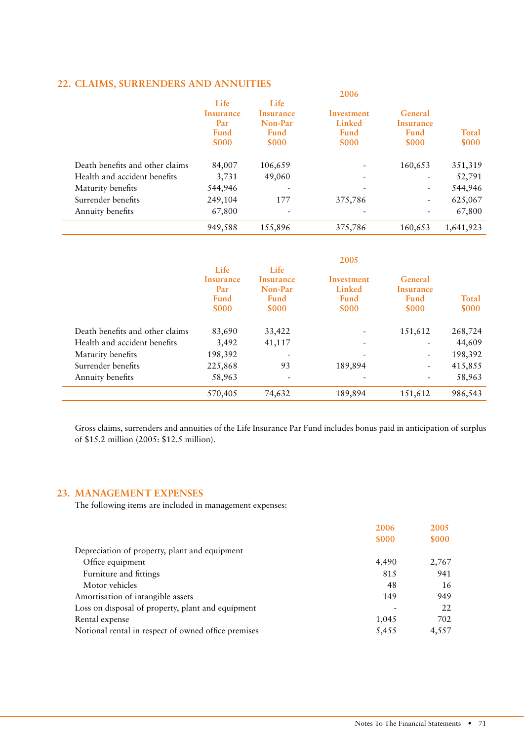## 22. CLAIMS, SURRENDERS AND ANNUITIES

| | 2006 | | | | |
|---|---|---|---|---|---|
| | Life Insurance Par Fund $000 | Life Insurance Non-Par Fund $000 | Investment Linked Fund $000 | General Insurance Fund $000 | Total $000 |
| Death benefits and other claims | 84,007 | 106,659 | - | 160,653 | 351,319 |
| Health and accident benefits | 3,731 | 49,060 | - | - | 52,791 |
| Maturity benefits | 544,946 | - | - | - | 544,946 |
| Surrender benefits | 249,104 | 177 | 375,786 | - | 625,067 |
| Annuity benefits | 67,800 | - | - | - | 67,800 |
| | 949,588 | 155,896 | 375,786 | 160,653 | 1,641,923 |

| | 2005 | | | | |
|---|---|---|---|---|---|
| | Life Insurance Par Fund $000 | Life Insurance Non-Par Fund $000 | Investment Linked Fund $000 | General Insurance Fund $000 | Total $000 |
| Death benefits and other claims | 83,690 | 33,422 | - | 151,612 | 268,724 |
| Health and accident benefits | 3,492 | 41,117 | - | - | 44,609 |
| Maturity benefits | 198,392 | - | - | - | 198,392 |
| Surrender benefits | 225,868 | 93 | 189,894 | - | 415,855 |
| Annuity benefits | 58,963 | - | - | - | 58,963 |
| | 570,405 | 74,632 | 189,894 | 151,612 | 986,543 |

Gross claims, surrenders and annuities of the Life Insurance Par Fund includes bonus paid in anticipation of surplus of $15.2 million (2005: $12.5 million).

## 23. MANAGEMENT EXPENSES

The following items are included in management expenses:

| | 2006 $000 | 2005 $000 |
|---|---|---|
| Depreciation of property, plant and equipment | | |
| Office equipment | 4,490 | 2,767 |
| Furniture and fittings | 815 | 941 |
| Motor vehicles | 48 | 16 |
| Amortisation of intangible assets | 149 | 949 |
| Loss on disposal of property, plant and equipment | - | 22 |
| Rental expense | 1,045 | 702 |
| Notional rental in respect of owned office premises | 5,455 | 4,557 |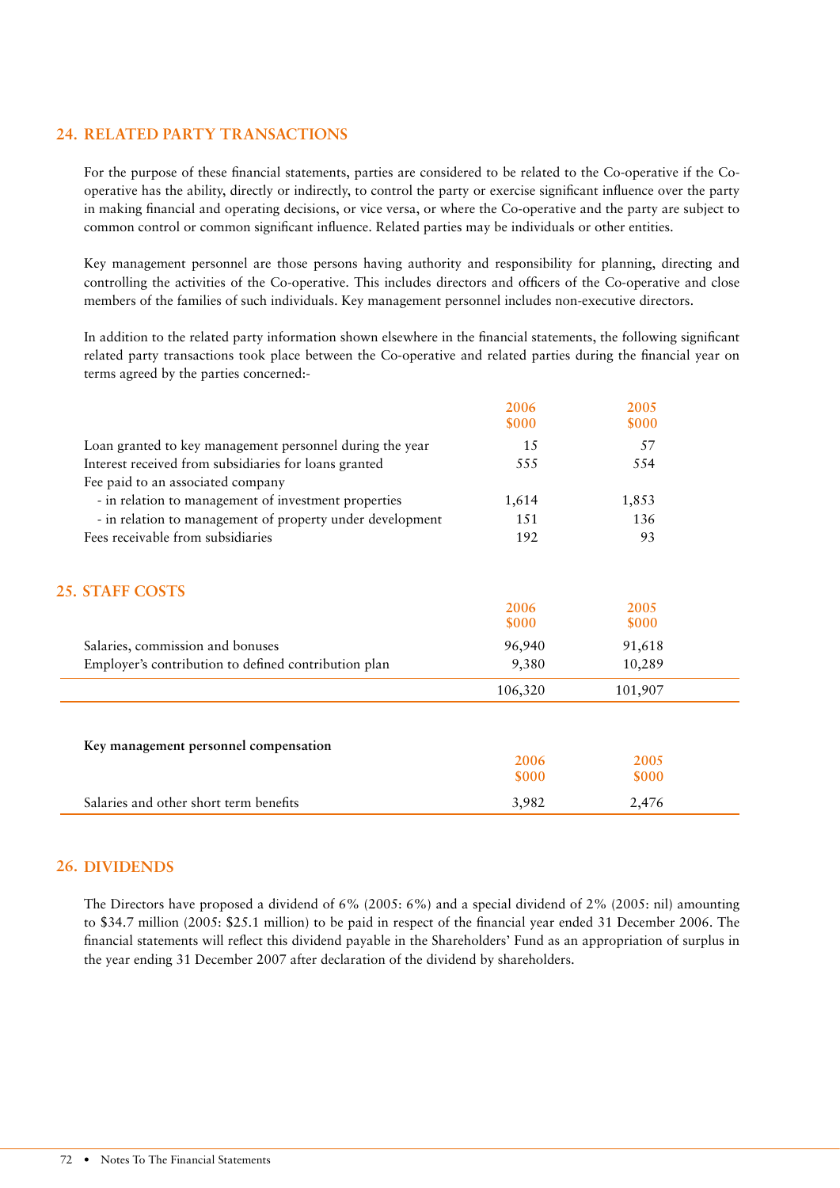## 24. RELATED PARTY TRANSACTIONS

For the purpose of these financial statements, parties are considered to be related to the Co-operative if the Co-operative has the ability, directly or indirectly, to control the party or exercise significant influence over the party in making financial and operating decisions, or vice versa, or where the Co-operative and the party are subject to common control or common significant influence. Related parties may be individuals or other entities.

Key management personnel are those persons having authority and responsibility for planning, directing and controlling the activities of the Co-operative. This includes directors and officers of the Co-operative and close members of the families of such individuals. Key management personnel includes non-executive directors.

In addition to the related party information shown elsewhere in the financial statements, the following significant related party transactions took place between the Co-operative and related parties during the financial year on terms agreed by the parties concerned:-

| | 2006 $000 | 2005 $000 |
|---|---|---|
| Loan granted to key management personnel during the year | 15 | 57 |
| Interest received from subsidiaries for loans granted | 555 | 554 |
| Fee paid to an associated company | | |
| - in relation to management of investment properties | 1,614 | 1,853 |
| - in relation to management of property under development | 151 | 136 |
| Fees receivable from subsidiaries | 192 | 93 |

## 25. STAFF COSTS

| | 2006 $000 | 2005 $000 |
|---|---|---|
| Salaries, commission and bonuses | 96,940 | 91,618 |
| Employer's contribution to defined contribution plan | 9,380 | 10,289 |
| | 106,320 | 101,907 |

**Key management personnel compensation**

| | 2006 $000 | 2005 $000 |
|---|---|---|
| Salaries and other short term benefits | 3,982 | 2,476 |

## 26. DIVIDENDS

The Directors have proposed a dividend of 6% (2005: 6%) and a special dividend of 2% (2005: nil) amounting to $34.7 million (2005: $25.1 million) to be paid in respect of the financial year ended 31 December 2006. The financial statements will reflect this dividend payable in the Shareholders' Fund as an appropriation of surplus in the year ending 31 December 2007 after declaration of the dividend by shareholders.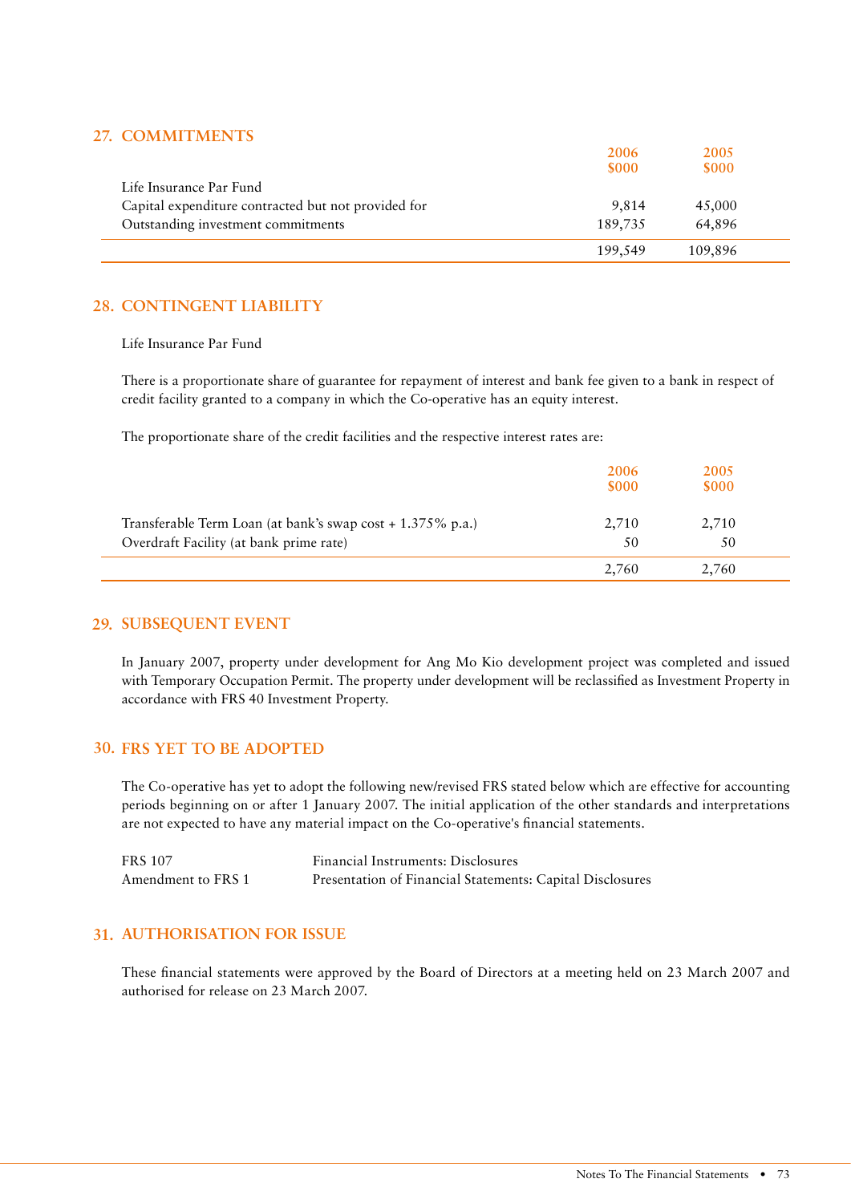## 27. COMMITMENTS

| | 2006 $000 | 2005 $000 |
|---|---|---|
| Life Insurance Par Fund | | |
| Capital expenditure contracted but not provided for | 9,814 | 45,000 |
| Outstanding investment commitments | 189,735 | 64,896 |
| | 199,549 | 109,896 |

## 28. CONTINGENT LIABILITY

Life Insurance Par Fund

There is a proportionate share of guarantee for repayment of interest and bank fee given to a bank in respect of credit facility granted to a company in which the Co-operative has an equity interest.

The proportionate share of the credit facilities and the respective interest rates are:

| | 2006 $000 | 2005 $000 |
|---|---|---|
| Transferable Term Loan (at bank's swap cost + 1.375% p.a.) | 2,710 | 2,710 |
| Overdraft Facility (at bank prime rate) | 50 | 50 |
| | 2,760 | 2,760 |

## 29. SUBSEQUENT EVENT

In January 2007, property under development for Ang Mo Kio development project was completed and issued with Temporary Occupation Permit. The property under development will be reclassified as Investment Property in accordance with FRS 40 Investment Property.

## 30. FRS YET TO BE ADOPTED

The Co-operative has yet to adopt the following new/revised FRS stated below which are effective for accounting periods beginning on or after 1 January 2007. The initial application of the other standards and interpretations are not expected to have any material impact on the Co-operative's financial statements.

| | |
|---|---|
| FRS 107 | Financial Instruments: Disclosures |
| Amendment to FRS 1 | Presentation of Financial Statements: Capital Disclosures |

## 31. AUTHORISATION FOR ISSUE

These financial statements were approved by the Board of Directors at a meeting held on 23 March 2007 and authorised for release on 23 March 2007.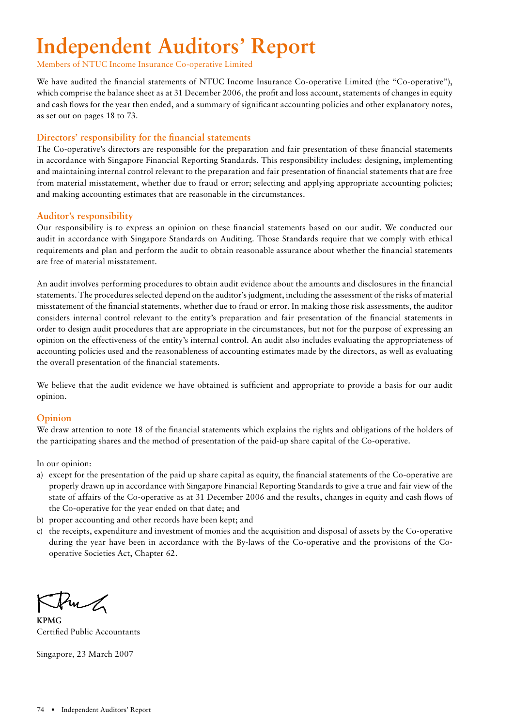# Independent Auditors' Report

Members of NTUC Income Insurance Co-operative Limited

We have audited the financial statements of NTUC Income Insurance Co-operative Limited (the "Co-operative"), which comprise the balance sheet as at 31 December 2006, the profit and loss account, statements of changes in equity and cash flows for the year then ended, and a summary of significant accounting policies and other explanatory notes, as set out on pages 18 to 73.

## Directors' responsibility for the financial statements

The Co-operative's directors are responsible for the preparation and fair presentation of these financial statements in accordance with Singapore Financial Reporting Standards. This responsibility includes: designing, implementing and maintaining internal control relevant to the preparation and fair presentation of financial statements that are free from material misstatement, whether due to fraud or error; selecting and applying appropriate accounting policies; and making accounting estimates that are reasonable in the circumstances.

## Auditor's responsibility

Our responsibility is to express an opinion on these financial statements based on our audit. We conducted our audit in accordance with Singapore Standards on Auditing. Those Standards require that we comply with ethical requirements and plan and perform the audit to obtain reasonable assurance about whether the financial statements are free of material misstatement.

An audit involves performing procedures to obtain audit evidence about the amounts and disclosures in the financial statements. The procedures selected depend on the auditor's judgment, including the assessment of the risks of material misstatement of the financial statements, whether due to fraud or error. In making those risk assessments, the auditor considers internal control relevant to the entity's preparation and fair presentation of the financial statements in order to design audit procedures that are appropriate in the circumstances, but not for the purpose of expressing an opinion on the effectiveness of the entity's internal control. An audit also includes evaluating the appropriateness of accounting policies used and the reasonableness of accounting estimates made by the directors, as well as evaluating the overall presentation of the financial statements.

We believe that the audit evidence we have obtained is sufficient and appropriate to provide a basis for our audit opinion.

## Opinion

We draw attention to note 18 of the financial statements which explains the rights and obligations of the holders of the participating shares and the method of presentation of the paid-up share capital of the Co-operative.

In our opinion:

a) except for the presentation of the paid up share capital as equity, the financial statements of the Co-operative are properly drawn up in accordance with Singapore Financial Reporting Standards to give a true and fair view of the state of affairs of the Co-operative as at 31 December 2006 and the results, changes in equity and cash flows of the Co-operative for the year ended on that date; and
b) proper accounting and other records have been kept; and
c) the receipts, expenditure and investment of monies and the acquisition and disposal of assets by the Co-operative during the year have been in accordance with the By-laws of the Co-operative and the provisions of the Co-operative Societies Act, Chapter 62.

**KPMG**
Certified Public Accountants

Singapore, 23 March 2007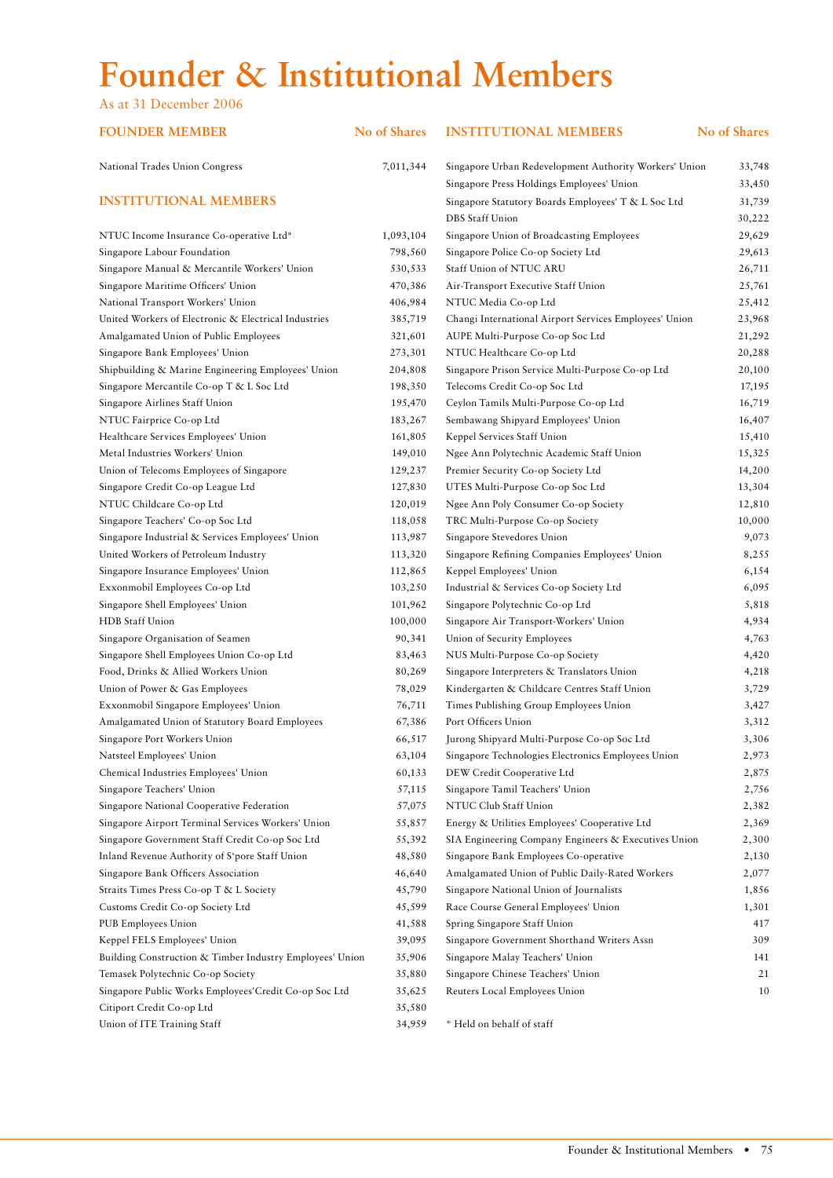# Founder & Institutional Members

As at 31 December 2006

| FOUNDER MEMBER | No of Shares |
|---|---|
| National Trades Union Congress | 7,011,344 |

| INSTITUTIONAL MEMBERS | No of Shares |
|---|---|
| NTUC Income Insurance Co-operative Ltd* | 1,093,104 |
| Singapore Labour Foundation | 798,560 |
| Singapore Manual & Mercantile Workers' Union | 530,533 |
| Singapore Maritime Officers' Union | 470,386 |
| National Transport Workers' Union | 406,984 |
| United Workers of Electronic & Electrical Industries | 385,719 |
| Amalgamated Union of Public Employees | 321,601 |
| Singapore Bank Employees' Union | 273,301 |
| Shipbuilding & Marine Engineering Employees' Union | 204,808 |
| Singapore Mercantile Co-op T & L Soc Ltd | 198,350 |
| Singapore Airlines Staff Union | 195,470 |
| NTUC Fairprice Co-op Ltd | 183,267 |
| Healthcare Services Employees' Union | 161,805 |
| Metal Industries Workers' Union | 149,010 |
| Union of Telecoms Employees of Singapore | 129,237 |
| Singapore Credit Co-op League Ltd | 127,830 |
| NTUC Childcare Co-op Ltd | 120,019 |
| Singapore Teachers' Co-op Soc Ltd | 118,058 |
| Singapore Industrial & Services Employees' Union | 113,987 |
| United Workers of Petroleum Industry | 113,320 |
| Singapore Insurance Employees' Union | 112,865 |
| Exxonmobil Employees Co-op Ltd | 103,250 |
| Singapore Shell Employees' Union | 101,962 |
| HDB Staff Union | 100,000 |
| Singapore Organisation of Seamen | 90,341 |
| Singapore Shell Employees Union Co-op Ltd | 83,463 |
| Food, Drinks & Allied Workers Union | 80,269 |
| Union of Power & Gas Employees | 78,029 |
| Exxonmobil Singapore Employees' Union | 76,711 |
| Amalgamated Union of Statutory Board Employees | 67,386 |
| Singapore Port Workers Union | 66,517 |
| Natsteel Employees' Union | 63,104 |
| Chemical Industries Employees' Union | 60,133 |
| Singapore Teachers' Union | 57,115 |
| Singapore National Cooperative Federation | 57,075 |
| Singapore Airport Terminal Services Workers' Union | 55,857 |
| Singapore Government Staff Credit Co-op Soc Ltd | 55,392 |
| Inland Revenue Authority of S'pore Staff Union | 48,580 |
| Singapore Bank Officers Association | 46,640 |
| Straits Times Press Co-op T & L Society | 45,790 |
| Customs Credit Co-op Society Ltd | 45,599 |
| PUB Employees Union | 41,588 |
| Keppel FELS Employees' Union | 39,095 |
| Building Construction & Timber Industry Employees' Union | 35,906 |
| Temasek Polytechnic Co-op Society | 35,880 |
| Singapore Public Works Employees'Credit Co-op Soc Ltd | 35,625 |
| Citiport Credit Co-op Ltd | 35,580 |
| Union of ITE Training Staff | 34,959 |
| Singapore Urban Redevelopment Authority Workers' Union | 33,748 |
| Singapore Press Holdings Employees' Union | 33,450 |
| Singapore Statutory Boards Employees' T & L Soc Ltd | 31,739 |
| DBS Staff Union | 30,222 |
| Singapore Union of Broadcasting Employees | 29,629 |
| Singapore Police Co-op Society Ltd | 29,613 |
| Staff Union of NTUC ARU | 26,711 |
| Air-Transport Executive Staff Union | 25,761 |
| NTUC Media Co-op Ltd | 25,412 |
| Changi International Airport Services Employees' Union | 23,968 |
| AUPE Multi-Purpose Co-op Soc Ltd | 21,292 |
| NTUC Healthcare Co-op Ltd | 20,288 |
| Singapore Prison Service Multi-Purpose Co-op Ltd | 20,100 |
| Telecoms Credit Co-op Soc Ltd | 17,195 |
| Ceylon Tamils Multi-Purpose Co-op Ltd | 16,719 |
| Sembawang Shipyard Employees' Union | 16,407 |
| Keppel Services Staff Union | 15,410 |
| Ngee Ann Polytechnic Academic Staff Union | 15,325 |
| Premier Security Co-op Society Ltd | 14,200 |
| UTES Multi-Purpose Co-op Soc Ltd | 13,304 |
| Ngee Ann Poly Consumer Co-op Society | 12,810 |
| TRC Multi-Purpose Co-op Society | 10,000 |
| Singapore Stevedores Union | 9,073 |
| Singapore Refining Companies Employees' Union | 8,255 |
| Keppel Employees' Union | 6,154 |
| Industrial & Services Co-op Society Ltd | 6,095 |
| Singapore Polytechnic Co-op Ltd | 5,818 |
| Singapore Air Transport-Workers' Union | 4,934 |
| Union of Security Employees | 4,763 |
| NUS Multi-Purpose Co-op Society | 4,420 |
| Singapore Interpreters & Translators Union | 4,218 |
| Kindergarten & Childcare Centres Staff Union | 3,729 |
| Times Publishing Group Employees Union | 3,427 |
| Port Officers Union | 3,312 |
| Jurong Shipyard Multi-Purpose Co-op Soc Ltd | 3,306 |
| Singapore Technologies Electronics Employees Union | 2,973 |
| DEW Credit Cooperative Ltd | 2,875 |
| Singapore Tamil Teachers' Union | 2,756 |
| NTUC Club Staff Union | 2,382 |
| Energy & Utilities Employees' Cooperative Ltd | 2,369 |
| SIA Engineering Company Engineers & Executives Union | 2,300 |
| Singapore Bank Employees Co-operative | 2,130 |
| Amalgamated Union of Public Daily-Rated Workers | 2,077 |
| Singapore National Union of Journalists | 1,856 |
| Race Course General Employees' Union | 1,301 |
| Spring Singapore Staff Union | 417 |
| Singapore Government Shorthand Writers Assn | 309 |
| Singapore Malay Teachers' Union | 141 |
| Singapore Chinese Teachers' Union | 21 |
| Reuters Local Employees Union | 10 |

\* Held on behalf of staff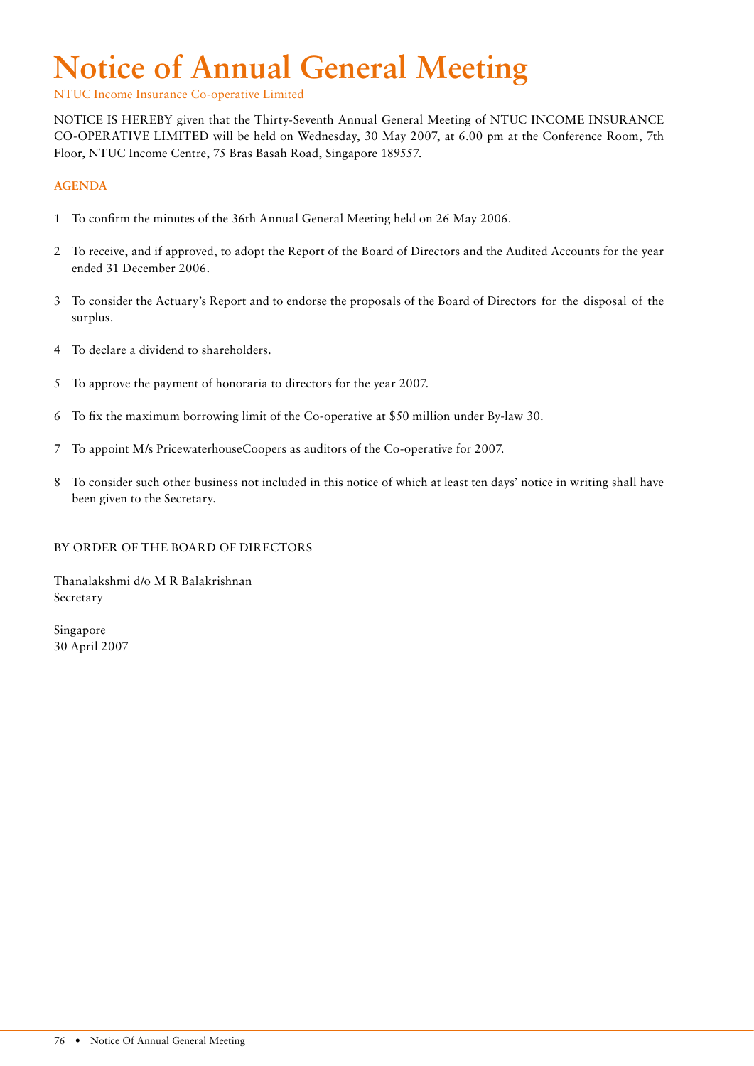# Notice of Annual General Meeting

NTUC Income Insurance Co-operative Limited

NOTICE IS HEREBY given that the Thirty-Seventh Annual General Meeting of NTUC INCOME INSURANCE CO-OPERATIVE LIMITED will be held on Wednesday, 30 May 2007, at 6.00 pm at the Conference Room, 7th Floor, NTUC Income Centre, 75 Bras Basah Road, Singapore 189557.

## AGENDA

1. To confirm the minutes of the 36th Annual General Meeting held on 26 May 2006.
2. To receive, and if approved, to adopt the Report of the Board of Directors and the Audited Accounts for the year ended 31 December 2006.
3. To consider the Actuary's Report and to endorse the proposals of the Board of Directors for the disposal of the surplus.
4. To declare a dividend to shareholders.
5. To approve the payment of honoraria to directors for the year 2007.
6. To fix the maximum borrowing limit of the Co-operative at $50 million under By-law 30.
7. To appoint M/s PricewaterhouseCoopers as auditors of the Co-operative for 2007.
8. To consider such other business not included in this notice of which at least ten days' notice in writing shall have been given to the Secretary.

BY ORDER OF THE BOARD OF DIRECTORS

Thanalakshmi d/o M R Balakrishnan
Secretary

Singapore
30 April 2007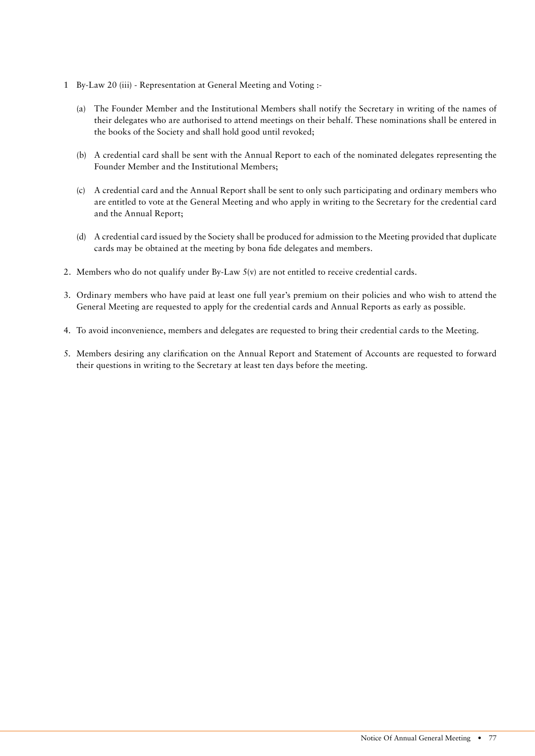1 By-Law 20 (iii) - Representation at General Meeting and Voting :-

   (a) The Founder Member and the Institutional Members shall notify the Secretary in writing of the names of their delegates who are authorised to attend meetings on their behalf. These nominations shall be entered in the books of the Society and shall hold good until revoked;

   (b) A credential card shall be sent with the Annual Report to each of the nominated delegates representing the Founder Member and the Institutional Members;

   (c) A credential card and the Annual Report shall be sent to only such participating and ordinary members who are entitled to vote at the General Meeting and who apply in writing to the Secretary for the credential card and the Annual Report;

   (d) A credential card issued by the Society shall be produced for admission to the Meeting provided that duplicate cards may be obtained at the meeting by bona fide delegates and members.

2. Members who do not qualify under By-Law 5(v) are not entitled to receive credential cards.

3. Ordinary members who have paid at least one full year's premium on their policies and who wish to attend the General Meeting are requested to apply for the credential cards and Annual Reports as early as possible.

4. To avoid inconvenience, members and delegates are requested to bring their credential cards to the Meeting.

5. Members desiring any clarification on the Annual Report and Statement of Accounts are requested to forward their questions in writing to the Secretary at least ten days before the meeting.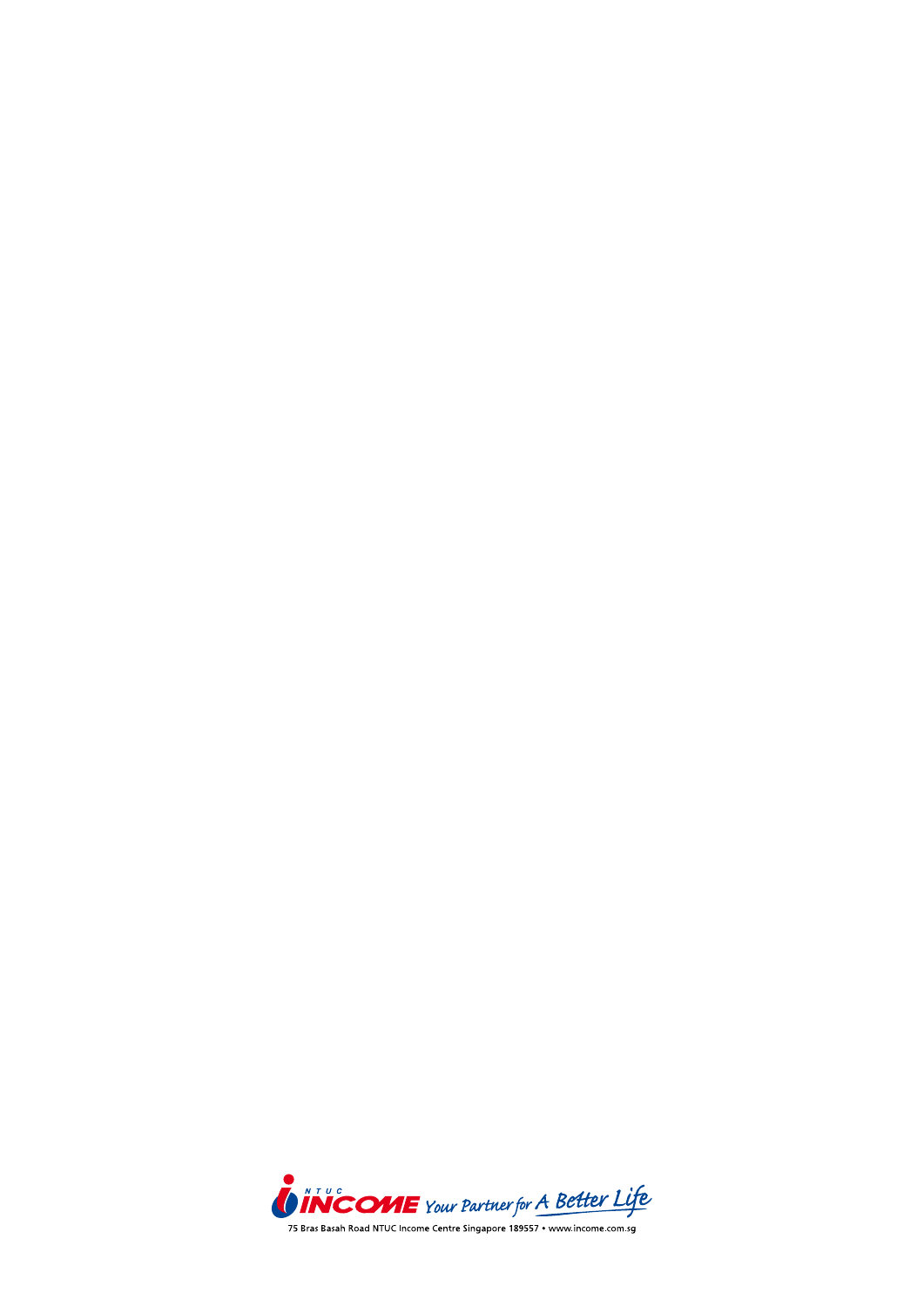NTUC INCOME Your Partner for A Better Life

75 Bras Basah Road NTUC Income Centre Singapore 189557 • www.income.com.sg